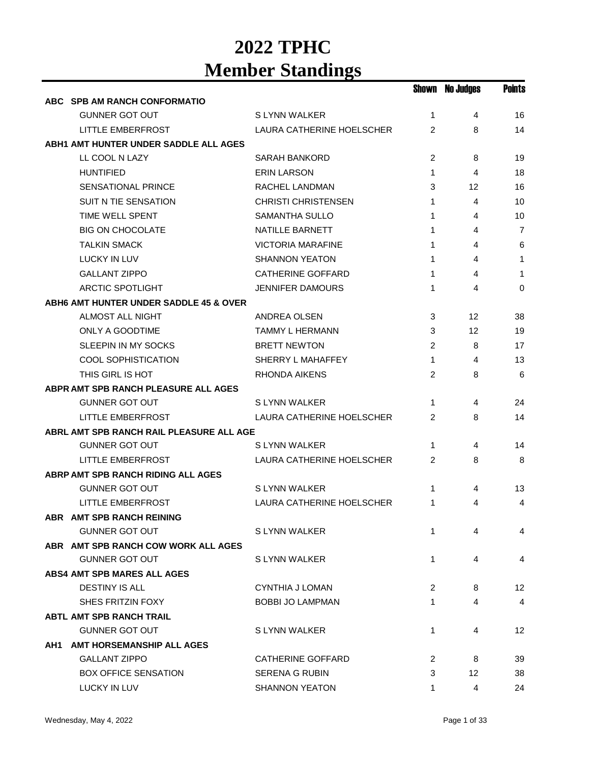# 2022 TPHC
# Member Standings

| | | Shown | No Judges | Points |
|---|---|---|---|---|
| **ABC SPB AM RANCH CONFORMATIO** | | | | |
| GUNNER GOT OUT | S LYNN WALKER | 1 | 4 | 16 |
| LITTLE EMBERFROST | LAURA CATHERINE HOELSCHER | 2 | 8 | 14 |
| **ABH1 AMT HUNTER UNDER SADDLE ALL AGES** | | | | |
| LL COOL N LAZY | SARAH BANKORD | 2 | 8 | 19 |
| HUNTIFIED | ERIN LARSON | 1 | 4 | 18 |
| SENSATIONAL PRINCE | RACHEL LANDMAN | 3 | 12 | 16 |
| SUIT N TIE SENSATION | CHRISTI CHRISTENSEN | 1 | 4 | 10 |
| TIME WELL SPENT | SAMANTHA SULLO | 1 | 4 | 10 |
| BIG ON CHOCOLATE | NATILLE BARNETT | 1 | 4 | 7 |
| TALKIN SMACK | VICTORIA MARAFINE | 1 | 4 | 6 |
| LUCKY IN LUV | SHANNON YEATON | 1 | 4 | 1 |
| GALLANT ZIPPO | CATHERINE GOFFARD | 1 | 4 | 1 |
| ARCTIC SPOTLIGHT | JENNIFER DAMOURS | 1 | 4 | 0 |
| **ABH6 AMT HUNTER UNDER SADDLE 45 & OVER** | | | | |
| ALMOST ALL NIGHT | ANDREA OLSEN | 3 | 12 | 38 |
| ONLY A GOODTIME | TAMMY L HERMANN | 3 | 12 | 19 |
| SLEEPIN IN MY SOCKS | BRETT NEWTON | 2 | 8 | 17 |
| COOL SOPHISTICATION | SHERRY L MAHAFFEY | 1 | 4 | 13 |
| THIS GIRL IS HOT | RHONDA AIKENS | 2 | 8 | 6 |
| **ABPR AMT SPB RANCH PLEASURE ALL AGES** | | | | |
| GUNNER GOT OUT | S LYNN WALKER | 1 | 4 | 24 |
| LITTLE EMBERFROST | LAURA CATHERINE HOELSCHER | 2 | 8 | 14 |
| **ABRL AMT SPB RANCH RAIL PLEASURE ALL AGE** | | | | |
| GUNNER GOT OUT | S LYNN WALKER | 1 | 4 | 14 |
| LITTLE EMBERFROST | LAURA CATHERINE HOELSCHER | 2 | 8 | 8 |
| **ABRP AMT SPB RANCH RIDING ALL AGES** | | | | |
| GUNNER GOT OUT | S LYNN WALKER | 1 | 4 | 13 |
| LITTLE EMBERFROST | LAURA CATHERINE HOELSCHER | 1 | 4 | 4 |
| **ABR AMT SPB RANCH REINING** | | | | |
| GUNNER GOT OUT | S LYNN WALKER | 1 | 4 | 4 |
| **ABR AMT SPB RANCH COW WORK ALL AGES** | | | | |
| GUNNER GOT OUT | S LYNN WALKER | 1 | 4 | 4 |
| **ABS4 AMT SPB MARES ALL AGES** | | | | |
| DESTINY IS ALL | CYNTHIA J LOMAN | 2 | 8 | 12 |
| SHES FRITZIN FOXY | BOBBI JO LAMPMAN | 1 | 4 | 4 |
| **ABTL AMT SPB RANCH TRAIL** | | | | |
| GUNNER GOT OUT | S LYNN WALKER | 1 | 4 | 12 |
| **AH1 AMT HORSEMANSHIP ALL AGES** | | | | |
| GALLANT ZIPPO | CATHERINE GOFFARD | 2 | 8 | 39 |
| BOX OFFICE SENSATION | SERENA G RUBIN | 3 | 12 | 38 |
| LUCKY IN LUV | SHANNON YEATON | 1 | 4 | 24 |

Wednesday, May 4, 2022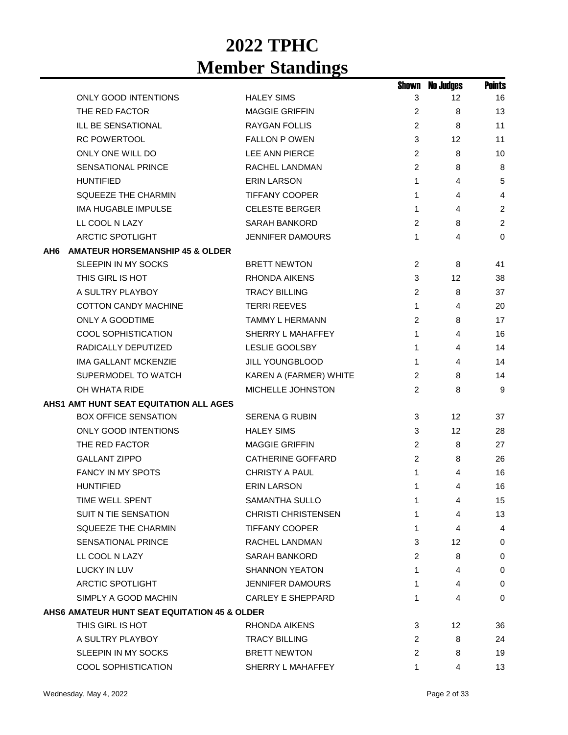# 2022 TPHC
# Member Standings

| | Horse | Member | Shown | No Judges | Points |
|---|---|---|---|---|---|
| | ONLY GOOD INTENTIONS | HALEY SIMS | 3 | 12 | 16 |
| | THE RED FACTOR | MAGGIE GRIFFIN | 2 | 8 | 13 |
| | ILL BE SENSATIONAL | RAYGAN FOLLIS | 2 | 8 | 11 |
| | RC POWERTOOL | FALLON P OWEN | 3 | 12 | 11 |
| | ONLY ONE WILL DO | LEE ANN PIERCE | 2 | 8 | 10 |
| | SENSATIONAL PRINCE | RACHEL LANDMAN | 2 | 8 | 8 |
| | HUNTIFIED | ERIN LARSON | 1 | 4 | 5 |
| | SQUEEZE THE CHARMIN | TIFFANY COOPER | 1 | 4 | 4 |
| | IMA HUGABLE IMPULSE | CELESTE BERGER | 1 | 4 | 2 |
| | LL COOL N LAZY | SARAH BANKORD | 2 | 8 | 2 |
| | ARCTIC SPOTLIGHT | JENNIFER DAMOURS | 1 | 4 | 0 |
| **AH6** | **AMATEUR HORSEMANSHIP 45 & OLDER** | | | | |
| | SLEEPIN IN MY SOCKS | BRETT NEWTON | 2 | 8 | 41 |
| | THIS GIRL IS HOT | RHONDA AIKENS | 3 | 12 | 38 |
| | A SULTRY PLAYBOY | TRACY BILLING | 2 | 8 | 37 |
| | COTTON CANDY MACHINE | TERRI REEVES | 1 | 4 | 20 |
| | ONLY A GOODTIME | TAMMY L HERMANN | 2 | 8 | 17 |
| | COOL SOPHISTICATION | SHERRY L MAHAFFEY | 1 | 4 | 16 |
| | RADICALLY DEPUTIZED | LESLIE GOOLSBY | 1 | 4 | 14 |
| | IMA GALLANT MCKENZIE | JILL YOUNGBLOOD | 1 | 4 | 14 |
| | SUPERMODEL TO WATCH | KAREN A (FARMER) WHITE | 2 | 8 | 14 |
| | OH WHATA RIDE | MICHELLE JOHNSTON | 2 | 8 | 9 |
| **AHS1** | **AMT HUNT SEAT EQUITATION ALL AGES** | | | | |
| | BOX OFFICE SENSATION | SERENA G RUBIN | 3 | 12 | 37 |
| | ONLY GOOD INTENTIONS | HALEY SIMS | 3 | 12 | 28 |
| | THE RED FACTOR | MAGGIE GRIFFIN | 2 | 8 | 27 |
| | GALLANT ZIPPO | CATHERINE GOFFARD | 2 | 8 | 26 |
| | FANCY IN MY SPOTS | CHRISTY A PAUL | 1 | 4 | 16 |
| | HUNTIFIED | ERIN LARSON | 1 | 4 | 16 |
| | TIME WELL SPENT | SAMANTHA SULLO | 1 | 4 | 15 |
| | SUIT N TIE SENSATION | CHRISTI CHRISTENSEN | 1 | 4 | 13 |
| | SQUEEZE THE CHARMIN | TIFFANY COOPER | 1 | 4 | 4 |
| | SENSATIONAL PRINCE | RACHEL LANDMAN | 3 | 12 | 0 |
| | LL COOL N LAZY | SARAH BANKORD | 2 | 8 | 0 |
| | LUCKY IN LUV | SHANNON YEATON | 1 | 4 | 0 |
| | ARCTIC SPOTLIGHT | JENNIFER DAMOURS | 1 | 4 | 0 |
| | SIMPLY A GOOD MACHIN | CARLEY E SHEPPARD | 1 | 4 | 0 |
| **AHS6** | **AMATEUR HUNT SEAT EQUITATION 45 & OLDER** | | | | |
| | THIS GIRL IS HOT | RHONDA AIKENS | 3 | 12 | 36 |
| | A SULTRY PLAYBOY | TRACY BILLING | 2 | 8 | 24 |
| | SLEEPIN IN MY SOCKS | BRETT NEWTON | 2 | 8 | 19 |
| | COOL SOPHISTICATION | SHERRY L MAHAFFEY | 1 | 4 | 13 |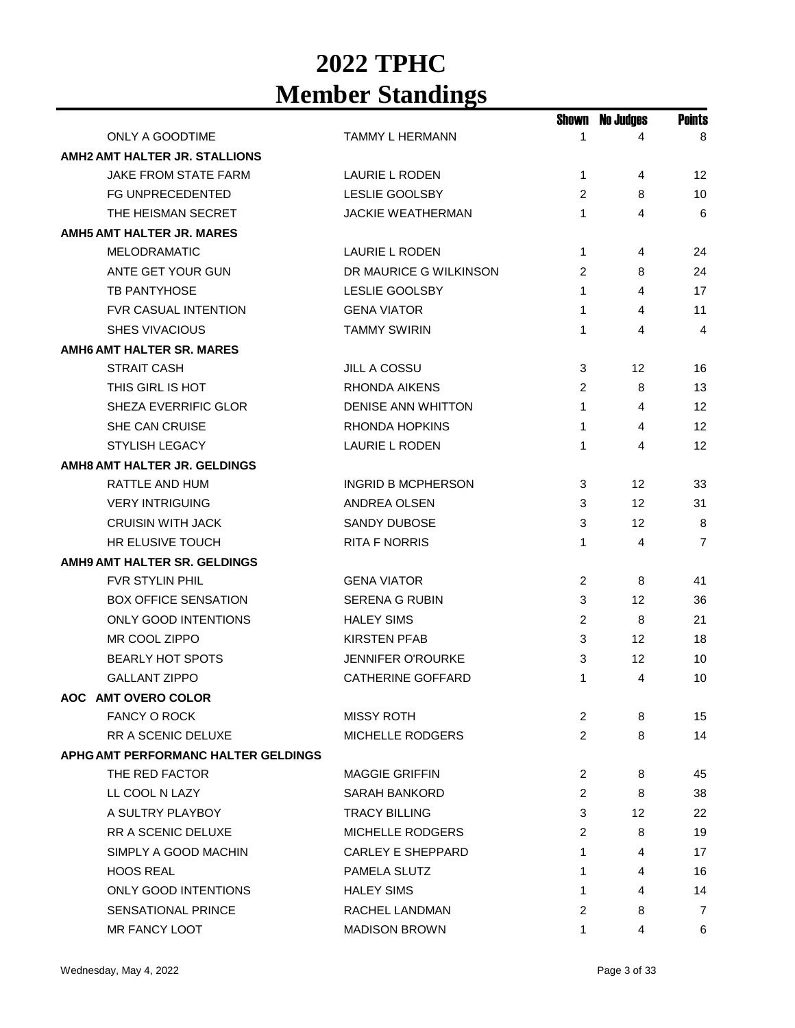# 2022 TPHC
# Member Standings

| | | Shown | No Judges | Points |
|---|---|---|---|---|
| ONLY A GOODTIME | TAMMY L HERMANN | 1 | 4 | 8 |
| **AMH2 AMT HALTER JR. STALLIONS** | | | | |
| JAKE FROM STATE FARM | LAURIE L RODEN | 1 | 4 | 12 |
| FG UNPRECEDENTED | LESLIE GOOLSBY | 2 | 8 | 10 |
| THE HEISMAN SECRET | JACKIE WEATHERMAN | 1 | 4 | 6 |
| **AMH5 AMT HALTER JR. MARES** | | | | |
| MELODRAMATIC | LAURIE L RODEN | 1 | 4 | 24 |
| ANTE GET YOUR GUN | DR MAURICE G WILKINSON | 2 | 8 | 24 |
| TB PANTYHOSE | LESLIE GOOLSBY | 1 | 4 | 17 |
| FVR CASUAL INTENTION | GENA VIATOR | 1 | 4 | 11 |
| SHES VIVACIOUS | TAMMY SWIRIN | 1 | 4 | 4 |
| **AMH6 AMT HALTER SR. MARES** | | | | |
| STRAIT CASH | JILL A COSSU | 3 | 12 | 16 |
| THIS GIRL IS HOT | RHONDA AIKENS | 2 | 8 | 13 |
| SHEZA EVERRIFIC GLOR | DENISE ANN WHITTON | 1 | 4 | 12 |
| SHE CAN CRUISE | RHONDA HOPKINS | 1 | 4 | 12 |
| STYLISH LEGACY | LAURIE L RODEN | 1 | 4 | 12 |
| **AMH8 AMT HALTER JR. GELDINGS** | | | | |
| RATTLE AND HUM | INGRID B MCPHERSON | 3 | 12 | 33 |
| VERY INTRIGUING | ANDREA OLSEN | 3 | 12 | 31 |
| CRUISIN WITH JACK | SANDY DUBOSE | 3 | 12 | 8 |
| HR ELUSIVE TOUCH | RITA F NORRIS | 1 | 4 | 7 |
| **AMH9 AMT HALTER SR. GELDINGS** | | | | |
| FVR STYLIN PHIL | GENA VIATOR | 2 | 8 | 41 |
| BOX OFFICE SENSATION | SERENA G RUBIN | 3 | 12 | 36 |
| ONLY GOOD INTENTIONS | HALEY SIMS | 2 | 8 | 21 |
| MR COOL ZIPPO | KIRSTEN PFAB | 3 | 12 | 18 |
| BEARLY HOT SPOTS | JENNIFER O'ROURKE | 3 | 12 | 10 |
| GALLANT ZIPPO | CATHERINE GOFFARD | 1 | 4 | 10 |
| **AOC AMT OVERO COLOR** | | | | |
| FANCY O ROCK | MISSY ROTH | 2 | 8 | 15 |
| RR A SCENIC DELUXE | MICHELLE RODGERS | 2 | 8 | 14 |
| **APHG AMT PERFORMANC HALTER GELDINGS** | | | | |
| THE RED FACTOR | MAGGIE GRIFFIN | 2 | 8 | 45 |
| LL COOL N LAZY | SARAH BANKORD | 2 | 8 | 38 |
| A SULTRY PLAYBOY | TRACY BILLING | 3 | 12 | 22 |
| RR A SCENIC DELUXE | MICHELLE RODGERS | 2 | 8 | 19 |
| SIMPLY A GOOD MACHIN | CARLEY E SHEPPARD | 1 | 4 | 17 |
| HOOS REAL | PAMELA SLUTZ | 1 | 4 | 16 |
| ONLY GOOD INTENTIONS | HALEY SIMS | 1 | 4 | 14 |
| SENSATIONAL PRINCE | RACHEL LANDMAN | 2 | 8 | 7 |
| MR FANCY LOOT | MADISON BROWN | 1 | 4 | 6 |

Wednesday, May 4, 2022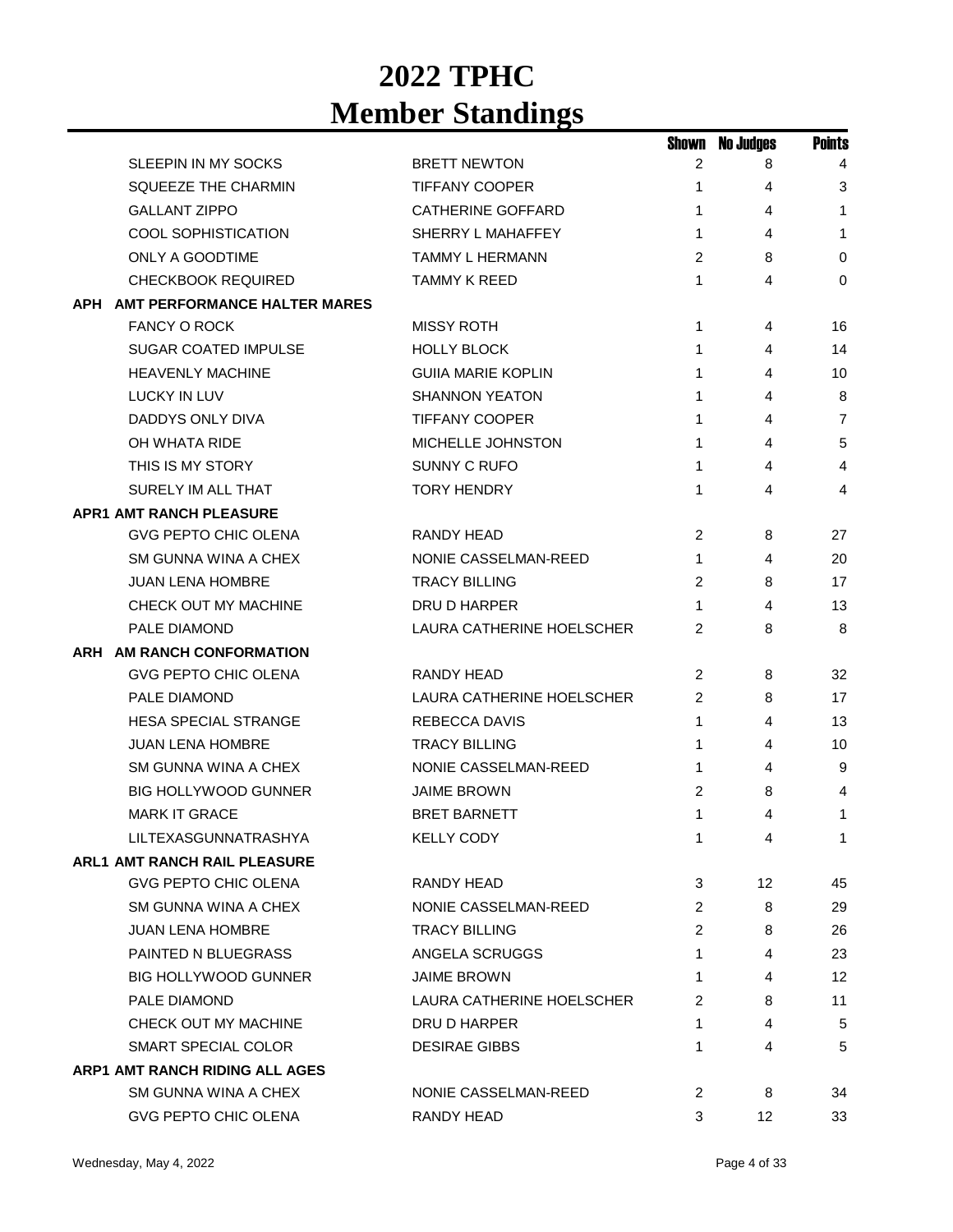# 2022 TPHC
# Member Standings

| | | Shown | No Judges | Points |
|---|---|---|---|---|
| SLEEPIN IN MY SOCKS | BRETT NEWTON | 2 | 8 | 4 |
| SQUEEZE THE CHARMIN | TIFFANY COOPER | 1 | 4 | 3 |
| GALLANT ZIPPO | CATHERINE GOFFARD | 1 | 4 | 1 |
| COOL SOPHISTICATION | SHERRY L MAHAFFEY | 1 | 4 | 1 |
| ONLY A GOODTIME | TAMMY L HERMANN | 2 | 8 | 0 |
| CHECKBOOK REQUIRED | TAMMY K REED | 1 | 4 | 0 |
| **APH AMT PERFORMANCE HALTER MARES** | | | | |
| FANCY O ROCK | MISSY ROTH | 1 | 4 | 16 |
| SUGAR COATED IMPULSE | HOLLY BLOCK | 1 | 4 | 14 |
| HEAVENLY MACHINE | GUIIA MARIE KOPLIN | 1 | 4 | 10 |
| LUCKY IN LUV | SHANNON YEATON | 1 | 4 | 8 |
| DADDYS ONLY DIVA | TIFFANY COOPER | 1 | 4 | 7 |
| OH WHATA RIDE | MICHELLE JOHNSTON | 1 | 4 | 5 |
| THIS IS MY STORY | SUNNY C RUFO | 1 | 4 | 4 |
| SURELY IM ALL THAT | TORY HENDRY | 1 | 4 | 4 |
| **APR1 AMT RANCH PLEASURE** | | | | |
| GVG PEPTO CHIC OLENA | RANDY HEAD | 2 | 8 | 27 |
| SM GUNNA WINA A CHEX | NONIE CASSELMAN-REED | 1 | 4 | 20 |
| JUAN LENA HOMBRE | TRACY BILLING | 2 | 8 | 17 |
| CHECK OUT MY MACHINE | DRU D HARPER | 1 | 4 | 13 |
| PALE DIAMOND | LAURA CATHERINE HOELSCHER | 2 | 8 | 8 |
| **ARH AM RANCH CONFORMATION** | | | | |
| GVG PEPTO CHIC OLENA | RANDY HEAD | 2 | 8 | 32 |
| PALE DIAMOND | LAURA CATHERINE HOELSCHER | 2 | 8 | 17 |
| HESA SPECIAL STRANGE | REBECCA DAVIS | 1 | 4 | 13 |
| JUAN LENA HOMBRE | TRACY BILLING | 1 | 4 | 10 |
| SM GUNNA WINA A CHEX | NONIE CASSELMAN-REED | 1 | 4 | 9 |
| BIG HOLLYWOOD GUNNER | JAIME BROWN | 2 | 8 | 4 |
| MARK IT GRACE | BRET BARNETT | 1 | 4 | 1 |
| LILTEXASGUNNATRASHYA | KELLY CODY | 1 | 4 | 1 |
| **ARL1 AMT RANCH RAIL PLEASURE** | | | | |
| GVG PEPTO CHIC OLENA | RANDY HEAD | 3 | 12 | 45 |
| SM GUNNA WINA A CHEX | NONIE CASSELMAN-REED | 2 | 8 | 29 |
| JUAN LENA HOMBRE | TRACY BILLING | 2 | 8 | 26 |
| PAINTED N BLUEGRASS | ANGELA SCRUGGS | 1 | 4 | 23 |
| BIG HOLLYWOOD GUNNER | JAIME BROWN | 1 | 4 | 12 |
| PALE DIAMOND | LAURA CATHERINE HOELSCHER | 2 | 8 | 11 |
| CHECK OUT MY MACHINE | DRU D HARPER | 1 | 4 | 5 |
| SMART SPECIAL COLOR | DESIRAE GIBBS | 1 | 4 | 5 |
| **ARP1 AMT RANCH RIDING ALL AGES** | | | | |
| SM GUNNA WINA A CHEX | NONIE CASSELMAN-REED | 2 | 8 | 34 |
| GVG PEPTO CHIC OLENA | RANDY HEAD | 3 | 12 | 33 |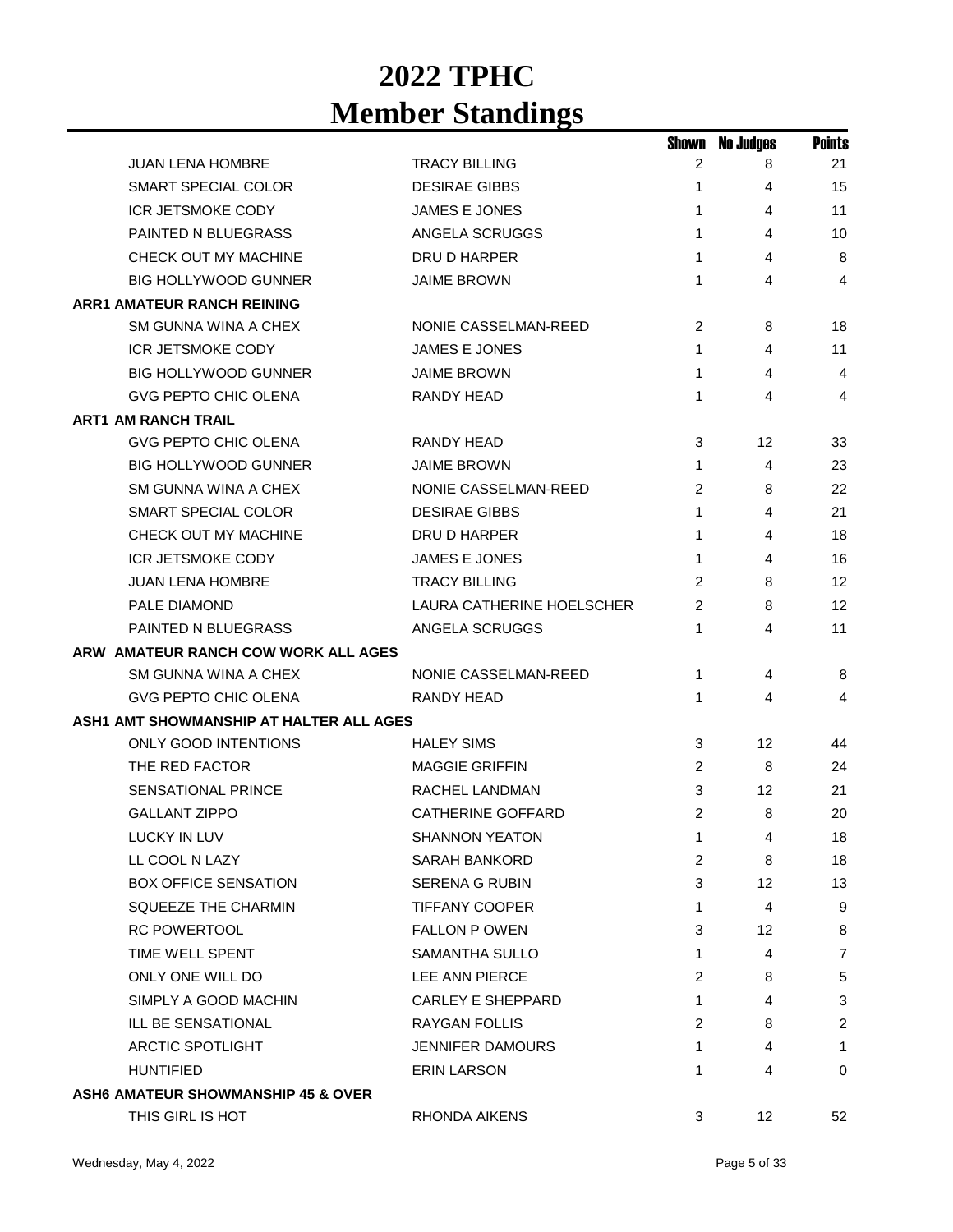# 2022 TPHC
# Member Standings

| | | Shown | No Judges | Points |
|---|---|---|---|---|
| JUAN LENA HOMBRE | TRACY BILLING | 2 | 8 | 21 |
| SMART SPECIAL COLOR | DESIRAE GIBBS | 1 | 4 | 15 |
| ICR JETSMOKE CODY | JAMES E JONES | 1 | 4 | 11 |
| PAINTED N BLUEGRASS | ANGELA SCRUGGS | 1 | 4 | 10 |
| CHECK OUT MY MACHINE | DRU D HARPER | 1 | 4 | 8 |
| BIG HOLLYWOOD GUNNER | JAIME BROWN | 1 | 4 | 4 |
| **ARR1 AMATEUR RANCH REINING** | | | | |
| SM GUNNA WINA A CHEX | NONIE CASSELMAN-REED | 2 | 8 | 18 |
| ICR JETSMOKE CODY | JAMES E JONES | 1 | 4 | 11 |
| BIG HOLLYWOOD GUNNER | JAIME BROWN | 1 | 4 | 4 |
| GVG PEPTO CHIC OLENA | RANDY HEAD | 1 | 4 | 4 |
| **ART1 AM RANCH TRAIL** | | | | |
| GVG PEPTO CHIC OLENA | RANDY HEAD | 3 | 12 | 33 |
| BIG HOLLYWOOD GUNNER | JAIME BROWN | 1 | 4 | 23 |
| SM GUNNA WINA A CHEX | NONIE CASSELMAN-REED | 2 | 8 | 22 |
| SMART SPECIAL COLOR | DESIRAE GIBBS | 1 | 4 | 21 |
| CHECK OUT MY MACHINE | DRU D HARPER | 1 | 4 | 18 |
| ICR JETSMOKE CODY | JAMES E JONES | 1 | 4 | 16 |
| JUAN LENA HOMBRE | TRACY BILLING | 2 | 8 | 12 |
| PALE DIAMOND | LAURA CATHERINE HOELSCHER | 2 | 8 | 12 |
| PAINTED N BLUEGRASS | ANGELA SCRUGGS | 1 | 4 | 11 |
| **ARW AMATEUR RANCH COW WORK ALL AGES** | | | | |
| SM GUNNA WINA A CHEX | NONIE CASSELMAN-REED | 1 | 4 | 8 |
| GVG PEPTO CHIC OLENA | RANDY HEAD | 1 | 4 | 4 |
| **ASH1 AMT SHOWMANSHIP AT HALTER ALL AGES** | | | | |
| ONLY GOOD INTENTIONS | HALEY SIMS | 3 | 12 | 44 |
| THE RED FACTOR | MAGGIE GRIFFIN | 2 | 8 | 24 |
| SENSATIONAL PRINCE | RACHEL LANDMAN | 3 | 12 | 21 |
| GALLANT ZIPPO | CATHERINE GOFFARD | 2 | 8 | 20 |
| LUCKY IN LUV | SHANNON YEATON | 1 | 4 | 18 |
| LL COOL N LAZY | SARAH BANKORD | 2 | 8 | 18 |
| BOX OFFICE SENSATION | SERENA G RUBIN | 3 | 12 | 13 |
| SQUEEZE THE CHARMIN | TIFFANY COOPER | 1 | 4 | 9 |
| RC POWERTOOL | FALLON P OWEN | 3 | 12 | 8 |
| TIME WELL SPENT | SAMANTHA SULLO | 1 | 4 | 7 |
| ONLY ONE WILL DO | LEE ANN PIERCE | 2 | 8 | 5 |
| SIMPLY A GOOD MACHIN | CARLEY E SHEPPARD | 1 | 4 | 3 |
| ILL BE SENSATIONAL | RAYGAN FOLLIS | 2 | 8 | 2 |
| ARCTIC SPOTLIGHT | JENNIFER DAMOURS | 1 | 4 | 1 |
| HUNTIFIED | ERIN LARSON | 1 | 4 | 0 |
| **ASH6 AMATEUR SHOWMANSHIP 45 & OVER** | | | | |
| THIS GIRL IS HOT | RHONDA AIKENS | 3 | 12 | 52 |

Wednesday, May 4, 2022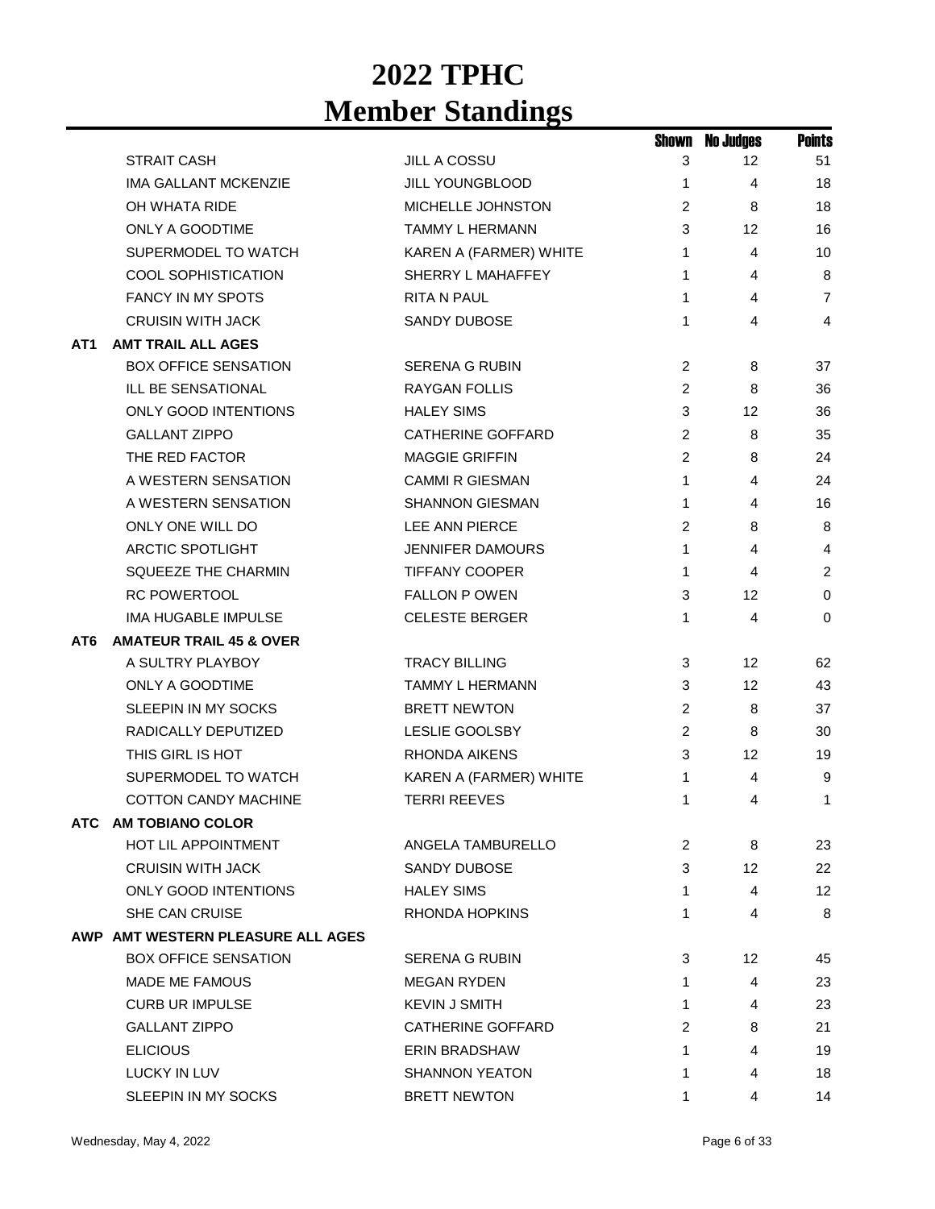# 2022 TPHC
# Member Standings

| | | | Shown | No Judges | Points |
|---|---|---|---|---|---|
| | STRAIT CASH | JILL A COSSU | 3 | 12 | 51 |
| | IMA GALLANT MCKENZIE | JILL YOUNGBLOOD | 1 | 4 | 18 |
| | OH WHATA RIDE | MICHELLE JOHNSTON | 2 | 8 | 18 |
| | ONLY A GOODTIME | TAMMY L HERMANN | 3 | 12 | 16 |
| | SUPERMODEL TO WATCH | KAREN A (FARMER) WHITE | 1 | 4 | 10 |
| | COOL SOPHISTICATION | SHERRY L MAHAFFEY | 1 | 4 | 8 |
| | FANCY IN MY SPOTS | RITA N PAUL | 1 | 4 | 7 |
| | CRUISIN WITH JACK | SANDY DUBOSE | 1 | 4 | 4 |
| **AT1** | **AMT TRAIL ALL AGES** | | | | |
| | BOX OFFICE SENSATION | SERENA G RUBIN | 2 | 8 | 37 |
| | ILL BE SENSATIONAL | RAYGAN FOLLIS | 2 | 8 | 36 |
| | ONLY GOOD INTENTIONS | HALEY SIMS | 3 | 12 | 36 |
| | GALLANT ZIPPO | CATHERINE GOFFARD | 2 | 8 | 35 |
| | THE RED FACTOR | MAGGIE GRIFFIN | 2 | 8 | 24 |
| | A WESTERN SENSATION | CAMMI R GIESMAN | 1 | 4 | 24 |
| | A WESTERN SENSATION | SHANNON GIESMAN | 1 | 4 | 16 |
| | ONLY ONE WILL DO | LEE ANN PIERCE | 2 | 8 | 8 |
| | ARCTIC SPOTLIGHT | JENNIFER DAMOURS | 1 | 4 | 4 |
| | SQUEEZE THE CHARMIN | TIFFANY COOPER | 1 | 4 | 2 |
| | RC POWERTOOL | FALLON P OWEN | 3 | 12 | 0 |
| | IMA HUGABLE IMPULSE | CELESTE BERGER | 1 | 4 | 0 |
| **AT6** | **AMATEUR TRAIL 45 & OVER** | | | | |
| | A SULTRY PLAYBOY | TRACY BILLING | 3 | 12 | 62 |
| | ONLY A GOODTIME | TAMMY L HERMANN | 3 | 12 | 43 |
| | SLEEPIN IN MY SOCKS | BRETT NEWTON | 2 | 8 | 37 |
| | RADICALLY DEPUTIZED | LESLIE GOOLSBY | 2 | 8 | 30 |
| | THIS GIRL IS HOT | RHONDA AIKENS | 3 | 12 | 19 |
| | SUPERMODEL TO WATCH | KAREN A (FARMER) WHITE | 1 | 4 | 9 |
| | COTTON CANDY MACHINE | TERRI REEVES | 1 | 4 | 1 |
| **ATC** | **AM TOBIANO COLOR** | | | | |
| | HOT LIL APPOINTMENT | ANGELA TAMBURELLO | 2 | 8 | 23 |
| | CRUISIN WITH JACK | SANDY DUBOSE | 3 | 12 | 22 |
| | ONLY GOOD INTENTIONS | HALEY SIMS | 1 | 4 | 12 |
| | SHE CAN CRUISE | RHONDA HOPKINS | 1 | 4 | 8 |
| **AWP** | **AMT WESTERN PLEASURE ALL AGES** | | | | |
| | BOX OFFICE SENSATION | SERENA G RUBIN | 3 | 12 | 45 |
| | MADE ME FAMOUS | MEGAN RYDEN | 1 | 4 | 23 |
| | CURB UR IMPULSE | KEVIN J SMITH | 1 | 4 | 23 |
| | GALLANT ZIPPO | CATHERINE GOFFARD | 2 | 8 | 21 |
| | ELICIOUS | ERIN BRADSHAW | 1 | 4 | 19 |
| | LUCKY IN LUV | SHANNON YEATON | 1 | 4 | 18 |
| | SLEEPIN IN MY SOCKS | BRETT NEWTON | 1 | 4 | 14 |

Wednesday, May 4, 2022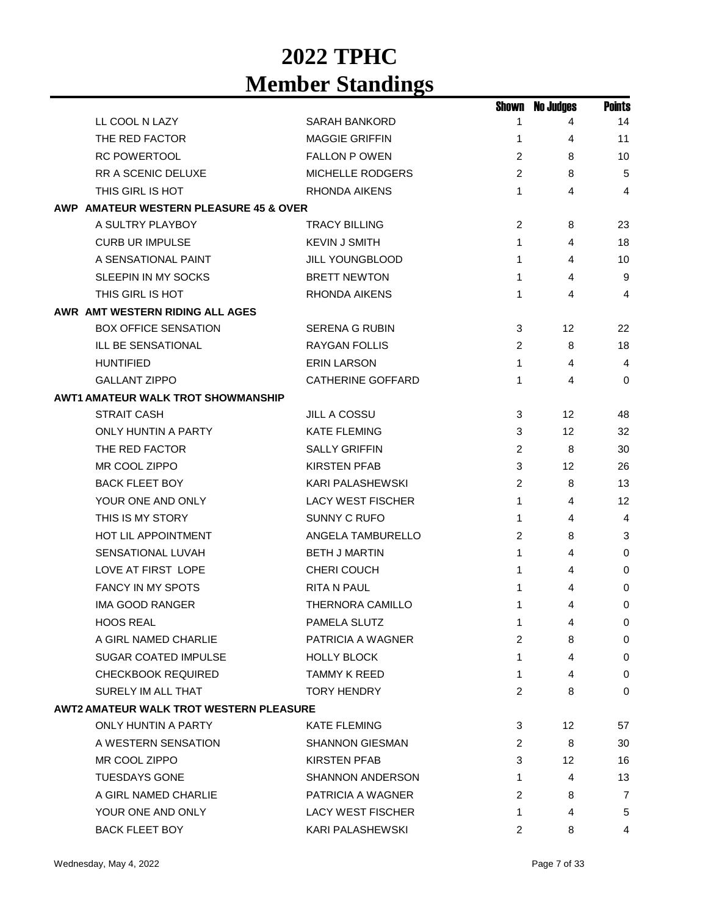# 2022 TPHC
# Member Standings

| | | Shown | No Judges | Points |
|---|---|---|---|---|
| LL COOL N LAZY | SARAH BANKORD | 1 | 4 | 14 |
| THE RED FACTOR | MAGGIE GRIFFIN | 1 | 4 | 11 |
| RC POWERTOOL | FALLON P OWEN | 2 | 8 | 10 |
| RR A SCENIC DELUXE | MICHELLE RODGERS | 2 | 8 | 5 |
| THIS GIRL IS HOT | RHONDA AIKENS | 1 | 4 | 4 |
| **AWP AMATEUR WESTERN PLEASURE 45 & OVER** | | | | |
| A SULTRY PLAYBOY | TRACY BILLING | 2 | 8 | 23 |
| CURB UR IMPULSE | KEVIN J SMITH | 1 | 4 | 18 |
| A SENSATIONAL PAINT | JILL YOUNGBLOOD | 1 | 4 | 10 |
| SLEEPIN IN MY SOCKS | BRETT NEWTON | 1 | 4 | 9 |
| THIS GIRL IS HOT | RHONDA AIKENS | 1 | 4 | 4 |
| **AWR AMT WESTERN RIDING ALL AGES** | | | | |
| BOX OFFICE SENSATION | SERENA G RUBIN | 3 | 12 | 22 |
| ILL BE SENSATIONAL | RAYGAN FOLLIS | 2 | 8 | 18 |
| HUNTIFIED | ERIN LARSON | 1 | 4 | 4 |
| GALLANT ZIPPO | CATHERINE GOFFARD | 1 | 4 | 0 |
| **AWT1 AMATEUR WALK TROT SHOWMANSHIP** | | | | |
| STRAIT CASH | JILL A COSSU | 3 | 12 | 48 |
| ONLY HUNTIN A PARTY | KATE FLEMING | 3 | 12 | 32 |
| THE RED FACTOR | SALLY GRIFFIN | 2 | 8 | 30 |
| MR COOL ZIPPO | KIRSTEN PFAB | 3 | 12 | 26 |
| BACK FLEET BOY | KARI PALASHEWSKI | 2 | 8 | 13 |
| YOUR ONE AND ONLY | LACY WEST FISCHER | 1 | 4 | 12 |
| THIS IS MY STORY | SUNNY C RUFO | 1 | 4 | 4 |
| HOT LIL APPOINTMENT | ANGELA TAMBURELLO | 2 | 8 | 3 |
| SENSATIONAL LUVAH | BETH J MARTIN | 1 | 4 | 0 |
| LOVE AT FIRST LOPE | CHERI COUCH | 1 | 4 | 0 |
| FANCY IN MY SPOTS | RITA N PAUL | 1 | 4 | 0 |
| IMA GOOD RANGER | THERNORA CAMILLO | 1 | 4 | 0 |
| HOOS REAL | PAMELA SLUTZ | 1 | 4 | 0 |
| A GIRL NAMED CHARLIE | PATRICIA A WAGNER | 2 | 8 | 0 |
| SUGAR COATED IMPULSE | HOLLY BLOCK | 1 | 4 | 0 |
| CHECKBOOK REQUIRED | TAMMY K REED | 1 | 4 | 0 |
| SURELY IM ALL THAT | TORY HENDRY | 2 | 8 | 0 |
| **AWT2 AMATEUR WALK TROT WESTERN PLEASURE** | | | | |
| ONLY HUNTIN A PARTY | KATE FLEMING | 3 | 12 | 57 |
| A WESTERN SENSATION | SHANNON GIESMAN | 2 | 8 | 30 |
| MR COOL ZIPPO | KIRSTEN PFAB | 3 | 12 | 16 |
| TUESDAYS GONE | SHANNON ANDERSON | 1 | 4 | 13 |
| A GIRL NAMED CHARLIE | PATRICIA A WAGNER | 2 | 8 | 7 |
| YOUR ONE AND ONLY | LACY WEST FISCHER | 1 | 4 | 5 |
| BACK FLEET BOY | KARI PALASHEWSKI | 2 | 8 | 4 |

Wednesday, May 4, 2022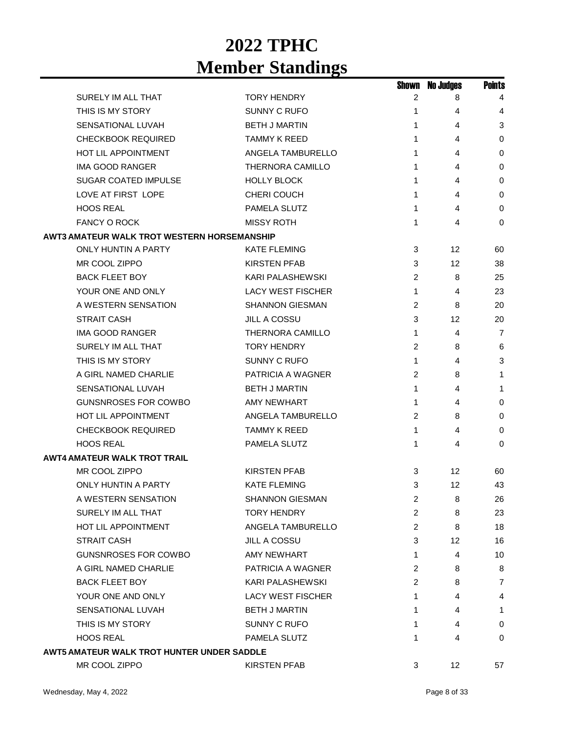# 2022 TPHC
# Member Standings

| | | Shown | No Judges | Points |
|---|---|---|---|---|
| SURELY IM ALL THAT | TORY HENDRY | 2 | 8 | 4 |
| THIS IS MY STORY | SUNNY C RUFO | 1 | 4 | 4 |
| SENSATIONAL LUVAH | BETH J MARTIN | 1 | 4 | 3 |
| CHECKBOOK REQUIRED | TAMMY K REED | 1 | 4 | 0 |
| HOT LIL APPOINTMENT | ANGELA TAMBURELLO | 1 | 4 | 0 |
| IMA GOOD RANGER | THERNORA CAMILLO | 1 | 4 | 0 |
| SUGAR COATED IMPULSE | HOLLY BLOCK | 1 | 4 | 0 |
| LOVE AT FIRST LOPE | CHERI COUCH | 1 | 4 | 0 |
| HOOS REAL | PAMELA SLUTZ | 1 | 4 | 0 |
| FANCY O ROCK | MISSY ROTH | 1 | 4 | 0 |
| **AWT3 AMATEUR WALK TROT WESTERN HORSEMANSHIP** | | | | |
| ONLY HUNTIN A PARTY | KATE FLEMING | 3 | 12 | 60 |
| MR COOL ZIPPO | KIRSTEN PFAB | 3 | 12 | 38 |
| BACK FLEET BOY | KARI PALASHEWSKI | 2 | 8 | 25 |
| YOUR ONE AND ONLY | LACY WEST FISCHER | 1 | 4 | 23 |
| A WESTERN SENSATION | SHANNON GIESMAN | 2 | 8 | 20 |
| STRAIT CASH | JILL A COSSU | 3 | 12 | 20 |
| IMA GOOD RANGER | THERNORA CAMILLO | 1 | 4 | 7 |
| SURELY IM ALL THAT | TORY HENDRY | 2 | 8 | 6 |
| THIS IS MY STORY | SUNNY C RUFO | 1 | 4 | 3 |
| A GIRL NAMED CHARLIE | PATRICIA A WAGNER | 2 | 8 | 1 |
| SENSATIONAL LUVAH | BETH J MARTIN | 1 | 4 | 1 |
| GUNSNROSES FOR COWBO | AMY NEWHART | 1 | 4 | 0 |
| HOT LIL APPOINTMENT | ANGELA TAMBURELLO | 2 | 8 | 0 |
| CHECKBOOK REQUIRED | TAMMY K REED | 1 | 4 | 0 |
| HOOS REAL | PAMELA SLUTZ | 1 | 4 | 0 |
| **AWT4 AMATEUR WALK TROT TRAIL** | | | | |
| MR COOL ZIPPO | KIRSTEN PFAB | 3 | 12 | 60 |
| ONLY HUNTIN A PARTY | KATE FLEMING | 3 | 12 | 43 |
| A WESTERN SENSATION | SHANNON GIESMAN | 2 | 8 | 26 |
| SURELY IM ALL THAT | TORY HENDRY | 2 | 8 | 23 |
| HOT LIL APPOINTMENT | ANGELA TAMBURELLO | 2 | 8 | 18 |
| STRAIT CASH | JILL A COSSU | 3 | 12 | 16 |
| GUNSNROSES FOR COWBO | AMY NEWHART | 1 | 4 | 10 |
| A GIRL NAMED CHARLIE | PATRICIA A WAGNER | 2 | 8 | 8 |
| BACK FLEET BOY | KARI PALASHEWSKI | 2 | 8 | 7 |
| YOUR ONE AND ONLY | LACY WEST FISCHER | 1 | 4 | 4 |
| SENSATIONAL LUVAH | BETH J MARTIN | 1 | 4 | 1 |
| THIS IS MY STORY | SUNNY C RUFO | 1 | 4 | 0 |
| HOOS REAL | PAMELA SLUTZ | 1 | 4 | 0 |
| **AWT5 AMATEUR WALK TROT HUNTER UNDER SADDLE** | | | | |
| MR COOL ZIPPO | KIRSTEN PFAB | 3 | 12 | 57 |

Wednesday, May 4, 2022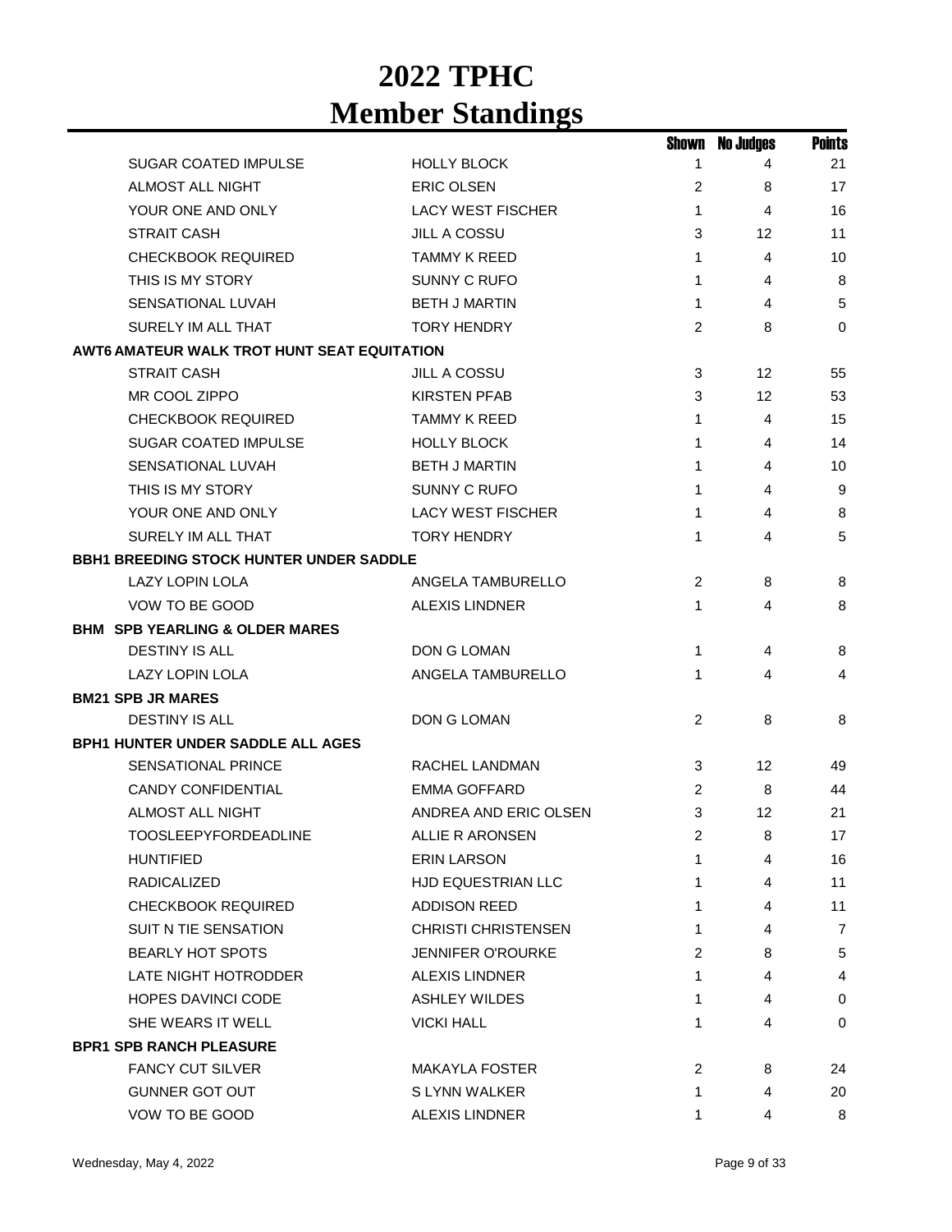# 2022 TPHC
# Member Standings

| | | Shown | No Judges | Points |
|---|---|---|---|---|
| SUGAR COATED IMPULSE | HOLLY BLOCK | 1 | 4 | 21 |
| ALMOST ALL NIGHT | ERIC OLSEN | 2 | 8 | 17 |
| YOUR ONE AND ONLY | LACY WEST FISCHER | 1 | 4 | 16 |
| STRAIT CASH | JILL A COSSU | 3 | 12 | 11 |
| CHECKBOOK REQUIRED | TAMMY K REED | 1 | 4 | 10 |
| THIS IS MY STORY | SUNNY C RUFO | 1 | 4 | 8 |
| SENSATIONAL LUVAH | BETH J MARTIN | 1 | 4 | 5 |
| SURELY IM ALL THAT | TORY HENDRY | 2 | 8 | 0 |
| **AWT6 AMATEUR WALK TROT HUNT SEAT EQUITATION** | | | | |
| STRAIT CASH | JILL A COSSU | 3 | 12 | 55 |
| MR COOL ZIPPO | KIRSTEN PFAB | 3 | 12 | 53 |
| CHECKBOOK REQUIRED | TAMMY K REED | 1 | 4 | 15 |
| SUGAR COATED IMPULSE | HOLLY BLOCK | 1 | 4 | 14 |
| SENSATIONAL LUVAH | BETH J MARTIN | 1 | 4 | 10 |
| THIS IS MY STORY | SUNNY C RUFO | 1 | 4 | 9 |
| YOUR ONE AND ONLY | LACY WEST FISCHER | 1 | 4 | 8 |
| SURELY IM ALL THAT | TORY HENDRY | 1 | 4 | 5 |
| **BBH1 BREEDING STOCK HUNTER UNDER SADDLE** | | | | |
| LAZY LOPIN LOLA | ANGELA TAMBURELLO | 2 | 8 | 8 |
| VOW TO BE GOOD | ALEXIS LINDNER | 1 | 4 | 8 |
| **BHM SPB YEARLING & OLDER MARES** | | | | |
| DESTINY IS ALL | DON G LOMAN | 1 | 4 | 8 |
| LAZY LOPIN LOLA | ANGELA TAMBURELLO | 1 | 4 | 4 |
| **BM21 SPB JR MARES** | | | | |
| DESTINY IS ALL | DON G LOMAN | 2 | 8 | 8 |
| **BPH1 HUNTER UNDER SADDLE ALL AGES** | | | | |
| SENSATIONAL PRINCE | RACHEL LANDMAN | 3 | 12 | 49 |
| CANDY CONFIDENTIAL | EMMA GOFFARD | 2 | 8 | 44 |
| ALMOST ALL NIGHT | ANDREA AND ERIC OLSEN | 3 | 12 | 21 |
| TOOSLEEPYFORDEADLINE | ALLIE R ARONSEN | 2 | 8 | 17 |
| HUNTIFIED | ERIN LARSON | 1 | 4 | 16 |
| RADICALIZED | HJD EQUESTRIAN LLC | 1 | 4 | 11 |
| CHECKBOOK REQUIRED | ADDISON REED | 1 | 4 | 11 |
| SUIT N TIE SENSATION | CHRISTI CHRISTENSEN | 1 | 4 | 7 |
| BEARLY HOT SPOTS | JENNIFER O'ROURKE | 2 | 8 | 5 |
| LATE NIGHT HOTRODDER | ALEXIS LINDNER | 1 | 4 | 4 |
| HOPES DAVINCI CODE | ASHLEY WILDES | 1 | 4 | 0 |
| SHE WEARS IT WELL | VICKI HALL | 1 | 4 | 0 |
| **BPR1 SPB RANCH PLEASURE** | | | | |
| FANCY CUT SILVER | MAKAYLA FOSTER | 2 | 8 | 24 |
| GUNNER GOT OUT | S LYNN WALKER | 1 | 4 | 20 |
| VOW TO BE GOOD | ALEXIS LINDNER | 1 | 4 | 8 |

Wednesday, May 4, 2022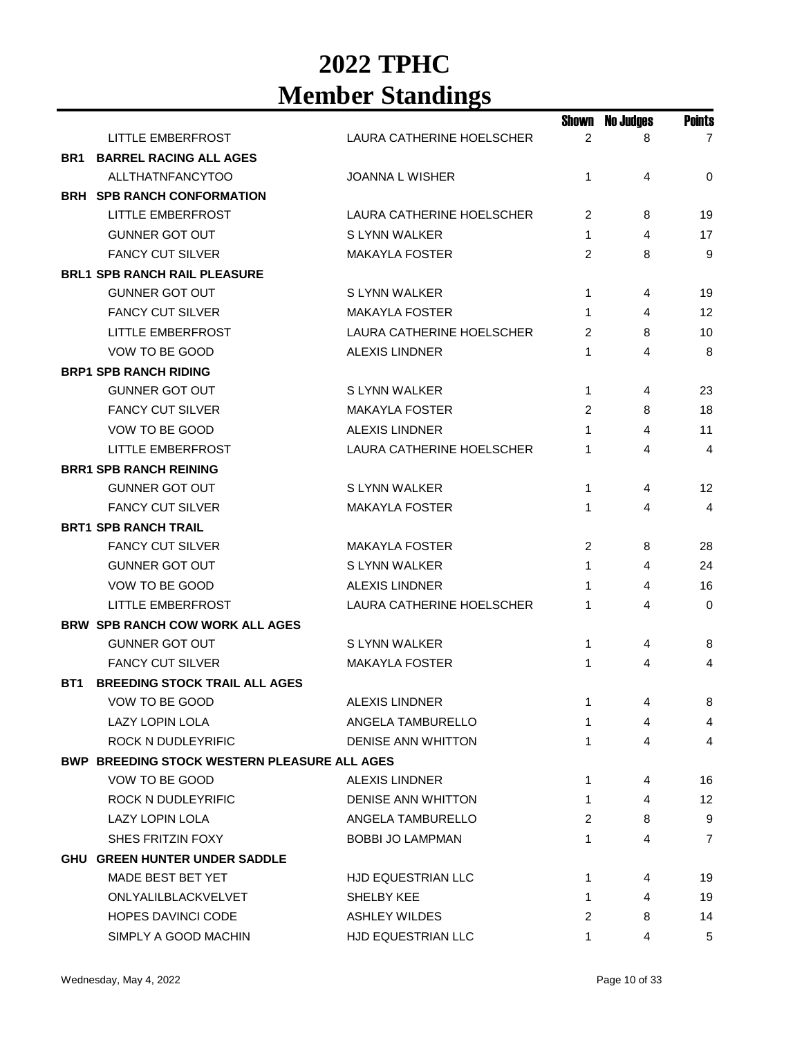# 2022 TPHC
# Member Standings

| | | | Shown | No Judges | Points |
|---|---|---|---|---|---|
| | LITTLE EMBERFROST | LAURA CATHERINE HOELSCHER | 2 | 8 | 7 |
| **BR1** | **BARREL RACING ALL AGES** | | | | |
| | ALLTHATNFANCYTOO | JOANNA L WISHER | 1 | 4 | 0 |
| **BRH** | **SPB RANCH CONFORMATION** | | | | |
| | LITTLE EMBERFROST | LAURA CATHERINE HOELSCHER | 2 | 8 | 19 |
| | GUNNER GOT OUT | S LYNN WALKER | 1 | 4 | 17 |
| | FANCY CUT SILVER | MAKAYLA FOSTER | 2 | 8 | 9 |
| **BRL1** | **SPB RANCH RAIL PLEASURE** | | | | |
| | GUNNER GOT OUT | S LYNN WALKER | 1 | 4 | 19 |
| | FANCY CUT SILVER | MAKAYLA FOSTER | 1 | 4 | 12 |
| | LITTLE EMBERFROST | LAURA CATHERINE HOELSCHER | 2 | 8 | 10 |
| | VOW TO BE GOOD | ALEXIS LINDNER | 1 | 4 | 8 |
| **BRP1** | **SPB RANCH RIDING** | | | | |
| | GUNNER GOT OUT | S LYNN WALKER | 1 | 4 | 23 |
| | FANCY CUT SILVER | MAKAYLA FOSTER | 2 | 8 | 18 |
| | VOW TO BE GOOD | ALEXIS LINDNER | 1 | 4 | 11 |
| | LITTLE EMBERFROST | LAURA CATHERINE HOELSCHER | 1 | 4 | 4 |
| **BRR1** | **SPB RANCH REINING** | | | | |
| | GUNNER GOT OUT | S LYNN WALKER | 1 | 4 | 12 |
| | FANCY CUT SILVER | MAKAYLA FOSTER | 1 | 4 | 4 |
| **BRT1** | **SPB RANCH TRAIL** | | | | |
| | FANCY CUT SILVER | MAKAYLA FOSTER | 2 | 8 | 28 |
| | GUNNER GOT OUT | S LYNN WALKER | 1 | 4 | 24 |
| | VOW TO BE GOOD | ALEXIS LINDNER | 1 | 4 | 16 |
| | LITTLE EMBERFROST | LAURA CATHERINE HOELSCHER | 1 | 4 | 0 |
| **BRW** | **SPB RANCH COW WORK ALL AGES** | | | | |
| | GUNNER GOT OUT | S LYNN WALKER | 1 | 4 | 8 |
| | FANCY CUT SILVER | MAKAYLA FOSTER | 1 | 4 | 4 |
| **BT1** | **BREEDING STOCK TRAIL ALL AGES** | | | | |
| | VOW TO BE GOOD | ALEXIS LINDNER | 1 | 4 | 8 |
| | LAZY LOPIN LOLA | ANGELA TAMBURELLO | 1 | 4 | 4 |
| | ROCK N DUDLEYRIFIC | DENISE ANN WHITTON | 1 | 4 | 4 |
| **BWP** | **BREEDING STOCK WESTERN PLEASURE ALL AGES** | | | | |
| | VOW TO BE GOOD | ALEXIS LINDNER | 1 | 4 | 16 |
| | ROCK N DUDLEYRIFIC | DENISE ANN WHITTON | 1 | 4 | 12 |
| | LAZY LOPIN LOLA | ANGELA TAMBURELLO | 2 | 8 | 9 |
| | SHES FRITZIN FOXY | BOBBI JO LAMPMAN | 1 | 4 | 7 |
| **GHU** | **GREEN HUNTER UNDER SADDLE** | | | | |
| | MADE BEST BET YET | HJD EQUESTRIAN LLC | 1 | 4 | 19 |
| | ONLYALILBLACKVELVET | SHELBY KEE | 1 | 4 | 19 |
| | HOPES DAVINCI CODE | ASHLEY WILDES | 2 | 8 | 14 |
| | SIMPLY A GOOD MACHIN | HJD EQUESTRIAN LLC | 1 | 4 | 5 |

Wednesday, May 4, 2022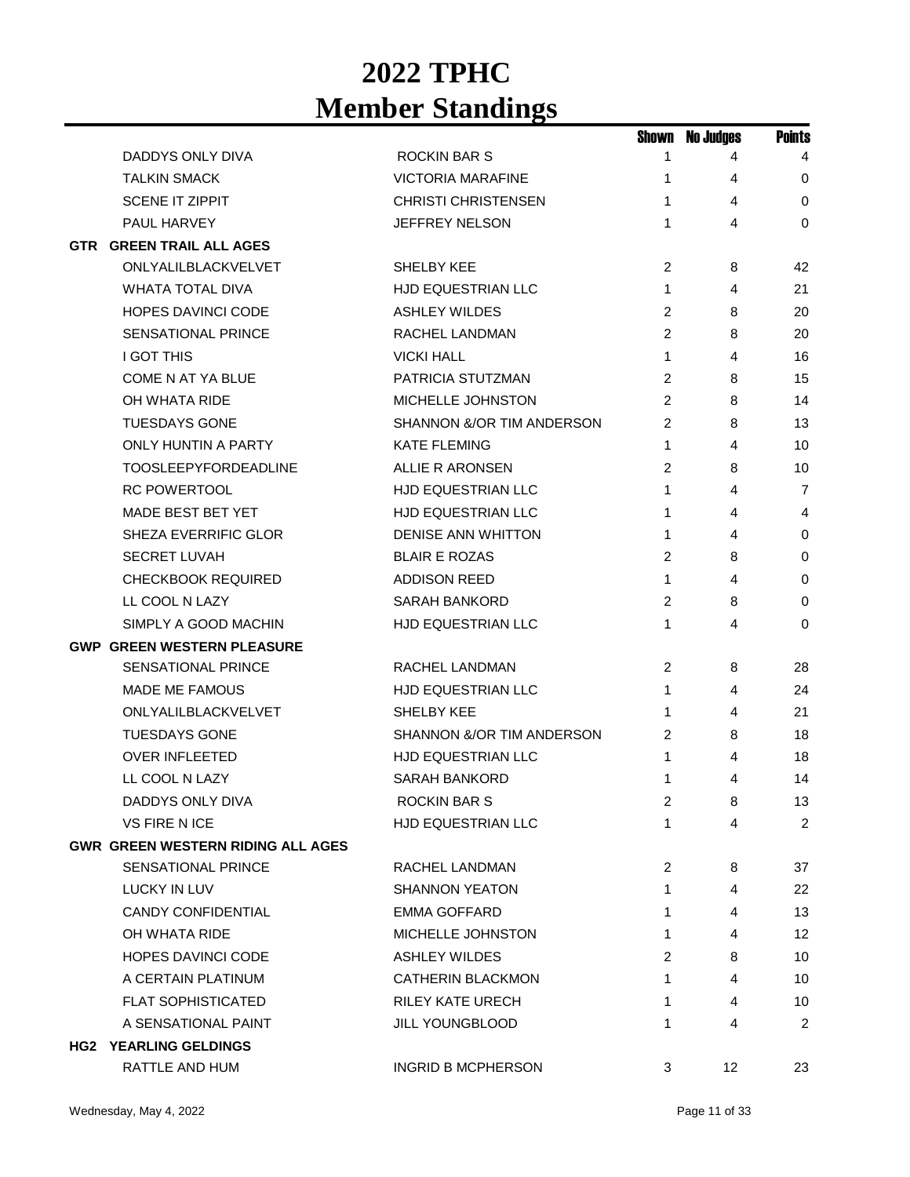# 2022 TPHC
# Member Standings

| | | Shown | No Judges | Points |
|---|---|---|---|---|
| DADDYS ONLY DIVA | ROCKIN BAR S | 1 | 4 | 4 |
| TALKIN SMACK | VICTORIA MARAFINE | 1 | 4 | 0 |
| SCENE IT ZIPPIT | CHRISTI CHRISTENSEN | 1 | 4 | 0 |
| PAUL HARVEY | JEFFREY NELSON | 1 | 4 | 0 |
| **GTR GREEN TRAIL ALL AGES** | | | | |
| ONLYALILBLACKVELVET | SHELBY KEE | 2 | 8 | 42 |
| WHATA TOTAL DIVA | HJD EQUESTRIAN LLC | 1 | 4 | 21 |
| HOPES DAVINCI CODE | ASHLEY WILDES | 2 | 8 | 20 |
| SENSATIONAL PRINCE | RACHEL LANDMAN | 2 | 8 | 20 |
| I GOT THIS | VICKI HALL | 1 | 4 | 16 |
| COME N AT YA BLUE | PATRICIA STUTZMAN | 2 | 8 | 15 |
| OH WHATA RIDE | MICHELLE JOHNSTON | 2 | 8 | 14 |
| TUESDAYS GONE | SHANNON &/OR TIM ANDERSON | 2 | 8 | 13 |
| ONLY HUNTIN A PARTY | KATE FLEMING | 1 | 4 | 10 |
| TOOSLEEPYFORDEADLINE | ALLIE R ARONSEN | 2 | 8 | 10 |
| RC POWERTOOL | HJD EQUESTRIAN LLC | 1 | 4 | 7 |
| MADE BEST BET YET | HJD EQUESTRIAN LLC | 1 | 4 | 4 |
| SHEZA EVERRIFIC GLOR | DENISE ANN WHITTON | 1 | 4 | 0 |
| SECRET LUVAH | BLAIR E ROZAS | 2 | 8 | 0 |
| CHECKBOOK REQUIRED | ADDISON REED | 1 | 4 | 0 |
| LL COOL N LAZY | SARAH BANKORD | 2 | 8 | 0 |
| SIMPLY A GOOD MACHIN | HJD EQUESTRIAN LLC | 1 | 4 | 0 |
| **GWP GREEN WESTERN PLEASURE** | | | | |
| SENSATIONAL PRINCE | RACHEL LANDMAN | 2 | 8 | 28 |
| MADE ME FAMOUS | HJD EQUESTRIAN LLC | 1 | 4 | 24 |
| ONLYALILBLACKVELVET | SHELBY KEE | 1 | 4 | 21 |
| TUESDAYS GONE | SHANNON &/OR TIM ANDERSON | 2 | 8 | 18 |
| OVER INFLEETED | HJD EQUESTRIAN LLC | 1 | 4 | 18 |
| LL COOL N LAZY | SARAH BANKORD | 1 | 4 | 14 |
| DADDYS ONLY DIVA | ROCKIN BAR S | 2 | 8 | 13 |
| VS FIRE N ICE | HJD EQUESTRIAN LLC | 1 | 4 | 2 |
| **GWR GREEN WESTERN RIDING ALL AGES** | | | | |
| SENSATIONAL PRINCE | RACHEL LANDMAN | 2 | 8 | 37 |
| LUCKY IN LUV | SHANNON YEATON | 1 | 4 | 22 |
| CANDY CONFIDENTIAL | EMMA GOFFARD | 1 | 4 | 13 |
| OH WHATA RIDE | MICHELLE JOHNSTON | 1 | 4 | 12 |
| HOPES DAVINCI CODE | ASHLEY WILDES | 2 | 8 | 10 |
| A CERTAIN PLATINUM | CATHERIN BLACKMON | 1 | 4 | 10 |
| FLAT SOPHISTICATED | RILEY KATE URECH | 1 | 4 | 10 |
| A SENSATIONAL PAINT | JILL YOUNGBLOOD | 1 | 4 | 2 |
| **HG2 YEARLING GELDINGS** | | | | |
| RATTLE AND HUM | INGRID B MCPHERSON | 3 | 12 | 23 |

Wednesday, May 4, 2022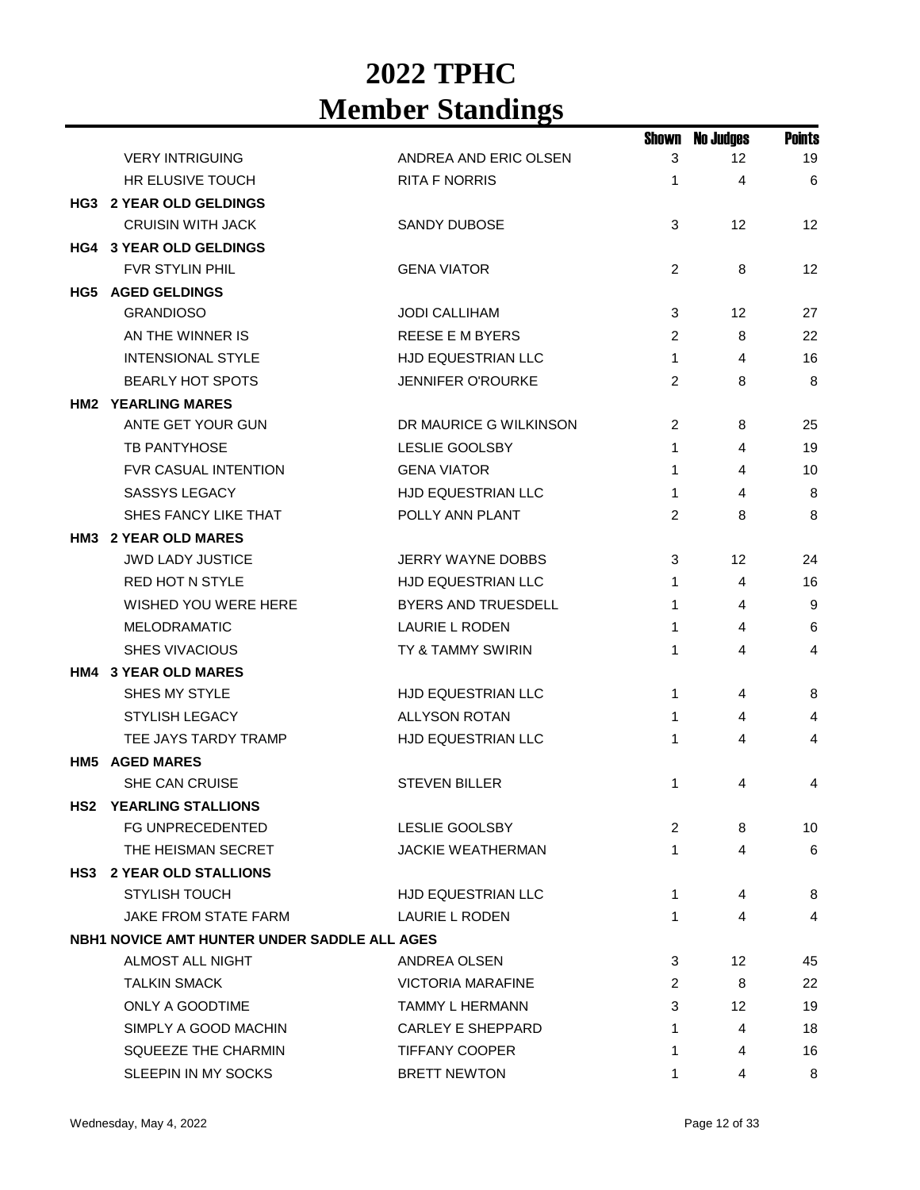# 2022 TPHC
# Member Standings

| | | Shown | No Judges | Points |
|---|---|---|---|---|
| VERY INTRIGUING | ANDREA AND ERIC OLSEN | 3 | 12 | 19 |
| HR ELUSIVE TOUCH | RITA F NORRIS | 1 | 4 | 6 |
| **HG3 2 YEAR OLD GELDINGS** | | | | |
| CRUISIN WITH JACK | SANDY DUBOSE | 3 | 12 | 12 |
| **HG4 3 YEAR OLD GELDINGS** | | | | |
| FVR STYLIN PHIL | GENA VIATOR | 2 | 8 | 12 |
| **HG5 AGED GELDINGS** | | | | |
| GRANDIOSO | JODI CALLIHAM | 3 | 12 | 27 |
| AN THE WINNER IS | REESE E M BYERS | 2 | 8 | 22 |
| INTENSIONAL STYLE | HJD EQUESTRIAN LLC | 1 | 4 | 16 |
| BEARLY HOT SPOTS | JENNIFER O'ROURKE | 2 | 8 | 8 |
| **HM2 YEARLING MARES** | | | | |
| ANTE GET YOUR GUN | DR MAURICE G WILKINSON | 2 | 8 | 25 |
| TB PANTYHOSE | LESLIE GOOLSBY | 1 | 4 | 19 |
| FVR CASUAL INTENTION | GENA VIATOR | 1 | 4 | 10 |
| SASSYS LEGACY | HJD EQUESTRIAN LLC | 1 | 4 | 8 |
| SHES FANCY LIKE THAT | POLLY ANN PLANT | 2 | 8 | 8 |
| **HM3 2 YEAR OLD MARES** | | | | |
| JWD LADY JUSTICE | JERRY WAYNE DOBBS | 3 | 12 | 24 |
| RED HOT N STYLE | HJD EQUESTRIAN LLC | 1 | 4 | 16 |
| WISHED YOU WERE HERE | BYERS AND TRUESDELL | 1 | 4 | 9 |
| MELODRAMATIC | LAURIE L RODEN | 1 | 4 | 6 |
| SHES VIVACIOUS | TY & TAMMY SWIRIN | 1 | 4 | 4 |
| **HM4 3 YEAR OLD MARES** | | | | |
| SHES MY STYLE | HJD EQUESTRIAN LLC | 1 | 4 | 8 |
| STYLISH LEGACY | ALLYSON ROTAN | 1 | 4 | 4 |
| TEE JAYS TARDY TRAMP | HJD EQUESTRIAN LLC | 1 | 4 | 4 |
| **HM5 AGED MARES** | | | | |
| SHE CAN CRUISE | STEVEN BILLER | 1 | 4 | 4 |
| **HS2 YEARLING STALLIONS** | | | | |
| FG UNPRECEDENTED | LESLIE GOOLSBY | 2 | 8 | 10 |
| THE HEISMAN SECRET | JACKIE WEATHERMAN | 1 | 4 | 6 |
| **HS3 2 YEAR OLD STALLIONS** | | | | |
| STYLISH TOUCH | HJD EQUESTRIAN LLC | 1 | 4 | 8 |
| JAKE FROM STATE FARM | LAURIE L RODEN | 1 | 4 | 4 |
| **NBH1 NOVICE AMT HUNTER UNDER SADDLE ALL AGES** | | | | |
| ALMOST ALL NIGHT | ANDREA OLSEN | 3 | 12 | 45 |
| TALKIN SMACK | VICTORIA MARAFINE | 2 | 8 | 22 |
| ONLY A GOODTIME | TAMMY L HERMANN | 3 | 12 | 19 |
| SIMPLY A GOOD MACHIN | CARLEY E SHEPPARD | 1 | 4 | 18 |
| SQUEEZE THE CHARMIN | TIFFANY COOPER | 1 | 4 | 16 |
| SLEEPIN IN MY SOCKS | BRETT NEWTON | 1 | 4 | 8 |

Wednesday, May 4, 2022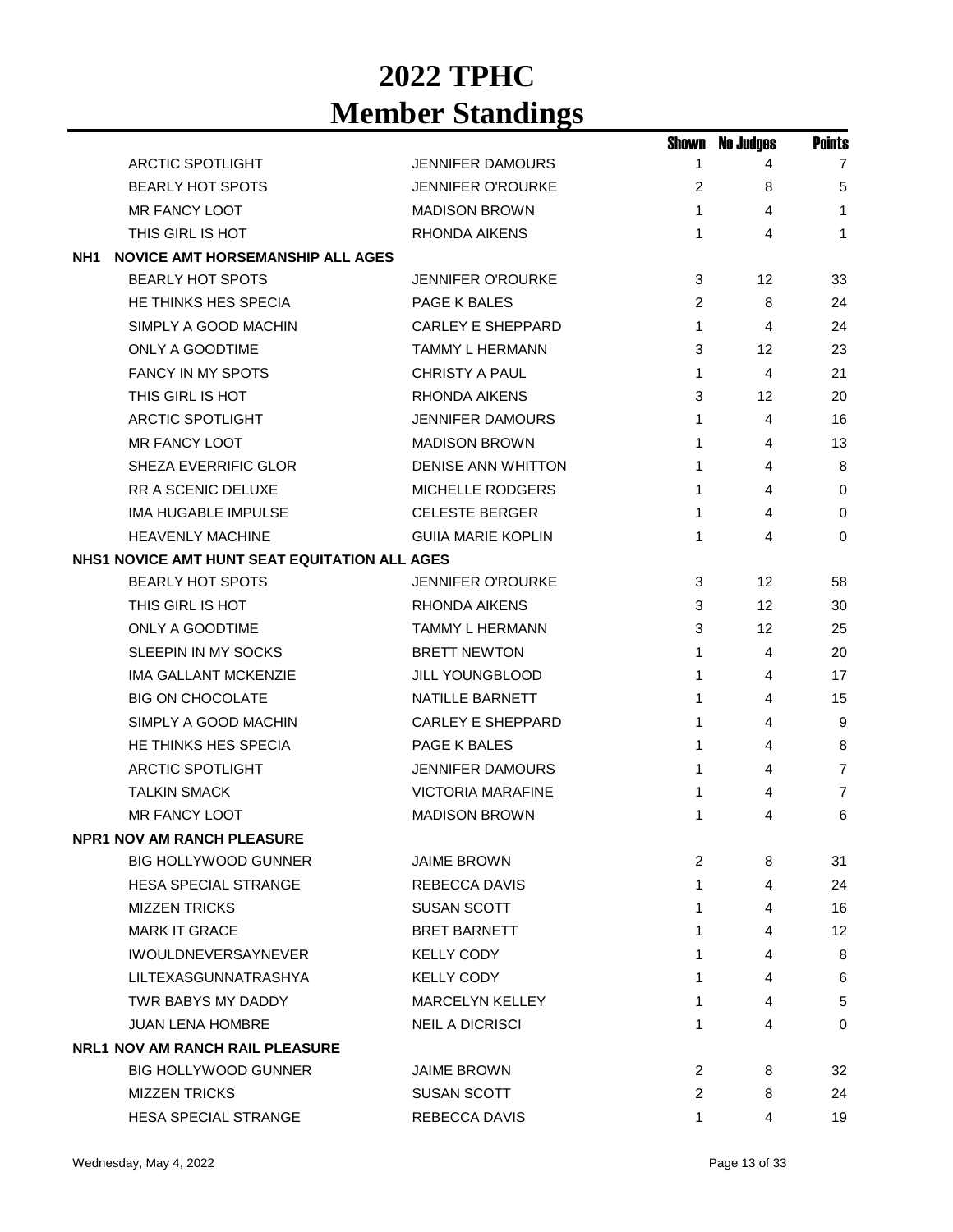# 2022 TPHC
# Member Standings

| | | Shown | No Judges | Points |
|---|---|---|---|---|
| ARCTIC SPOTLIGHT | JENNIFER DAMOURS | 1 | 4 | 7 |
| BEARLY HOT SPOTS | JENNIFER O'ROURKE | 2 | 8 | 5 |
| MR FANCY LOOT | MADISON BROWN | 1 | 4 | 1 |
| THIS GIRL IS HOT | RHONDA AIKENS | 1 | 4 | 1 |
| **NH1 NOVICE AMT HORSEMANSHIP ALL AGES** | | | | |
| BEARLY HOT SPOTS | JENNIFER O'ROURKE | 3 | 12 | 33 |
| HE THINKS HES SPECIA | PAGE K BALES | 2 | 8 | 24 |
| SIMPLY A GOOD MACHIN | CARLEY E SHEPPARD | 1 | 4 | 24 |
| ONLY A GOODTIME | TAMMY L HERMANN | 3 | 12 | 23 |
| FANCY IN MY SPOTS | CHRISTY A PAUL | 1 | 4 | 21 |
| THIS GIRL IS HOT | RHONDA AIKENS | 3 | 12 | 20 |
| ARCTIC SPOTLIGHT | JENNIFER DAMOURS | 1 | 4 | 16 |
| MR FANCY LOOT | MADISON BROWN | 1 | 4 | 13 |
| SHEZA EVERRIFIC GLOR | DENISE ANN WHITTON | 1 | 4 | 8 |
| RR A SCENIC DELUXE | MICHELLE RODGERS | 1 | 4 | 0 |
| IMA HUGABLE IMPULSE | CELESTE BERGER | 1 | 4 | 0 |
| HEAVENLY MACHINE | GUIIA MARIE KOPLIN | 1 | 4 | 0 |
| **NHS1 NOVICE AMT HUNT SEAT EQUITATION ALL AGES** | | | | |
| BEARLY HOT SPOTS | JENNIFER O'ROURKE | 3 | 12 | 58 |
| THIS GIRL IS HOT | RHONDA AIKENS | 3 | 12 | 30 |
| ONLY A GOODTIME | TAMMY L HERMANN | 3 | 12 | 25 |
| SLEEPIN IN MY SOCKS | BRETT NEWTON | 1 | 4 | 20 |
| IMA GALLANT MCKENZIE | JILL YOUNGBLOOD | 1 | 4 | 17 |
| BIG ON CHOCOLATE | NATILLE BARNETT | 1 | 4 | 15 |
| SIMPLY A GOOD MACHIN | CARLEY E SHEPPARD | 1 | 4 | 9 |
| HE THINKS HES SPECIA | PAGE K BALES | 1 | 4 | 8 |
| ARCTIC SPOTLIGHT | JENNIFER DAMOURS | 1 | 4 | 7 |
| TALKIN SMACK | VICTORIA MARAFINE | 1 | 4 | 7 |
| MR FANCY LOOT | MADISON BROWN | 1 | 4 | 6 |
| **NPR1 NOV AM RANCH PLEASURE** | | | | |
| BIG HOLLYWOOD GUNNER | JAIME BROWN | 2 | 8 | 31 |
| HESA SPECIAL STRANGE | REBECCA DAVIS | 1 | 4 | 24 |
| MIZZEN TRICKS | SUSAN SCOTT | 1 | 4 | 16 |
| MARK IT GRACE | BRET BARNETT | 1 | 4 | 12 |
| IWOULDNEVERSAYNEVER | KELLY CODY | 1 | 4 | 8 |
| LILTEXASGUNNATRASHYA | KELLY CODY | 1 | 4 | 6 |
| TWR BABYS MY DADDY | MARCELYN KELLEY | 1 | 4 | 5 |
| JUAN LENA HOMBRE | NEIL A DICRISCI | 1 | 4 | 0 |
| **NRL1 NOV AM RANCH RAIL PLEASURE** | | | | |
| BIG HOLLYWOOD GUNNER | JAIME BROWN | 2 | 8 | 32 |
| MIZZEN TRICKS | SUSAN SCOTT | 2 | 8 | 24 |
| HESA SPECIAL STRANGE | REBECCA DAVIS | 1 | 4 | 19 |

Wednesday, May 4, 2022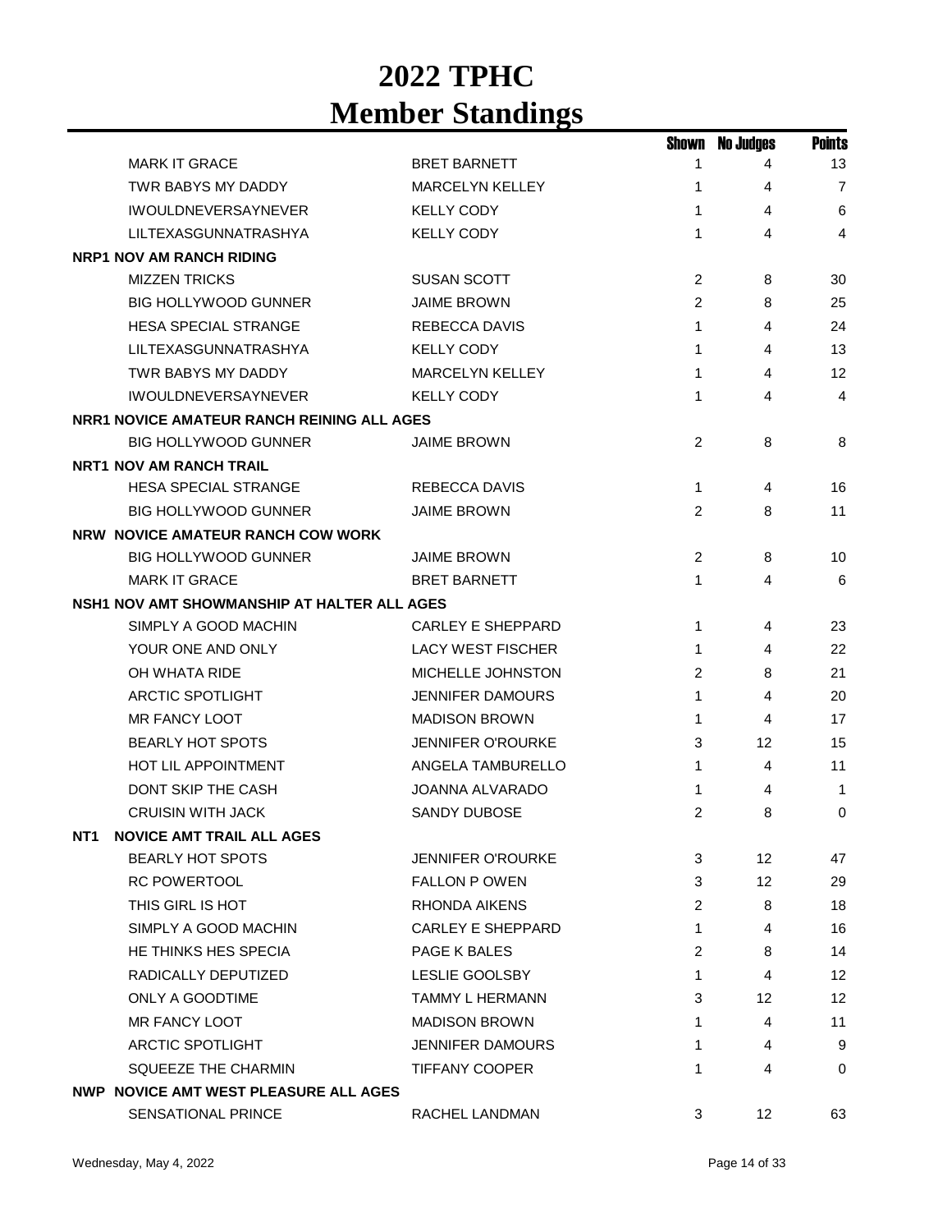# 2022 TPHC
# Member Standings

| | | Shown | No Judges | Points |
|---|---|---|---|---|
| MARK IT GRACE | BRET BARNETT | 1 | 4 | 13 |
| TWR BABYS MY DADDY | MARCELYN KELLEY | 1 | 4 | 7 |
| IWOULDNEVERSAYNEVER | KELLY CODY | 1 | 4 | 6 |
| LILTEXASGUNNATRASHYA | KELLY CODY | 1 | 4 | 4 |
| **NRP1 NOV AM RANCH RIDING** | | | | |
| MIZZEN TRICKS | SUSAN SCOTT | 2 | 8 | 30 |
| BIG HOLLYWOOD GUNNER | JAIME BROWN | 2 | 8 | 25 |
| HESA SPECIAL STRANGE | REBECCA DAVIS | 1 | 4 | 24 |
| LILTEXASGUNNATRASHYA | KELLY CODY | 1 | 4 | 13 |
| TWR BABYS MY DADDY | MARCELYN KELLEY | 1 | 4 | 12 |
| IWOULDNEVERSAYNEVER | KELLY CODY | 1 | 4 | 4 |
| **NRR1 NOVICE AMATEUR RANCH REINING ALL AGES** | | | | |
| BIG HOLLYWOOD GUNNER | JAIME BROWN | 2 | 8 | 8 |
| **NRT1 NOV AM RANCH TRAIL** | | | | |
| HESA SPECIAL STRANGE | REBECCA DAVIS | 1 | 4 | 16 |
| BIG HOLLYWOOD GUNNER | JAIME BROWN | 2 | 8 | 11 |
| **NRW NOVICE AMATEUR RANCH COW WORK** | | | | |
| BIG HOLLYWOOD GUNNER | JAIME BROWN | 2 | 8 | 10 |
| MARK IT GRACE | BRET BARNETT | 1 | 4 | 6 |
| **NSH1 NOV AMT SHOWMANSHIP AT HALTER ALL AGES** | | | | |
| SIMPLY A GOOD MACHIN | CARLEY E SHEPPARD | 1 | 4 | 23 |
| YOUR ONE AND ONLY | LACY WEST FISCHER | 1 | 4 | 22 |
| OH WHATA RIDE | MICHELLE JOHNSTON | 2 | 8 | 21 |
| ARCTIC SPOTLIGHT | JENNIFER DAMOURS | 1 | 4 | 20 |
| MR FANCY LOOT | MADISON BROWN | 1 | 4 | 17 |
| BEARLY HOT SPOTS | JENNIFER O'ROURKE | 3 | 12 | 15 |
| HOT LIL APPOINTMENT | ANGELA TAMBURELLO | 1 | 4 | 11 |
| DONT SKIP THE CASH | JOANNA ALVARADO | 1 | 4 | 1 |
| CRUISIN WITH JACK | SANDY DUBOSE | 2 | 8 | 0 |
| **NT1 NOVICE AMT TRAIL ALL AGES** | | | | |
| BEARLY HOT SPOTS | JENNIFER O'ROURKE | 3 | 12 | 47 |
| RC POWERTOOL | FALLON P OWEN | 3 | 12 | 29 |
| THIS GIRL IS HOT | RHONDA AIKENS | 2 | 8 | 18 |
| SIMPLY A GOOD MACHIN | CARLEY E SHEPPARD | 1 | 4 | 16 |
| HE THINKS HES SPECIA | PAGE K BALES | 2 | 8 | 14 |
| RADICALLY DEPUTIZED | LESLIE GOOLSBY | 1 | 4 | 12 |
| ONLY A GOODTIME | TAMMY L HERMANN | 3 | 12 | 12 |
| MR FANCY LOOT | MADISON BROWN | 1 | 4 | 11 |
| ARCTIC SPOTLIGHT | JENNIFER DAMOURS | 1 | 4 | 9 |
| SQUEEZE THE CHARMIN | TIFFANY COOPER | 1 | 4 | 0 |
| **NWP NOVICE AMT WEST PLEASURE ALL AGES** | | | | |
| SENSATIONAL PRINCE | RACHEL LANDMAN | 3 | 12 | 63 |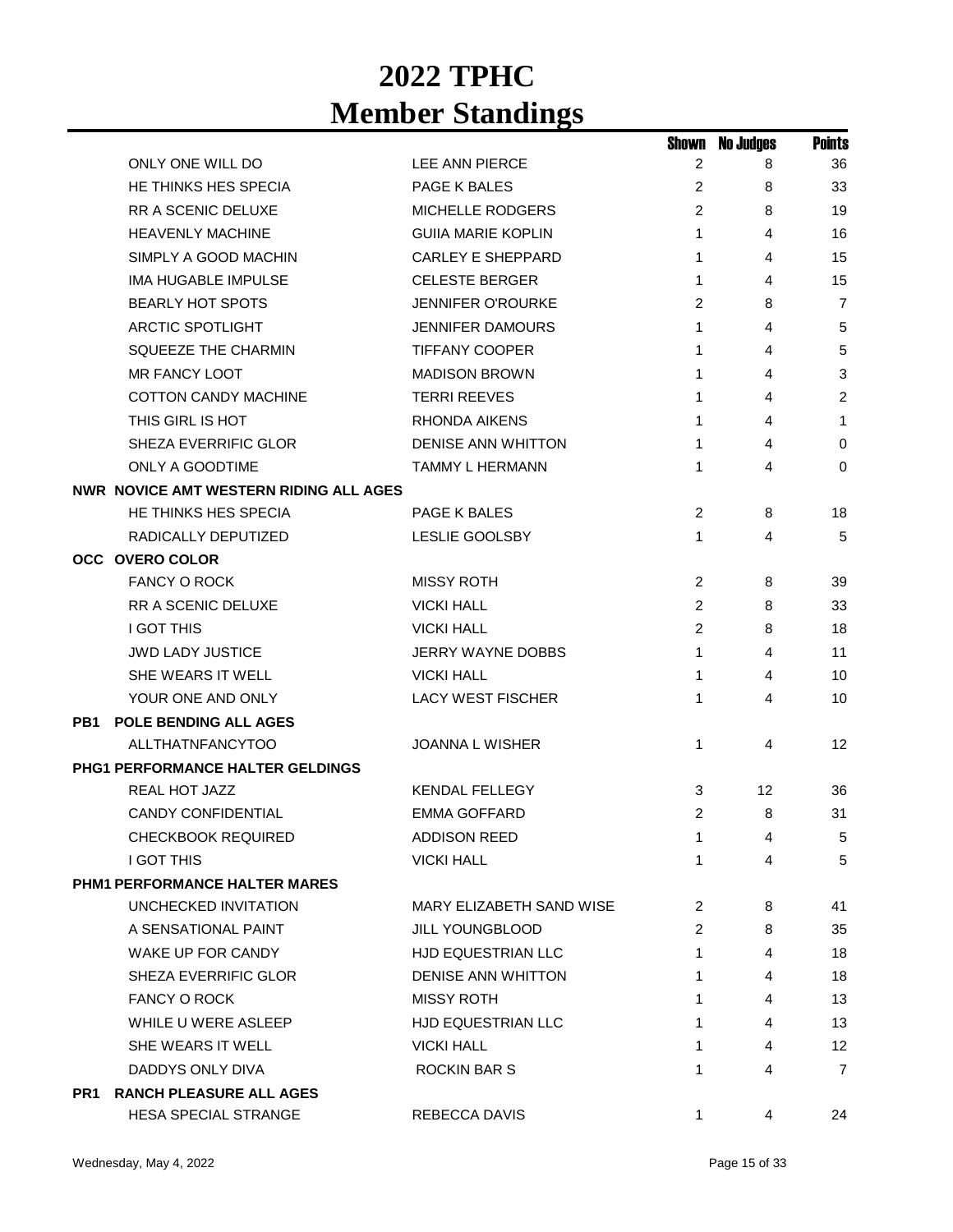# 2022 TPHC
# Member Standings

| | | Shown | No Judges | Points |
|---|---|---|---|---|
| ONLY ONE WILL DO | LEE ANN PIERCE | 2 | 8 | 36 |
| HE THINKS HES SPECIA | PAGE K BALES | 2 | 8 | 33 |
| RR A SCENIC DELUXE | MICHELLE RODGERS | 2 | 8 | 19 |
| HEAVENLY MACHINE | GUIIA MARIE KOPLIN | 1 | 4 | 16 |
| SIMPLY A GOOD MACHIN | CARLEY E SHEPPARD | 1 | 4 | 15 |
| IMA HUGABLE IMPULSE | CELESTE BERGER | 1 | 4 | 15 |
| BEARLY HOT SPOTS | JENNIFER O'ROURKE | 2 | 8 | 7 |
| ARCTIC SPOTLIGHT | JENNIFER DAMOURS | 1 | 4 | 5 |
| SQUEEZE THE CHARMIN | TIFFANY COOPER | 1 | 4 | 5 |
| MR FANCY LOOT | MADISON BROWN | 1 | 4 | 3 |
| COTTON CANDY MACHINE | TERRI REEVES | 1 | 4 | 2 |
| THIS GIRL IS HOT | RHONDA AIKENS | 1 | 4 | 1 |
| SHEZA EVERRIFIC GLOR | DENISE ANN WHITTON | 1 | 4 | 0 |
| ONLY A GOODTIME | TAMMY L HERMANN | 1 | 4 | 0 |
| **NWR NOVICE AMT WESTERN RIDING ALL AGES** | | | | |
| HE THINKS HES SPECIA | PAGE K BALES | 2 | 8 | 18 |
| RADICALLY DEPUTIZED | LESLIE GOOLSBY | 1 | 4 | 5 |
| **OCC OVERO COLOR** | | | | |
| FANCY O ROCK | MISSY ROTH | 2 | 8 | 39 |
| RR A SCENIC DELUXE | VICKI HALL | 2 | 8 | 33 |
| I GOT THIS | VICKI HALL | 2 | 8 | 18 |
| JWD LADY JUSTICE | JERRY WAYNE DOBBS | 1 | 4 | 11 |
| SHE WEARS IT WELL | VICKI HALL | 1 | 4 | 10 |
| YOUR ONE AND ONLY | LACY WEST FISCHER | 1 | 4 | 10 |
| **PB1 POLE BENDING ALL AGES** | | | | |
| ALLTHATNFANCYTOO | JOANNA L WISHER | 1 | 4 | 12 |
| **PHG1 PERFORMANCE HALTER GELDINGS** | | | | |
| REAL HOT JAZZ | KENDAL FELLEGY | 3 | 12 | 36 |
| CANDY CONFIDENTIAL | EMMA GOFFARD | 2 | 8 | 31 |
| CHECKBOOK REQUIRED | ADDISON REED | 1 | 4 | 5 |
| I GOT THIS | VICKI HALL | 1 | 4 | 5 |
| **PHM1 PERFORMANCE HALTER MARES** | | | | |
| UNCHECKED INVITATION | MARY ELIZABETH SAND WISE | 2 | 8 | 41 |
| A SENSATIONAL PAINT | JILL YOUNGBLOOD | 2 | 8 | 35 |
| WAKE UP FOR CANDY | HJD EQUESTRIAN LLC | 1 | 4 | 18 |
| SHEZA EVERRIFIC GLOR | DENISE ANN WHITTON | 1 | 4 | 18 |
| FANCY O ROCK | MISSY ROTH | 1 | 4 | 13 |
| WHILE U WERE ASLEEP | HJD EQUESTRIAN LLC | 1 | 4 | 13 |
| SHE WEARS IT WELL | VICKI HALL | 1 | 4 | 12 |
| DADDYS ONLY DIVA | ROCKIN BAR S | 1 | 4 | 7 |
| **PR1 RANCH PLEASURE ALL AGES** | | | | |
| HESA SPECIAL STRANGE | REBECCA DAVIS | 1 | 4 | 24 |

Wednesday, May 4, 2022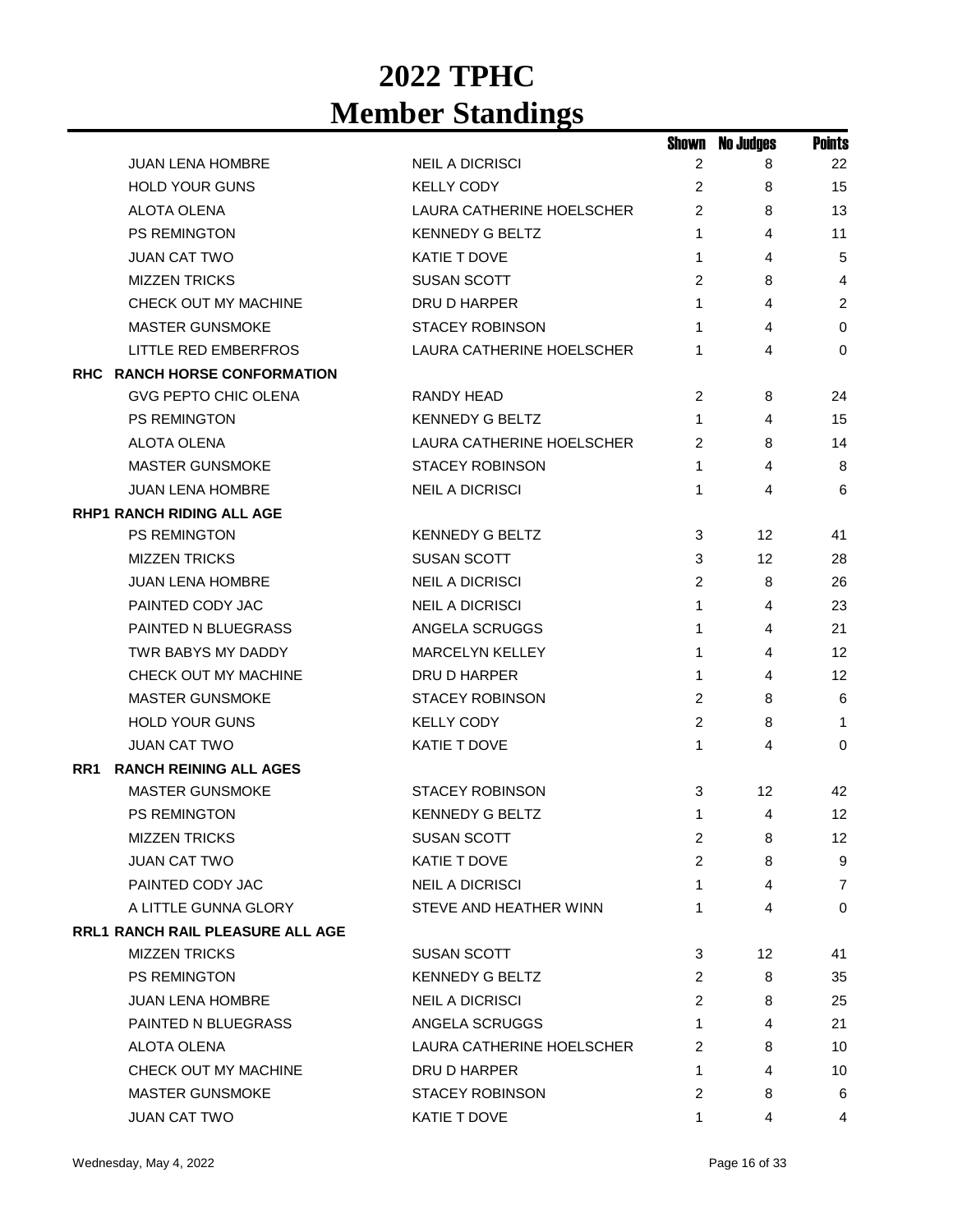# 2022 TPHC
# Member Standings

| | | Shown | No Judges | Points |
|---|---|---|---|---|
| JUAN LENA HOMBRE | NEIL A DICRISCI | 2 | 8 | 22 |
| HOLD YOUR GUNS | KELLY CODY | 2 | 8 | 15 |
| ALOTA OLENA | LAURA CATHERINE HOELSCHER | 2 | 8 | 13 |
| PS REMINGTON | KENNEDY G BELTZ | 1 | 4 | 11 |
| JUAN CAT TWO | KATIE T DOVE | 1 | 4 | 5 |
| MIZZEN TRICKS | SUSAN SCOTT | 2 | 8 | 4 |
| CHECK OUT MY MACHINE | DRU D HARPER | 1 | 4 | 2 |
| MASTER GUNSMOKE | STACEY ROBINSON | 1 | 4 | 0 |
| LITTLE RED EMBERFROS | LAURA CATHERINE HOELSCHER | 1 | 4 | 0 |
| **RHC RANCH HORSE CONFORMATION** | | | | |
| GVG PEPTO CHIC OLENA | RANDY HEAD | 2 | 8 | 24 |
| PS REMINGTON | KENNEDY G BELTZ | 1 | 4 | 15 |
| ALOTA OLENA | LAURA CATHERINE HOELSCHER | 2 | 8 | 14 |
| MASTER GUNSMOKE | STACEY ROBINSON | 1 | 4 | 8 |
| JUAN LENA HOMBRE | NEIL A DICRISCI | 1 | 4 | 6 |
| **RHP1 RANCH RIDING ALL AGE** | | | | |
| PS REMINGTON | KENNEDY G BELTZ | 3 | 12 | 41 |
| MIZZEN TRICKS | SUSAN SCOTT | 3 | 12 | 28 |
| JUAN LENA HOMBRE | NEIL A DICRISCI | 2 | 8 | 26 |
| PAINTED CODY JAC | NEIL A DICRISCI | 1 | 4 | 23 |
| PAINTED N BLUEGRASS | ANGELA SCRUGGS | 1 | 4 | 21 |
| TWR BABYS MY DADDY | MARCELYN KELLEY | 1 | 4 | 12 |
| CHECK OUT MY MACHINE | DRU D HARPER | 1 | 4 | 12 |
| MASTER GUNSMOKE | STACEY ROBINSON | 2 | 8 | 6 |
| HOLD YOUR GUNS | KELLY CODY | 2 | 8 | 1 |
| JUAN CAT TWO | KATIE T DOVE | 1 | 4 | 0 |
| **RR1 RANCH REINING ALL AGES** | | | | |
| MASTER GUNSMOKE | STACEY ROBINSON | 3 | 12 | 42 |
| PS REMINGTON | KENNEDY G BELTZ | 1 | 4 | 12 |
| MIZZEN TRICKS | SUSAN SCOTT | 2 | 8 | 12 |
| JUAN CAT TWO | KATIE T DOVE | 2 | 8 | 9 |
| PAINTED CODY JAC | NEIL A DICRISCI | 1 | 4 | 7 |
| A LITTLE GUNNA GLORY | STEVE AND HEATHER WINN | 1 | 4 | 0 |
| **RRL1 RANCH RAIL PLEASURE ALL AGE** | | | | |
| MIZZEN TRICKS | SUSAN SCOTT | 3 | 12 | 41 |
| PS REMINGTON | KENNEDY G BELTZ | 2 | 8 | 35 |
| JUAN LENA HOMBRE | NEIL A DICRISCI | 2 | 8 | 25 |
| PAINTED N BLUEGRASS | ANGELA SCRUGGS | 1 | 4 | 21 |
| ALOTA OLENA | LAURA CATHERINE HOELSCHER | 2 | 8 | 10 |
| CHECK OUT MY MACHINE | DRU D HARPER | 1 | 4 | 10 |
| MASTER GUNSMOKE | STACEY ROBINSON | 2 | 8 | 6 |
| JUAN CAT TWO | KATIE T DOVE | 1 | 4 | 4 |

Wednesday, May 4, 2022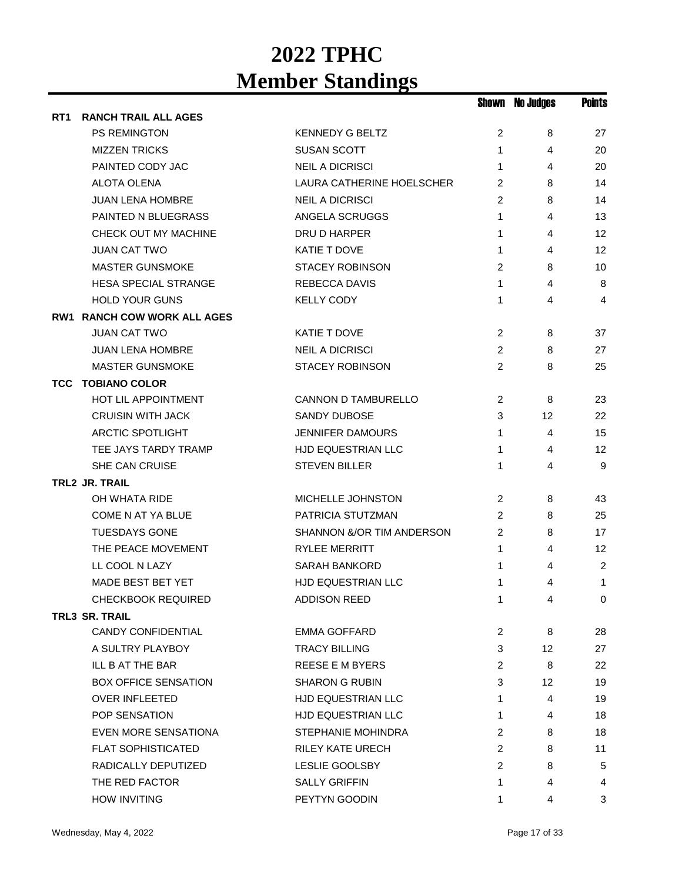# 2022 TPHC
# Member Standings

| | | | Shown | No Judges | Points |
|---|---|---|---|---|---|
| **RT1** | **RANCH TRAIL ALL AGES** | | | | |
| | PS REMINGTON | KENNEDY G BELTZ | 2 | 8 | 27 |
| | MIZZEN TRICKS | SUSAN SCOTT | 1 | 4 | 20 |
| | PAINTED CODY JAC | NEIL A DICRISCI | 1 | 4 | 20 |
| | ALOTA OLENA | LAURA CATHERINE HOELSCHER | 2 | 8 | 14 |
| | JUAN LENA HOMBRE | NEIL A DICRISCI | 2 | 8 | 14 |
| | PAINTED N BLUEGRASS | ANGELA SCRUGGS | 1 | 4 | 13 |
| | CHECK OUT MY MACHINE | DRU D HARPER | 1 | 4 | 12 |
| | JUAN CAT TWO | KATIE T DOVE | 1 | 4 | 12 |
| | MASTER GUNSMOKE | STACEY ROBINSON | 2 | 8 | 10 |
| | HESA SPECIAL STRANGE | REBECCA DAVIS | 1 | 4 | 8 |
| | HOLD YOUR GUNS | KELLY CODY | 1 | 4 | 4 |
| **RW1** | **RANCH COW WORK ALL AGES** | | | | |
| | JUAN CAT TWO | KATIE T DOVE | 2 | 8 | 37 |
| | JUAN LENA HOMBRE | NEIL A DICRISCI | 2 | 8 | 27 |
| | MASTER GUNSMOKE | STACEY ROBINSON | 2 | 8 | 25 |
| **TCC** | **TOBIANO COLOR** | | | | |
| | HOT LIL APPOINTMENT | CANNON D TAMBURELLO | 2 | 8 | 23 |
| | CRUISIN WITH JACK | SANDY DUBOSE | 3 | 12 | 22 |
| | ARCTIC SPOTLIGHT | JENNIFER DAMOURS | 1 | 4 | 15 |
| | TEE JAYS TARDY TRAMP | HJD EQUESTRIAN LLC | 1 | 4 | 12 |
| | SHE CAN CRUISE | STEVEN BILLER | 1 | 4 | 9 |
| **TRL2** | **JR. TRAIL** | | | | |
| | OH WHATA RIDE | MICHELLE JOHNSTON | 2 | 8 | 43 |
| | COME N AT YA BLUE | PATRICIA STUTZMAN | 2 | 8 | 25 |
| | TUESDAYS GONE | SHANNON &/OR TIM ANDERSON | 2 | 8 | 17 |
| | THE PEACE MOVEMENT | RYLEE MERRITT | 1 | 4 | 12 |
| | LL COOL N LAZY | SARAH BANKORD | 1 | 4 | 2 |
| | MADE BEST BET YET | HJD EQUESTRIAN LLC | 1 | 4 | 1 |
| | CHECKBOOK REQUIRED | ADDISON REED | 1 | 4 | 0 |
| **TRL3** | **SR. TRAIL** | | | | |
| | CANDY CONFIDENTIAL | EMMA GOFFARD | 2 | 8 | 28 |
| | A SULTRY PLAYBOY | TRACY BILLING | 3 | 12 | 27 |
| | ILL B AT THE BAR | REESE E M BYERS | 2 | 8 | 22 |
| | BOX OFFICE SENSATION | SHARON G RUBIN | 3 | 12 | 19 |
| | OVER INFLEETED | HJD EQUESTRIAN LLC | 1 | 4 | 19 |
| | POP SENSATION | HJD EQUESTRIAN LLC | 1 | 4 | 18 |
| | EVEN MORE SENSATIONA | STEPHANIE MOHINDRA | 2 | 8 | 18 |
| | FLAT SOPHISTICATED | RILEY KATE URECH | 2 | 8 | 11 |
| | RADICALLY DEPUTIZED | LESLIE GOOLSBY | 2 | 8 | 5 |
| | THE RED FACTOR | SALLY GRIFFIN | 1 | 4 | 4 |
| | HOW INVITING | PEYTYN GOODIN | 1 | 4 | 3 |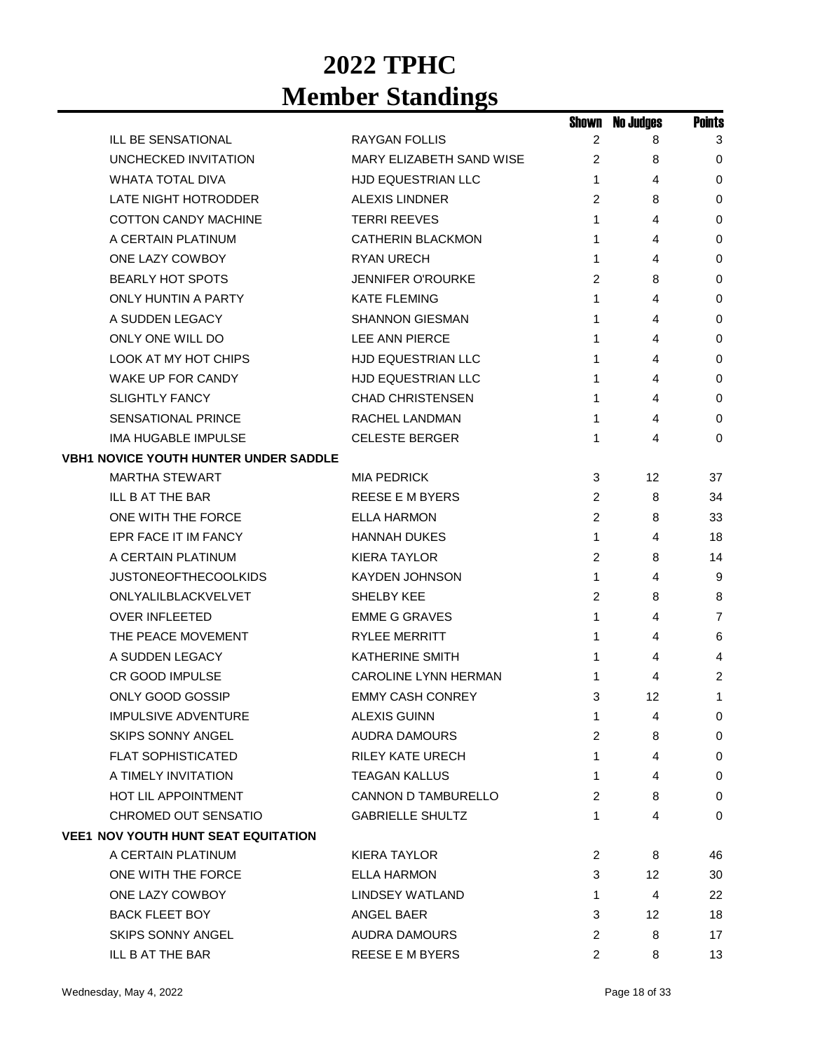# 2022 TPHC
# Member Standings

| | | Shown | No Judges | Points |
|---|---|---|---|---|
| ILL BE SENSATIONAL | RAYGAN FOLLIS | 2 | 8 | 3 |
| UNCHECKED INVITATION | MARY ELIZABETH SAND WISE | 2 | 8 | 0 |
| WHATA TOTAL DIVA | HJD EQUESTRIAN LLC | 1 | 4 | 0 |
| LATE NIGHT HOTRODDER | ALEXIS LINDNER | 2 | 8 | 0 |
| COTTON CANDY MACHINE | TERRI REEVES | 1 | 4 | 0 |
| A CERTAIN PLATINUM | CATHERIN BLACKMON | 1 | 4 | 0 |
| ONE LAZY COWBOY | RYAN URECH | 1 | 4 | 0 |
| BEARLY HOT SPOTS | JENNIFER O'ROURKE | 2 | 8 | 0 |
| ONLY HUNTIN A PARTY | KATE FLEMING | 1 | 4 | 0 |
| A SUDDEN LEGACY | SHANNON GIESMAN | 1 | 4 | 0 |
| ONLY ONE WILL DO | LEE ANN PIERCE | 1 | 4 | 0 |
| LOOK AT MY HOT CHIPS | HJD EQUESTRIAN LLC | 1 | 4 | 0 |
| WAKE UP FOR CANDY | HJD EQUESTRIAN LLC | 1 | 4 | 0 |
| SLIGHTLY FANCY | CHAD CHRISTENSEN | 1 | 4 | 0 |
| SENSATIONAL PRINCE | RACHEL LANDMAN | 1 | 4 | 0 |
| IMA HUGABLE IMPULSE | CELESTE BERGER | 1 | 4 | 0 |
| **VBH1 NOVICE YOUTH HUNTER UNDER SADDLE** | | | | |
| MARTHA STEWART | MIA PEDRICK | 3 | 12 | 37 |
| ILL B AT THE BAR | REESE E M BYERS | 2 | 8 | 34 |
| ONE WITH THE FORCE | ELLA HARMON | 2 | 8 | 33 |
| EPR FACE IT IM FANCY | HANNAH DUKES | 1 | 4 | 18 |
| A CERTAIN PLATINUM | KIERA TAYLOR | 2 | 8 | 14 |
| JUSTONEOFTHECOOLKIDS | KAYDEN JOHNSON | 1 | 4 | 9 |
| ONLYALILBLACKVELVET | SHELBY KEE | 2 | 8 | 8 |
| OVER INFLEETED | EMME G GRAVES | 1 | 4 | 7 |
| THE PEACE MOVEMENT | RYLEE MERRITT | 1 | 4 | 6 |
| A SUDDEN LEGACY | KATHERINE SMITH | 1 | 4 | 4 |
| CR GOOD IMPULSE | CAROLINE LYNN HERMAN | 1 | 4 | 2 |
| ONLY GOOD GOSSIP | EMMY CASH CONREY | 3 | 12 | 1 |
| IMPULSIVE ADVENTURE | ALEXIS GUINN | 1 | 4 | 0 |
| SKIPS SONNY ANGEL | AUDRA DAMOURS | 2 | 8 | 0 |
| FLAT SOPHISTICATED | RILEY KATE URECH | 1 | 4 | 0 |
| A TIMELY INVITATION | TEAGAN KALLUS | 1 | 4 | 0 |
| HOT LIL APPOINTMENT | CANNON D TAMBURELLO | 2 | 8 | 0 |
| CHROMED OUT SENSATIO | GABRIELLE SHULTZ | 1 | 4 | 0 |
| **VEE1 NOV YOUTH HUNT SEAT EQUITATION** | | | | |
| A CERTAIN PLATINUM | KIERA TAYLOR | 2 | 8 | 46 |
| ONE WITH THE FORCE | ELLA HARMON | 3 | 12 | 30 |
| ONE LAZY COWBOY | LINDSEY WATLAND | 1 | 4 | 22 |
| BACK FLEET BOY | ANGEL BAER | 3 | 12 | 18 |
| SKIPS SONNY ANGEL | AUDRA DAMOURS | 2 | 8 | 17 |
| ILL B AT THE BAR | REESE E M BYERS | 2 | 8 | 13 |

Wednesday, May 4, 2022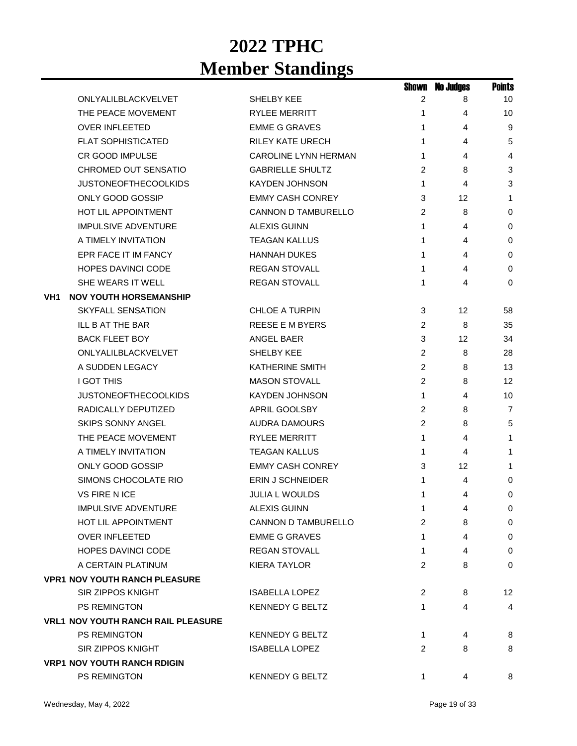# 2022 TPHC
# Member Standings

| | | | Shown | No Judges | Points |
|---|---|---|---|---|---|
| | ONLYALILBLACKVELVET | SHELBY KEE | 2 | 8 | 10 |
| | THE PEACE MOVEMENT | RYLEE MERRITT | 1 | 4 | 10 |
| | OVER INFLEETED | EMME G GRAVES | 1 | 4 | 9 |
| | FLAT SOPHISTICATED | RILEY KATE URECH | 1 | 4 | 5 |
| | CR GOOD IMPULSE | CAROLINE LYNN HERMAN | 1 | 4 | 4 |
| | CHROMED OUT SENSATIO | GABRIELLE SHULTZ | 2 | 8 | 3 |
| | JUSTONEOFTHECOOLKIDS | KAYDEN JOHNSON | 1 | 4 | 3 |
| | ONLY GOOD GOSSIP | EMMY CASH CONREY | 3 | 12 | 1 |
| | HOT LIL APPOINTMENT | CANNON D TAMBURELLO | 2 | 8 | 0 |
| | IMPULSIVE ADVENTURE | ALEXIS GUINN | 1 | 4 | 0 |
| | A TIMELY INVITATION | TEAGAN KALLUS | 1 | 4 | 0 |
| | EPR FACE IT IM FANCY | HANNAH DUKES | 1 | 4 | 0 |
| | HOPES DAVINCI CODE | REGAN STOVALL | 1 | 4 | 0 |
| | SHE WEARS IT WELL | REGAN STOVALL | 1 | 4 | 0 |
| **VH1** | **NOV YOUTH HORSEMANSHIP** | | | | |
| | SKYFALL SENSATION | CHLOE A TURPIN | 3 | 12 | 58 |
| | ILL B AT THE BAR | REESE E M BYERS | 2 | 8 | 35 |
| | BACK FLEET BOY | ANGEL BAER | 3 | 12 | 34 |
| | ONLYALILBLACKVELVET | SHELBY KEE | 2 | 8 | 28 |
| | A SUDDEN LEGACY | KATHERINE SMITH | 2 | 8 | 13 |
| | I GOT THIS | MASON STOVALL | 2 | 8 | 12 |
| | JUSTONEOFTHECOOLKIDS | KAYDEN JOHNSON | 1 | 4 | 10 |
| | RADICALLY DEPUTIZED | APRIL GOOLSBY | 2 | 8 | 7 |
| | SKIPS SONNY ANGEL | AUDRA DAMOURS | 2 | 8 | 5 |
| | THE PEACE MOVEMENT | RYLEE MERRITT | 1 | 4 | 1 |
| | A TIMELY INVITATION | TEAGAN KALLUS | 1 | 4 | 1 |
| | ONLY GOOD GOSSIP | EMMY CASH CONREY | 3 | 12 | 1 |
| | SIMONS CHOCOLATE RIO | ERIN J SCHNEIDER | 1 | 4 | 0 |
| | VS FIRE N ICE | JULIA L WOULDS | 1 | 4 | 0 |
| | IMPULSIVE ADVENTURE | ALEXIS GUINN | 1 | 4 | 0 |
| | HOT LIL APPOINTMENT | CANNON D TAMBURELLO | 2 | 8 | 0 |
| | OVER INFLEETED | EMME G GRAVES | 1 | 4 | 0 |
| | HOPES DAVINCI CODE | REGAN STOVALL | 1 | 4 | 0 |
| | A CERTAIN PLATINUM | KIERA TAYLOR | 2 | 8 | 0 |
| **VPR1** | **NOV YOUTH RANCH PLEASURE** | | | | |
| | SIR ZIPPOS KNIGHT | ISABELLA LOPEZ | 2 | 8 | 12 |
| | PS REMINGTON | KENNEDY G BELTZ | 1 | 4 | 4 |
| **VRL1** | **NOV YOUTH RANCH RAIL PLEASURE** | | | | |
| | PS REMINGTON | KENNEDY G BELTZ | 1 | 4 | 8 |
| | SIR ZIPPOS KNIGHT | ISABELLA LOPEZ | 2 | 8 | 8 |
| **VRP1** | **NOV YOUTH RANCH RDIGIN** | | | | |
| | PS REMINGTON | KENNEDY G BELTZ | 1 | 4 | 8 |

Wednesday, May 4, 2022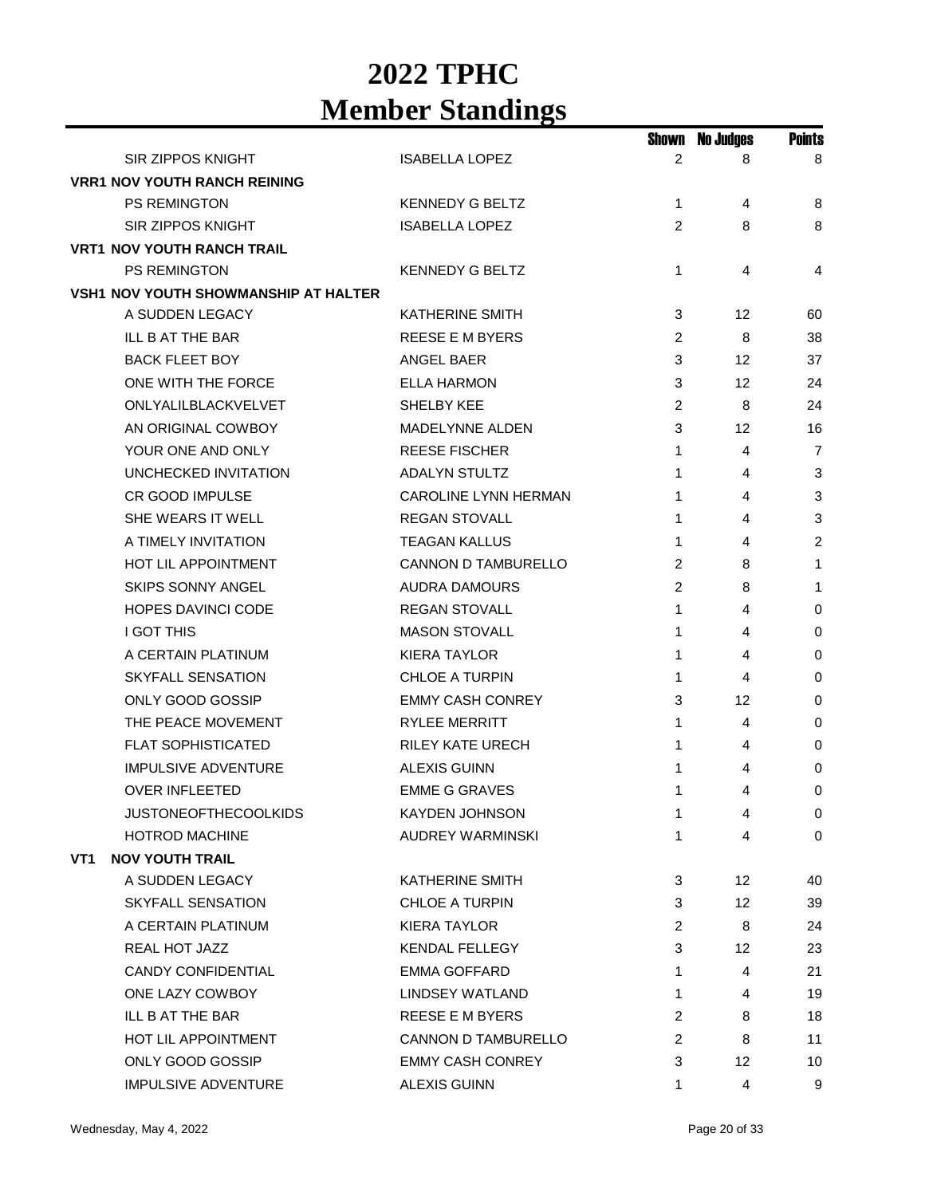# 2022 TPHC Member Standings

| | | Shown | No Judges | Points |
|---|---|---|---|---|
| SIR ZIPPOS KNIGHT | ISABELLA LOPEZ | 2 | 8 | 8 |
| **VRR1 NOV YOUTH RANCH REINING** | | | | |
| PS REMINGTON | KENNEDY G BELTZ | 1 | 4 | 8 |
| SIR ZIPPOS KNIGHT | ISABELLA LOPEZ | 2 | 8 | 8 |
| **VRT1 NOV YOUTH RANCH TRAIL** | | | | |
| PS REMINGTON | KENNEDY G BELTZ | 1 | 4 | 4 |
| **VSH1 NOV YOUTH SHOWMANSHIP AT HALTER** | | | | |
| A SUDDEN LEGACY | KATHERINE SMITH | 3 | 12 | 60 |
| ILL B AT THE BAR | REESE E M BYERS | 2 | 8 | 38 |
| BACK FLEET BOY | ANGEL BAER | 3 | 12 | 37 |
| ONE WITH THE FORCE | ELLA HARMON | 3 | 12 | 24 |
| ONLYALILBLACKVELVET | SHELBY KEE | 2 | 8 | 24 |
| AN ORIGINAL COWBOY | MADELYNNE ALDEN | 3 | 12 | 16 |
| YOUR ONE AND ONLY | REESE FISCHER | 1 | 4 | 7 |
| UNCHECKED INVITATION | ADALYN STULTZ | 1 | 4 | 3 |
| CR GOOD IMPULSE | CAROLINE LYNN HERMAN | 1 | 4 | 3 |
| SHE WEARS IT WELL | REGAN STOVALL | 1 | 4 | 3 |
| A TIMELY INVITATION | TEAGAN KALLUS | 1 | 4 | 2 |
| HOT LIL APPOINTMENT | CANNON D TAMBURELLO | 2 | 8 | 1 |
| SKIPS SONNY ANGEL | AUDRA DAMOURS | 2 | 8 | 1 |
| HOPES DAVINCI CODE | REGAN STOVALL | 1 | 4 | 0 |
| I GOT THIS | MASON STOVALL | 1 | 4 | 0 |
| A CERTAIN PLATINUM | KIERA TAYLOR | 1 | 4 | 0 |
| SKYFALL SENSATION | CHLOE A TURPIN | 1 | 4 | 0 |
| ONLY GOOD GOSSIP | EMMY CASH CONREY | 3 | 12 | 0 |
| THE PEACE MOVEMENT | RYLEE MERRITT | 1 | 4 | 0 |
| FLAT SOPHISTICATED | RILEY KATE URECH | 1 | 4 | 0 |
| IMPULSIVE ADVENTURE | ALEXIS GUINN | 1 | 4 | 0 |
| OVER INFLEETED | EMME G GRAVES | 1 | 4 | 0 |
| JUSTONEOFTHECOOLKIDS | KAYDEN JOHNSON | 1 | 4 | 0 |
| HOTROD MACHINE | AUDREY WARMINSKI | 1 | 4 | 0 |
| **VT1 NOV YOUTH TRAIL** | | | | |
| A SUDDEN LEGACY | KATHERINE SMITH | 3 | 12 | 40 |
| SKYFALL SENSATION | CHLOE A TURPIN | 3 | 12 | 39 |
| A CERTAIN PLATINUM | KIERA TAYLOR | 2 | 8 | 24 |
| REAL HOT JAZZ | KENDAL FELLEGY | 3 | 12 | 23 |
| CANDY CONFIDENTIAL | EMMA GOFFARD | 1 | 4 | 21 |
| ONE LAZY COWBOY | LINDSEY WATLAND | 1 | 4 | 19 |
| ILL B AT THE BAR | REESE E M BYERS | 2 | 8 | 18 |
| HOT LIL APPOINTMENT | CANNON D TAMBURELLO | 2 | 8 | 11 |
| ONLY GOOD GOSSIP | EMMY CASH CONREY | 3 | 12 | 10 |
| IMPULSIVE ADVENTURE | ALEXIS GUINN | 1 | 4 | 9 |

Wednesday, May 4, 2022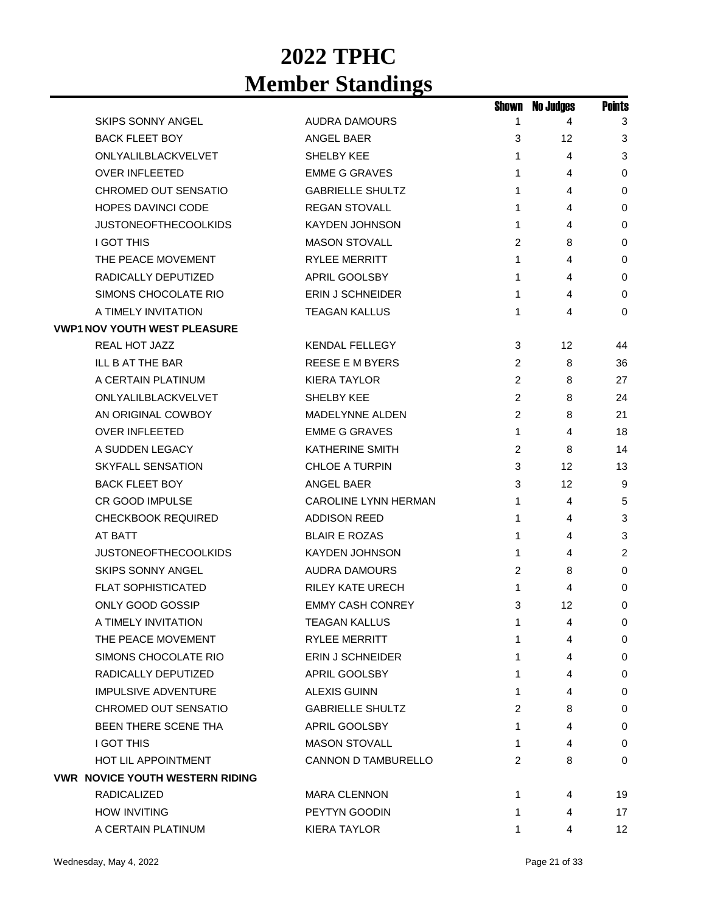# 2022 TPHC
# Member Standings

| | | Shown | No Judges | Points |
|---|---|---|---|---|
| SKIPS SONNY ANGEL | AUDRA DAMOURS | 1 | 4 | 3 |
| BACK FLEET BOY | ANGEL BAER | 3 | 12 | 3 |
| ONLYALILBLACKVELVET | SHELBY KEE | 1 | 4 | 3 |
| OVER INFLEETED | EMME G GRAVES | 1 | 4 | 0 |
| CHROMED OUT SENSATIO | GABRIELLE SHULTZ | 1 | 4 | 0 |
| HOPES DAVINCI CODE | REGAN STOVALL | 1 | 4 | 0 |
| JUSTONEOFTHECOOLKIDS | KAYDEN JOHNSON | 1 | 4 | 0 |
| I GOT THIS | MASON STOVALL | 2 | 8 | 0 |
| THE PEACE MOVEMENT | RYLEE MERRITT | 1 | 4 | 0 |
| RADICALLY DEPUTIZED | APRIL GOOLSBY | 1 | 4 | 0 |
| SIMONS CHOCOLATE RIO | ERIN J SCHNEIDER | 1 | 4 | 0 |
| A TIMELY INVITATION | TEAGAN KALLUS | 1 | 4 | 0 |
| **VWP1 NOV YOUTH WEST PLEASURE** | | | | |
| REAL HOT JAZZ | KENDAL FELLEGY | 3 | 12 | 44 |
| ILL B AT THE BAR | REESE E M BYERS | 2 | 8 | 36 |
| A CERTAIN PLATINUM | KIERA TAYLOR | 2 | 8 | 27 |
| ONLYALILBLACKVELVET | SHELBY KEE | 2 | 8 | 24 |
| AN ORIGINAL COWBOY | MADELYNNE ALDEN | 2 | 8 | 21 |
| OVER INFLEETED | EMME G GRAVES | 1 | 4 | 18 |
| A SUDDEN LEGACY | KATHERINE SMITH | 2 | 8 | 14 |
| SKYFALL SENSATION | CHLOE A TURPIN | 3 | 12 | 13 |
| BACK FLEET BOY | ANGEL BAER | 3 | 12 | 9 |
| CR GOOD IMPULSE | CAROLINE LYNN HERMAN | 1 | 4 | 5 |
| CHECKBOOK REQUIRED | ADDISON REED | 1 | 4 | 3 |
| AT BATT | BLAIR E ROZAS | 1 | 4 | 3 |
| JUSTONEOFTHECOOLKIDS | KAYDEN JOHNSON | 1 | 4 | 2 |
| SKIPS SONNY ANGEL | AUDRA DAMOURS | 2 | 8 | 0 |
| FLAT SOPHISTICATED | RILEY KATE URECH | 1 | 4 | 0 |
| ONLY GOOD GOSSIP | EMMY CASH CONREY | 3 | 12 | 0 |
| A TIMELY INVITATION | TEAGAN KALLUS | 1 | 4 | 0 |
| THE PEACE MOVEMENT | RYLEE MERRITT | 1 | 4 | 0 |
| SIMONS CHOCOLATE RIO | ERIN J SCHNEIDER | 1 | 4 | 0 |
| RADICALLY DEPUTIZED | APRIL GOOLSBY | 1 | 4 | 0 |
| IMPULSIVE ADVENTURE | ALEXIS GUINN | 1 | 4 | 0 |
| CHROMED OUT SENSATIO | GABRIELLE SHULTZ | 2 | 8 | 0 |
| BEEN THERE SCENE THA | APRIL GOOLSBY | 1 | 4 | 0 |
| I GOT THIS | MASON STOVALL | 1 | 4 | 0 |
| HOT LIL APPOINTMENT | CANNON D TAMBURELLO | 2 | 8 | 0 |
| **VWR NOVICE YOUTH WESTERN RIDING** | | | | |
| RADICALIZED | MARA CLENNON | 1 | 4 | 19 |
| HOW INVITING | PEYTYN GOODIN | 1 | 4 | 17 |
| A CERTAIN PLATINUM | KIERA TAYLOR | 1 | 4 | 12 |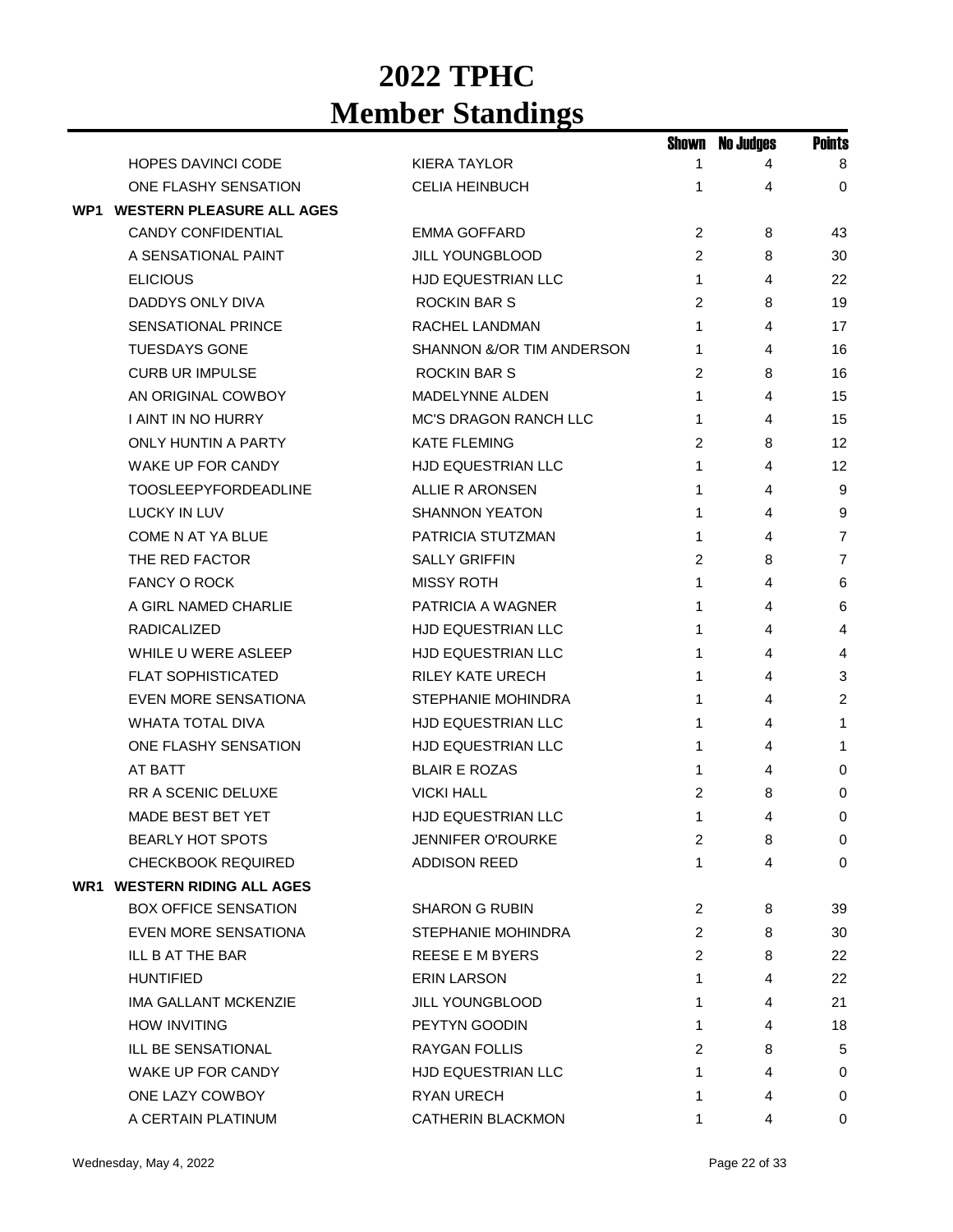# 2022 TPHC
# Member Standings

| | | | Shown | No Judges | Points |
|---|---|---|---|---|---|
| | HOPES DAVINCI CODE | KIERA TAYLOR | 1 | 4 | 8 |
| | ONE FLASHY SENSATION | CELIA HEINBUCH | 1 | 4 | 0 |
| **WP1** | **WESTERN PLEASURE ALL AGES** | | | | |
| | CANDY CONFIDENTIAL | EMMA GOFFARD | 2 | 8 | 43 |
| | A SENSATIONAL PAINT | JILL YOUNGBLOOD | 2 | 8 | 30 |
| | ELICIOUS | HJD EQUESTRIAN LLC | 1 | 4 | 22 |
| | DADDYS ONLY DIVA | ROCKIN BAR S | 2 | 8 | 19 |
| | SENSATIONAL PRINCE | RACHEL LANDMAN | 1 | 4 | 17 |
| | TUESDAYS GONE | SHANNON &/OR TIM ANDERSON | 1 | 4 | 16 |
| | CURB UR IMPULSE | ROCKIN BAR S | 2 | 8 | 16 |
| | AN ORIGINAL COWBOY | MADELYNNE ALDEN | 1 | 4 | 15 |
| | I AINT IN NO HURRY | MC'S DRAGON RANCH LLC | 1 | 4 | 15 |
| | ONLY HUNTIN A PARTY | KATE FLEMING | 2 | 8 | 12 |
| | WAKE UP FOR CANDY | HJD EQUESTRIAN LLC | 1 | 4 | 12 |
| | TOOSLEEPYFORDEADLINE | ALLIE R ARONSEN | 1 | 4 | 9 |
| | LUCKY IN LUV | SHANNON YEATON | 1 | 4 | 9 |
| | COME N AT YA BLUE | PATRICIA STUTZMAN | 1 | 4 | 7 |
| | THE RED FACTOR | SALLY GRIFFIN | 2 | 8 | 7 |
| | FANCY O ROCK | MISSY ROTH | 1 | 4 | 6 |
| | A GIRL NAMED CHARLIE | PATRICIA A WAGNER | 1 | 4 | 6 |
| | RADICALIZED | HJD EQUESTRIAN LLC | 1 | 4 | 4 |
| | WHILE U WERE ASLEEP | HJD EQUESTRIAN LLC | 1 | 4 | 4 |
| | FLAT SOPHISTICATED | RILEY KATE URECH | 1 | 4 | 3 |
| | EVEN MORE SENSATIONA | STEPHANIE MOHINDRA | 1 | 4 | 2 |
| | WHATA TOTAL DIVA | HJD EQUESTRIAN LLC | 1 | 4 | 1 |
| | ONE FLASHY SENSATION | HJD EQUESTRIAN LLC | 1 | 4 | 1 |
| | AT BATT | BLAIR E ROZAS | 1 | 4 | 0 |
| | RR A SCENIC DELUXE | VICKI HALL | 2 | 8 | 0 |
| | MADE BEST BET YET | HJD EQUESTRIAN LLC | 1 | 4 | 0 |
| | BEARLY HOT SPOTS | JENNIFER O'ROURKE | 2 | 8 | 0 |
| | CHECKBOOK REQUIRED | ADDISON REED | 1 | 4 | 0 |
| **WR1** | **WESTERN RIDING ALL AGES** | | | | |
| | BOX OFFICE SENSATION | SHARON G RUBIN | 2 | 8 | 39 |
| | EVEN MORE SENSATIONA | STEPHANIE MOHINDRA | 2 | 8 | 30 |
| | ILL B AT THE BAR | REESE E M BYERS | 2 | 8 | 22 |
| | HUNTIFIED | ERIN LARSON | 1 | 4 | 22 |
| | IMA GALLANT MCKENZIE | JILL YOUNGBLOOD | 1 | 4 | 21 |
| | HOW INVITING | PEYTYN GOODIN | 1 | 4 | 18 |
| | ILL BE SENSATIONAL | RAYGAN FOLLIS | 2 | 8 | 5 |
| | WAKE UP FOR CANDY | HJD EQUESTRIAN LLC | 1 | 4 | 0 |
| | ONE LAZY COWBOY | RYAN URECH | 1 | 4 | 0 |
| | A CERTAIN PLATINUM | CATHERIN BLACKMON | 1 | 4 | 0 |

Wednesday, May 4, 2022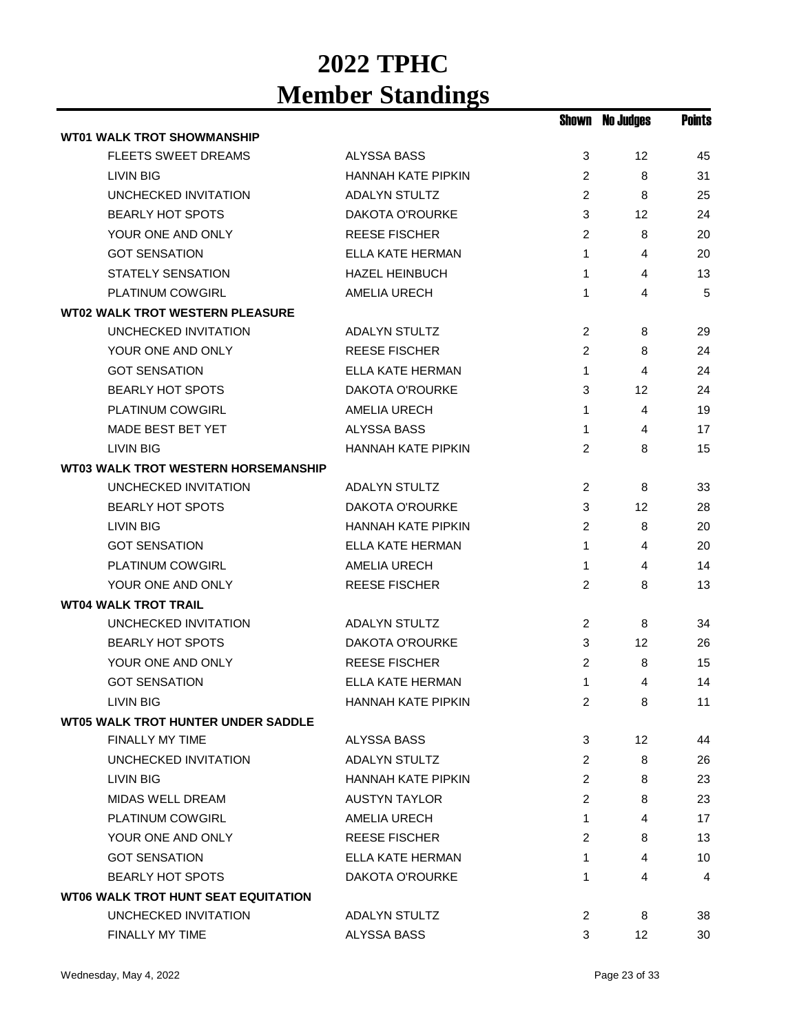# 2022 TPHC
# Member Standings

| | | Shown | No Judges | Points |
|---|---|---|---|---|
| **WT01 WALK TROT SHOWMANSHIP** | | | | |
| FLEETS SWEET DREAMS | ALYSSA BASS | 3 | 12 | 45 |
| LIVIN BIG | HANNAH KATE PIPKIN | 2 | 8 | 31 |
| UNCHECKED INVITATION | ADALYN STULTZ | 2 | 8 | 25 |
| BEARLY HOT SPOTS | DAKOTA O'ROURKE | 3 | 12 | 24 |
| YOUR ONE AND ONLY | REESE FISCHER | 2 | 8 | 20 |
| GOT SENSATION | ELLA KATE HERMAN | 1 | 4 | 20 |
| STATELY SENSATION | HAZEL HEINBUCH | 1 | 4 | 13 |
| PLATINUM COWGIRL | AMELIA URECH | 1 | 4 | 5 |
| **WT02 WALK TROT WESTERN PLEASURE** | | | | |
| UNCHECKED INVITATION | ADALYN STULTZ | 2 | 8 | 29 |
| YOUR ONE AND ONLY | REESE FISCHER | 2 | 8 | 24 |
| GOT SENSATION | ELLA KATE HERMAN | 1 | 4 | 24 |
| BEARLY HOT SPOTS | DAKOTA O'ROURKE | 3 | 12 | 24 |
| PLATINUM COWGIRL | AMELIA URECH | 1 | 4 | 19 |
| MADE BEST BET YET | ALYSSA BASS | 1 | 4 | 17 |
| LIVIN BIG | HANNAH KATE PIPKIN | 2 | 8 | 15 |
| **WT03 WALK TROT WESTERN HORSEMANSHIP** | | | | |
| UNCHECKED INVITATION | ADALYN STULTZ | 2 | 8 | 33 |
| BEARLY HOT SPOTS | DAKOTA O'ROURKE | 3 | 12 | 28 |
| LIVIN BIG | HANNAH KATE PIPKIN | 2 | 8 | 20 |
| GOT SENSATION | ELLA KATE HERMAN | 1 | 4 | 20 |
| PLATINUM COWGIRL | AMELIA URECH | 1 | 4 | 14 |
| YOUR ONE AND ONLY | REESE FISCHER | 2 | 8 | 13 |
| **WT04 WALK TROT TRAIL** | | | | |
| UNCHECKED INVITATION | ADALYN STULTZ | 2 | 8 | 34 |
| BEARLY HOT SPOTS | DAKOTA O'ROURKE | 3 | 12 | 26 |
| YOUR ONE AND ONLY | REESE FISCHER | 2 | 8 | 15 |
| GOT SENSATION | ELLA KATE HERMAN | 1 | 4 | 14 |
| LIVIN BIG | HANNAH KATE PIPKIN | 2 | 8 | 11 |
| **WT05 WALK TROT HUNTER UNDER SADDLE** | | | | |
| FINALLY MY TIME | ALYSSA BASS | 3 | 12 | 44 |
| UNCHECKED INVITATION | ADALYN STULTZ | 2 | 8 | 26 |
| LIVIN BIG | HANNAH KATE PIPKIN | 2 | 8 | 23 |
| MIDAS WELL DREAM | AUSTYN TAYLOR | 2 | 8 | 23 |
| PLATINUM COWGIRL | AMELIA URECH | 1 | 4 | 17 |
| YOUR ONE AND ONLY | REESE FISCHER | 2 | 8 | 13 |
| GOT SENSATION | ELLA KATE HERMAN | 1 | 4 | 10 |
| BEARLY HOT SPOTS | DAKOTA O'ROURKE | 1 | 4 | 4 |
| **WT06 WALK TROT HUNT SEAT EQUITATION** | | | | |
| UNCHECKED INVITATION | ADALYN STULTZ | 2 | 8 | 38 |
| FINALLY MY TIME | ALYSSA BASS | 3 | 12 | 30 |

Wednesday, May 4, 2022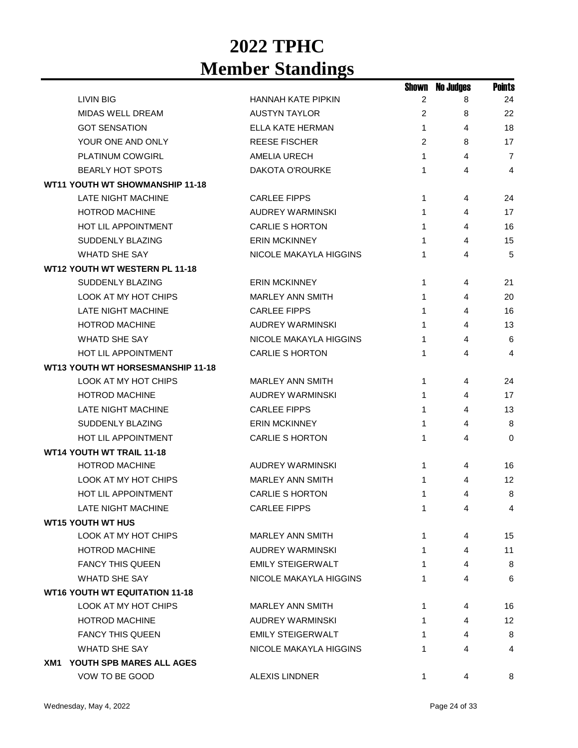# 2022 TPHC
# Member Standings

| | | Shown | No Judges | Points |
|---|---|---|---|---|
| LIVIN BIG | HANNAH KATE PIPKIN | 2 | 8 | 24 |
| MIDAS WELL DREAM | AUSTYN TAYLOR | 2 | 8 | 22 |
| GOT SENSATION | ELLA KATE HERMAN | 1 | 4 | 18 |
| YOUR ONE AND ONLY | REESE FISCHER | 2 | 8 | 17 |
| PLATINUM COWGIRL | AMELIA URECH | 1 | 4 | 7 |
| BEARLY HOT SPOTS | DAKOTA O'ROURKE | 1 | 4 | 4 |
| **WT11 YOUTH WT SHOWMANSHIP 11-18** | | | | |
| LATE NIGHT MACHINE | CARLEE FIPPS | 1 | 4 | 24 |
| HOTROD MACHINE | AUDREY WARMINSKI | 1 | 4 | 17 |
| HOT LIL APPOINTMENT | CARLIE S HORTON | 1 | 4 | 16 |
| SUDDENLY BLAZING | ERIN MCKINNEY | 1 | 4 | 15 |
| WHATD SHE SAY | NICOLE MAKAYLA HIGGINS | 1 | 4 | 5 |
| **WT12 YOUTH WT WESTERN PL 11-18** | | | | |
| SUDDENLY BLAZING | ERIN MCKINNEY | 1 | 4 | 21 |
| LOOK AT MY HOT CHIPS | MARLEY ANN SMITH | 1 | 4 | 20 |
| LATE NIGHT MACHINE | CARLEE FIPPS | 1 | 4 | 16 |
| HOTROD MACHINE | AUDREY WARMINSKI | 1 | 4 | 13 |
| WHATD SHE SAY | NICOLE MAKAYLA HIGGINS | 1 | 4 | 6 |
| HOT LIL APPOINTMENT | CARLIE S HORTON | 1 | 4 | 4 |
| **WT13 YOUTH WT HORSESMANSHIP 11-18** | | | | |
| LOOK AT MY HOT CHIPS | MARLEY ANN SMITH | 1 | 4 | 24 |
| HOTROD MACHINE | AUDREY WARMINSKI | 1 | 4 | 17 |
| LATE NIGHT MACHINE | CARLEE FIPPS | 1 | 4 | 13 |
| SUDDENLY BLAZING | ERIN MCKINNEY | 1 | 4 | 8 |
| HOT LIL APPOINTMENT | CARLIE S HORTON | 1 | 4 | 0 |
| **WT14 YOUTH WT TRAIL 11-18** | | | | |
| HOTROD MACHINE | AUDREY WARMINSKI | 1 | 4 | 16 |
| LOOK AT MY HOT CHIPS | MARLEY ANN SMITH | 1 | 4 | 12 |
| HOT LIL APPOINTMENT | CARLIE S HORTON | 1 | 4 | 8 |
| LATE NIGHT MACHINE | CARLEE FIPPS | 1 | 4 | 4 |
| **WT15 YOUTH WT HUS** | | | | |
| LOOK AT MY HOT CHIPS | MARLEY ANN SMITH | 1 | 4 | 15 |
| HOTROD MACHINE | AUDREY WARMINSKI | 1 | 4 | 11 |
| FANCY THIS QUEEN | EMILY STEIGERWALT | 1 | 4 | 8 |
| WHATD SHE SAY | NICOLE MAKAYLA HIGGINS | 1 | 4 | 6 |
| **WT16 YOUTH WT EQUITATION 11-18** | | | | |
| LOOK AT MY HOT CHIPS | MARLEY ANN SMITH | 1 | 4 | 16 |
| HOTROD MACHINE | AUDREY WARMINSKI | 1 | 4 | 12 |
| FANCY THIS QUEEN | EMILY STEIGERWALT | 1 | 4 | 8 |
| WHATD SHE SAY | NICOLE MAKAYLA HIGGINS | 1 | 4 | 4 |
| **XM1 YOUTH SPB MARES ALL AGES** | | | | |
| VOW TO BE GOOD | ALEXIS LINDNER | 1 | 4 | 8 |

Wednesday, May 4, 2022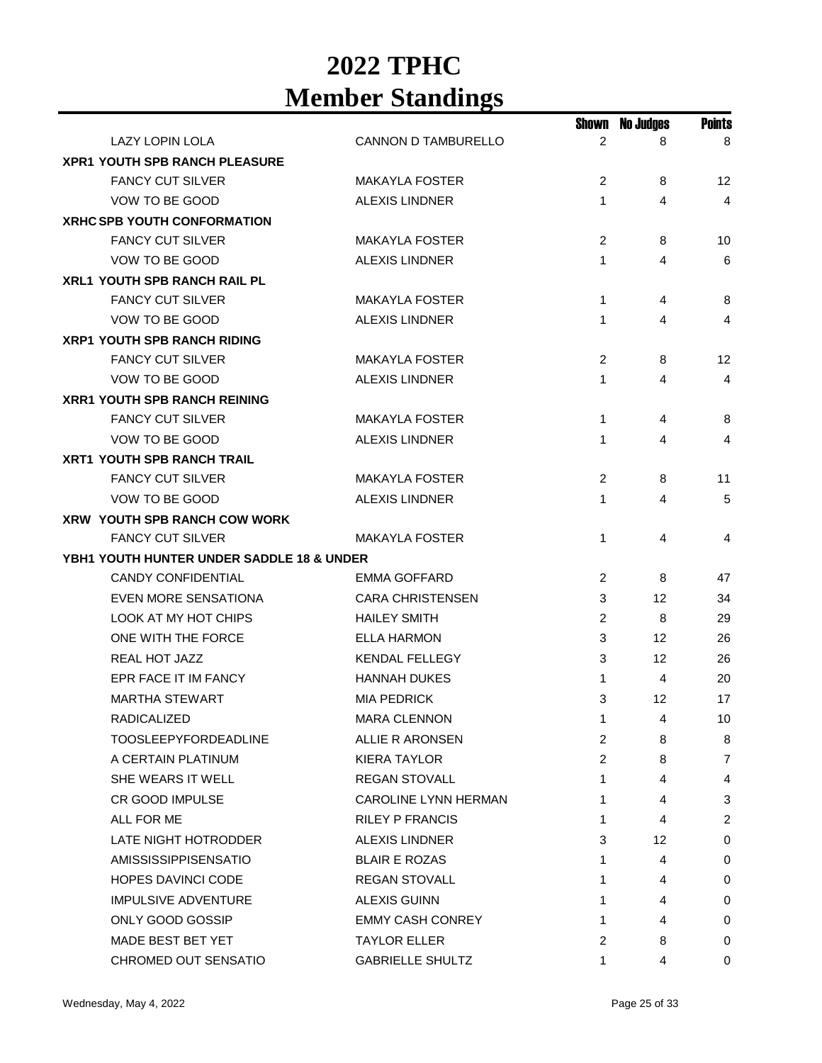# 2022 TPHC
# Member Standings

| | | Shown | No Judges | Points |
|---|---|---|---|---|
| LAZY LOPIN LOLA | CANNON D TAMBURELLO | 2 | 8 | 8 |
| **XPR1 YOUTH SPB RANCH PLEASURE** | | | | |
| FANCY CUT SILVER | MAKAYLA FOSTER | 2 | 8 | 12 |
| VOW TO BE GOOD | ALEXIS LINDNER | 1 | 4 | 4 |
| **XRHC SPB YOUTH CONFORMATION** | | | | |
| FANCY CUT SILVER | MAKAYLA FOSTER | 2 | 8 | 10 |
| VOW TO BE GOOD | ALEXIS LINDNER | 1 | 4 | 6 |
| **XRL1 YOUTH SPB RANCH RAIL PL** | | | | |
| FANCY CUT SILVER | MAKAYLA FOSTER | 1 | 4 | 8 |
| VOW TO BE GOOD | ALEXIS LINDNER | 1 | 4 | 4 |
| **XRP1 YOUTH SPB RANCH RIDING** | | | | |
| FANCY CUT SILVER | MAKAYLA FOSTER | 2 | 8 | 12 |
| VOW TO BE GOOD | ALEXIS LINDNER | 1 | 4 | 4 |
| **XRR1 YOUTH SPB RANCH REINING** | | | | |
| FANCY CUT SILVER | MAKAYLA FOSTER | 1 | 4 | 8 |
| VOW TO BE GOOD | ALEXIS LINDNER | 1 | 4 | 4 |
| **XRT1 YOUTH SPB RANCH TRAIL** | | | | |
| FANCY CUT SILVER | MAKAYLA FOSTER | 2 | 8 | 11 |
| VOW TO BE GOOD | ALEXIS LINDNER | 1 | 4 | 5 |
| **XRW YOUTH SPB RANCH COW WORK** | | | | |
| FANCY CUT SILVER | MAKAYLA FOSTER | 1 | 4 | 4 |
| **YBH1 YOUTH HUNTER UNDER SADDLE 18 & UNDER** | | | | |
| CANDY CONFIDENTIAL | EMMA GOFFARD | 2 | 8 | 47 |
| EVEN MORE SENSATIONA | CARA CHRISTENSEN | 3 | 12 | 34 |
| LOOK AT MY HOT CHIPS | HAILEY SMITH | 2 | 8 | 29 |
| ONE WITH THE FORCE | ELLA HARMON | 3 | 12 | 26 |
| REAL HOT JAZZ | KENDAL FELLEGY | 3 | 12 | 26 |
| EPR FACE IT IM FANCY | HANNAH DUKES | 1 | 4 | 20 |
| MARTHA STEWART | MIA PEDRICK | 3 | 12 | 17 |
| RADICALIZED | MARA CLENNON | 1 | 4 | 10 |
| TOOSLEEPYFORDEADLINE | ALLIE R ARONSEN | 2 | 8 | 8 |
| A CERTAIN PLATINUM | KIERA TAYLOR | 2 | 8 | 7 |
| SHE WEARS IT WELL | REGAN STOVALL | 1 | 4 | 4 |
| CR GOOD IMPULSE | CAROLINE LYNN HERMAN | 1 | 4 | 3 |
| ALL FOR ME | RILEY P FRANCIS | 1 | 4 | 2 |
| LATE NIGHT HOTRODDER | ALEXIS LINDNER | 3 | 12 | 0 |
| AMISSISSIPPISENSATIO | BLAIR E ROZAS | 1 | 4 | 0 |
| HOPES DAVINCI CODE | REGAN STOVALL | 1 | 4 | 0 |
| IMPULSIVE ADVENTURE | ALEXIS GUINN | 1 | 4 | 0 |
| ONLY GOOD GOSSIP | EMMY CASH CONREY | 1 | 4 | 0 |
| MADE BEST BET YET | TAYLOR ELLER | 2 | 8 | 0 |
| CHROMED OUT SENSATIO | GABRIELLE SHULTZ | 1 | 4 | 0 |

Wednesday, May 4, 2022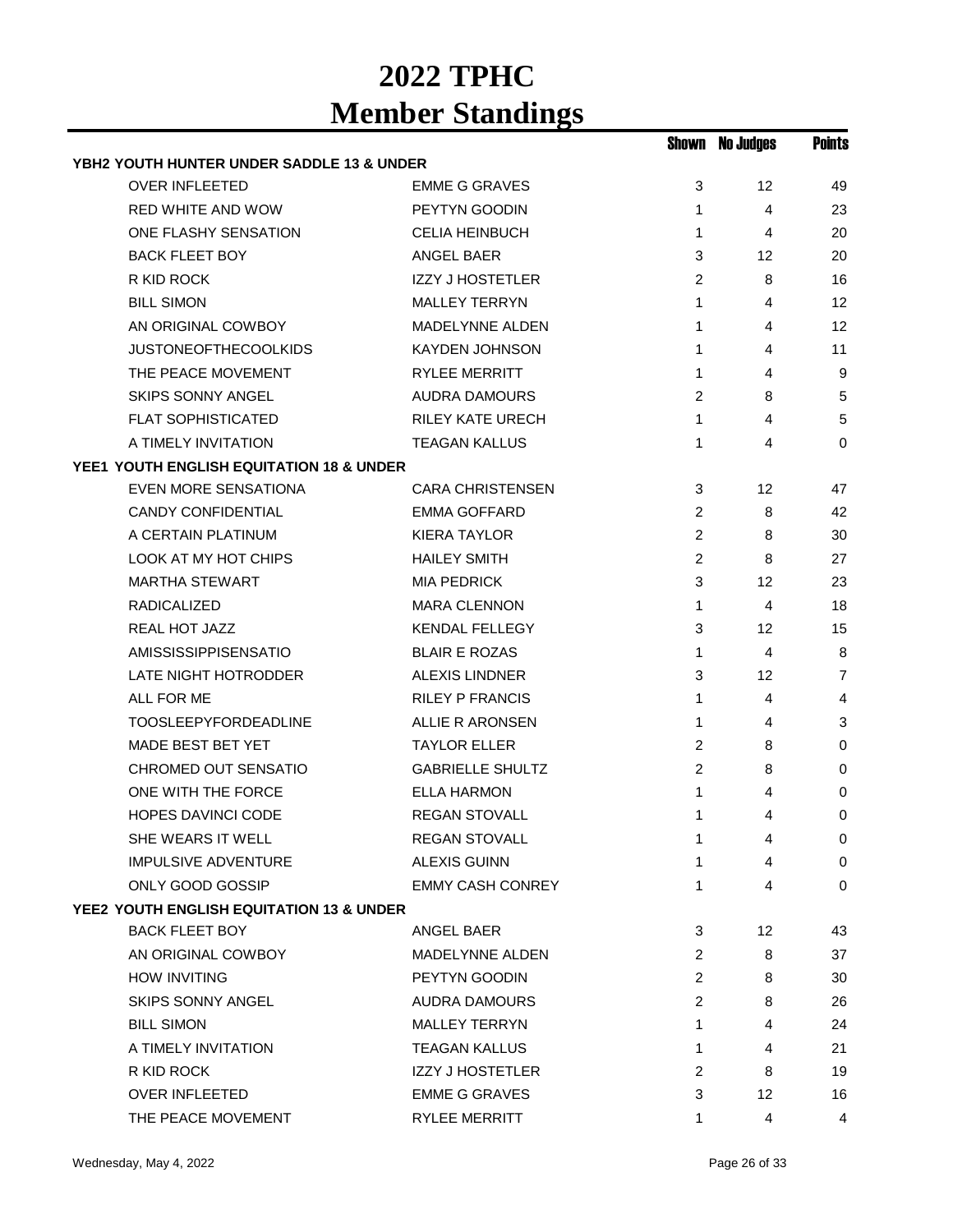# 2022 TPHC
# Member Standings

| | | Shown | No Judges | Points |
|---|---|---|---|---|
| **YBH2 YOUTH HUNTER UNDER SADDLE 13 & UNDER** | | | | |
| OVER INFLEETED | EMME G GRAVES | 3 | 12 | 49 |
| RED WHITE AND WOW | PEYTYN GOODIN | 1 | 4 | 23 |
| ONE FLASHY SENSATION | CELIA HEINBUCH | 1 | 4 | 20 |
| BACK FLEET BOY | ANGEL BAER | 3 | 12 | 20 |
| R KID ROCK | IZZY J HOSTETLER | 2 | 8 | 16 |
| BILL SIMON | MALLEY TERRYN | 1 | 4 | 12 |
| AN ORIGINAL COWBOY | MADELYNNE ALDEN | 1 | 4 | 12 |
| JUSTONEOFTHECOOLKIDS | KAYDEN JOHNSON | 1 | 4 | 11 |
| THE PEACE MOVEMENT | RYLEE MERRITT | 1 | 4 | 9 |
| SKIPS SONNY ANGEL | AUDRA DAMOURS | 2 | 8 | 5 |
| FLAT SOPHISTICATED | RILEY KATE URECH | 1 | 4 | 5 |
| A TIMELY INVITATION | TEAGAN KALLUS | 1 | 4 | 0 |
| **YEE1 YOUTH ENGLISH EQUITATION 18 & UNDER** | | | | |
| EVEN MORE SENSATIONA | CARA CHRISTENSEN | 3 | 12 | 47 |
| CANDY CONFIDENTIAL | EMMA GOFFARD | 2 | 8 | 42 |
| A CERTAIN PLATINUM | KIERA TAYLOR | 2 | 8 | 30 |
| LOOK AT MY HOT CHIPS | HAILEY SMITH | 2 | 8 | 27 |
| MARTHA STEWART | MIA PEDRICK | 3 | 12 | 23 |
| RADICALIZED | MARA CLENNON | 1 | 4 | 18 |
| REAL HOT JAZZ | KENDAL FELLEGY | 3 | 12 | 15 |
| AMISSISSIPPISENSATIO | BLAIR E ROZAS | 1 | 4 | 8 |
| LATE NIGHT HOTRODDER | ALEXIS LINDNER | 3 | 12 | 7 |
| ALL FOR ME | RILEY P FRANCIS | 1 | 4 | 4 |
| TOOSLEEPYFORDEADLINE | ALLIE R ARONSEN | 1 | 4 | 3 |
| MADE BEST BET YET | TAYLOR ELLER | 2 | 8 | 0 |
| CHROMED OUT SENSATIO | GABRIELLE SHULTZ | 2 | 8 | 0 |
| ONE WITH THE FORCE | ELLA HARMON | 1 | 4 | 0 |
| HOPES DAVINCI CODE | REGAN STOVALL | 1 | 4 | 0 |
| SHE WEARS IT WELL | REGAN STOVALL | 1 | 4 | 0 |
| IMPULSIVE ADVENTURE | ALEXIS GUINN | 1 | 4 | 0 |
| ONLY GOOD GOSSIP | EMMY CASH CONREY | 1 | 4 | 0 |
| **YEE2 YOUTH ENGLISH EQUITATION 13 & UNDER** | | | | |
| BACK FLEET BOY | ANGEL BAER | 3 | 12 | 43 |
| AN ORIGINAL COWBOY | MADELYNNE ALDEN | 2 | 8 | 37 |
| HOW INVITING | PEYTYN GOODIN | 2 | 8 | 30 |
| SKIPS SONNY ANGEL | AUDRA DAMOURS | 2 | 8 | 26 |
| BILL SIMON | MALLEY TERRYN | 1 | 4 | 24 |
| A TIMELY INVITATION | TEAGAN KALLUS | 1 | 4 | 21 |
| R KID ROCK | IZZY J HOSTETLER | 2 | 8 | 19 |
| OVER INFLEETED | EMME G GRAVES | 3 | 12 | 16 |
| THE PEACE MOVEMENT | RYLEE MERRITT | 1 | 4 | 4 |

Wednesday, May 4, 2022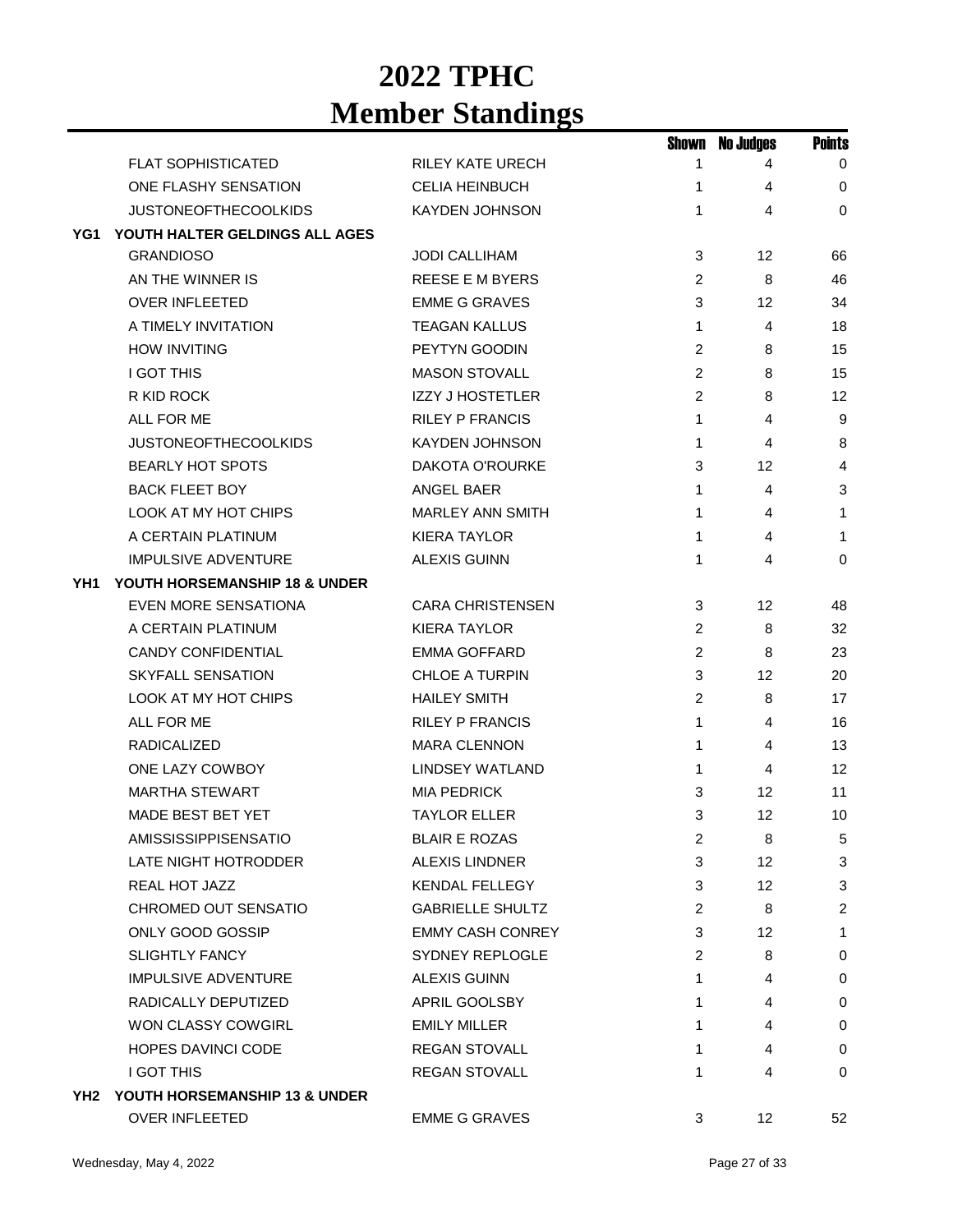# 2022 TPHC
# Member Standings

| | | | Shown | No Judges | Points |
|---|---|---|---|---|---|
| | FLAT SOPHISTICATED | RILEY KATE URECH | 1 | 4 | 0 |
| | ONE FLASHY SENSATION | CELIA HEINBUCH | 1 | 4 | 0 |
| | JUSTONEOFTHECOOLKIDS | KAYDEN JOHNSON | 1 | 4 | 0 |
| **YG1** | **YOUTH HALTER GELDINGS ALL AGES** | | | | |
| | GRANDIOSO | JODI CALLIHAM | 3 | 12 | 66 |
| | AN THE WINNER IS | REESE E M BYERS | 2 | 8 | 46 |
| | OVER INFLEETED | EMME G GRAVES | 3 | 12 | 34 |
| | A TIMELY INVITATION | TEAGAN KALLUS | 1 | 4 | 18 |
| | HOW INVITING | PEYTYN GOODIN | 2 | 8 | 15 |
| | I GOT THIS | MASON STOVALL | 2 | 8 | 15 |
| | R KID ROCK | IZZY J HOSTETLER | 2 | 8 | 12 |
| | ALL FOR ME | RILEY P FRANCIS | 1 | 4 | 9 |
| | JUSTONEOFTHECOOLKIDS | KAYDEN JOHNSON | 1 | 4 | 8 |
| | BEARLY HOT SPOTS | DAKOTA O'ROURKE | 3 | 12 | 4 |
| | BACK FLEET BOY | ANGEL BAER | 1 | 4 | 3 |
| | LOOK AT MY HOT CHIPS | MARLEY ANN SMITH | 1 | 4 | 1 |
| | A CERTAIN PLATINUM | KIERA TAYLOR | 1 | 4 | 1 |
| | IMPULSIVE ADVENTURE | ALEXIS GUINN | 1 | 4 | 0 |
| **YH1** | **YOUTH HORSEMANSHIP 18 & UNDER** | | | | |
| | EVEN MORE SENSATIONA | CARA CHRISTENSEN | 3 | 12 | 48 |
| | A CERTAIN PLATINUM | KIERA TAYLOR | 2 | 8 | 32 |
| | CANDY CONFIDENTIAL | EMMA GOFFARD | 2 | 8 | 23 |
| | SKYFALL SENSATION | CHLOE A TURPIN | 3 | 12 | 20 |
| | LOOK AT MY HOT CHIPS | HAILEY SMITH | 2 | 8 | 17 |
| | ALL FOR ME | RILEY P FRANCIS | 1 | 4 | 16 |
| | RADICALIZED | MARA CLENNON | 1 | 4 | 13 |
| | ONE LAZY COWBOY | LINDSEY WATLAND | 1 | 4 | 12 |
| | MARTHA STEWART | MIA PEDRICK | 3 | 12 | 11 |
| | MADE BEST BET YET | TAYLOR ELLER | 3 | 12 | 10 |
| | AMISSISSIPPISENSATIO | BLAIR E ROZAS | 2 | 8 | 5 |
| | LATE NIGHT HOTRODDER | ALEXIS LINDNER | 3 | 12 | 3 |
| | REAL HOT JAZZ | KENDAL FELLEGY | 3 | 12 | 3 |
| | CHROMED OUT SENSATIO | GABRIELLE SHULTZ | 2 | 8 | 2 |
| | ONLY GOOD GOSSIP | EMMY CASH CONREY | 3 | 12 | 1 |
| | SLIGHTLY FANCY | SYDNEY REPLOGLE | 2 | 8 | 0 |
| | IMPULSIVE ADVENTURE | ALEXIS GUINN | 1 | 4 | 0 |
| | RADICALLY DEPUTIZED | APRIL GOOLSBY | 1 | 4 | 0 |
| | WON CLASSY COWGIRL | EMILY MILLER | 1 | 4 | 0 |
| | HOPES DAVINCI CODE | REGAN STOVALL | 1 | 4 | 0 |
| | I GOT THIS | REGAN STOVALL | 1 | 4 | 0 |
| **YH2** | **YOUTH HORSEMANSHIP 13 & UNDER** | | | | |
| | OVER INFLEETED | EMME G GRAVES | 3 | 12 | 52 |

Wednesday, May 4, 2022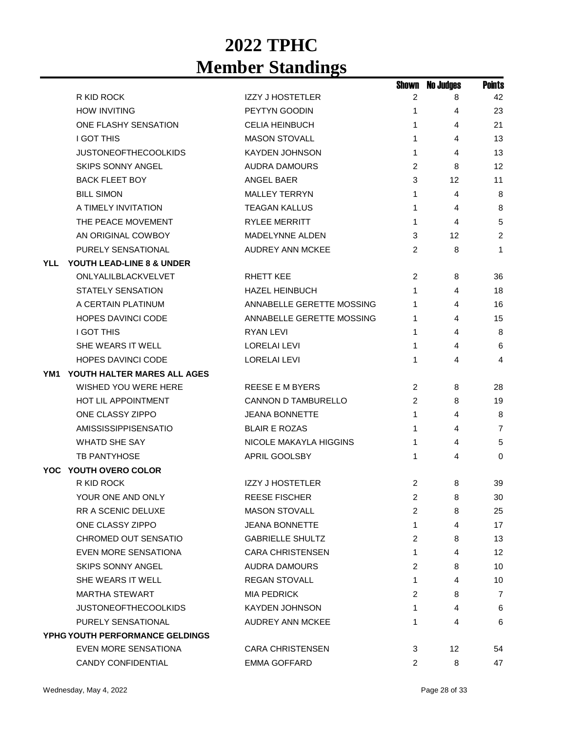# 2022 TPHC
# Member Standings

| | Horse | Member | Shown | No Judges | Points |
|---|---|---|---|---|---|
| | R KID ROCK | IZZY J HOSTETLER | 2 | 8 | 42 |
| | HOW INVITING | PEYTYN GOODIN | 1 | 4 | 23 |
| | ONE FLASHY SENSATION | CELIA HEINBUCH | 1 | 4 | 21 |
| | I GOT THIS | MASON STOVALL | 1 | 4 | 13 |
| | JUSTONEOFTHECOOLKIDS | KAYDEN JOHNSON | 1 | 4 | 13 |
| | SKIPS SONNY ANGEL | AUDRA DAMOURS | 2 | 8 | 12 |
| | BACK FLEET BOY | ANGEL BAER | 3 | 12 | 11 |
| | BILL SIMON | MALLEY TERRYN | 1 | 4 | 8 |
| | A TIMELY INVITATION | TEAGAN KALLUS | 1 | 4 | 8 |
| | THE PEACE MOVEMENT | RYLEE MERRITT | 1 | 4 | 5 |
| | AN ORIGINAL COWBOY | MADELYNNE ALDEN | 3 | 12 | 2 |
| | PURELY SENSATIONAL | AUDREY ANN MCKEE | 2 | 8 | 1 |
| **YLL** | **YOUTH LEAD-LINE 8 & UNDER** | | | | |
| | ONLYALILBLACKVELVET | RHETT KEE | 2 | 8 | 36 |
| | STATELY SENSATION | HAZEL HEINBUCH | 1 | 4 | 18 |
| | A CERTAIN PLATINUM | ANNABELLE GERETTE MOSSING | 1 | 4 | 16 |
| | HOPES DAVINCI CODE | ANNABELLE GERETTE MOSSING | 1 | 4 | 15 |
| | I GOT THIS | RYAN LEVI | 1 | 4 | 8 |
| | SHE WEARS IT WELL | LORELAI LEVI | 1 | 4 | 6 |
| | HOPES DAVINCI CODE | LORELAI LEVI | 1 | 4 | 4 |
| **YM1** | **YOUTH HALTER MARES ALL AGES** | | | | |
| | WISHED YOU WERE HERE | REESE E M BYERS | 2 | 8 | 28 |
| | HOT LIL APPOINTMENT | CANNON D TAMBURELLO | 2 | 8 | 19 |
| | ONE CLASSY ZIPPO | JEANA BONNETTE | 1 | 4 | 8 |
| | AMISSISSIPPISENSATIO | BLAIR E ROZAS | 1 | 4 | 7 |
| | WHATD SHE SAY | NICOLE MAKAYLA HIGGINS | 1 | 4 | 5 |
| | TB PANTYHOSE | APRIL GOOLSBY | 1 | 4 | 0 |
| **YOC** | **YOUTH OVERO COLOR** | | | | |
| | R KID ROCK | IZZY J HOSTETLER | 2 | 8 | 39 |
| | YOUR ONE AND ONLY | REESE FISCHER | 2 | 8 | 30 |
| | RR A SCENIC DELUXE | MASON STOVALL | 2 | 8 | 25 |
| | ONE CLASSY ZIPPO | JEANA BONNETTE | 1 | 4 | 17 |
| | CHROMED OUT SENSATIO | GABRIELLE SHULTZ | 2 | 8 | 13 |
| | EVEN MORE SENSATIONA | CARA CHRISTENSEN | 1 | 4 | 12 |
| | SKIPS SONNY ANGEL | AUDRA DAMOURS | 2 | 8 | 10 |
| | SHE WEARS IT WELL | REGAN STOVALL | 1 | 4 | 10 |
| | MARTHA STEWART | MIA PEDRICK | 2 | 8 | 7 |
| | JUSTONEOFTHECOOLKIDS | KAYDEN JOHNSON | 1 | 4 | 6 |
| | PURELY SENSATIONAL | AUDREY ANN MCKEE | 1 | 4 | 6 |
| **YPHG** | **YOUTH PERFORMANCE GELDINGS** | | | | |
| | EVEN MORE SENSATIONA | CARA CHRISTENSEN | 3 | 12 | 54 |
| | CANDY CONFIDENTIAL | EMMA GOFFARD | 2 | 8 | 47 |

Wednesday, May 4, 2022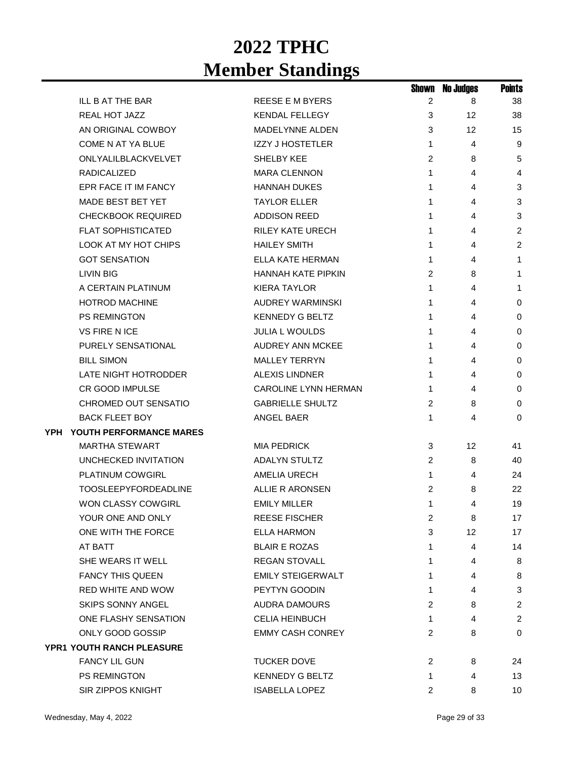# 2022 TPHC
# Member Standings

| | | | Shown | No Judges | Points |
|---|---|---|---|---|---|
| | ILL B AT THE BAR | REESE E M BYERS | 2 | 8 | 38 |
| | REAL HOT JAZZ | KENDAL FELLEGY | 3 | 12 | 38 |
| | AN ORIGINAL COWBOY | MADELYNNE ALDEN | 3 | 12 | 15 |
| | COME N AT YA BLUE | IZZY J HOSTETLER | 1 | 4 | 9 |
| | ONLYALILBLACKVELVET | SHELBY KEE | 2 | 8 | 5 |
| | RADICALIZED | MARA CLENNON | 1 | 4 | 4 |
| | EPR FACE IT IM FANCY | HANNAH DUKES | 1 | 4 | 3 |
| | MADE BEST BET YET | TAYLOR ELLER | 1 | 4 | 3 |
| | CHECKBOOK REQUIRED | ADDISON REED | 1 | 4 | 3 |
| | FLAT SOPHISTICATED | RILEY KATE URECH | 1 | 4 | 2 |
| | LOOK AT MY HOT CHIPS | HAILEY SMITH | 1 | 4 | 2 |
| | GOT SENSATION | ELLA KATE HERMAN | 1 | 4 | 1 |
| | LIVIN BIG | HANNAH KATE PIPKIN | 2 | 8 | 1 |
| | A CERTAIN PLATINUM | KIERA TAYLOR | 1 | 4 | 1 |
| | HOTROD MACHINE | AUDREY WARMINSKI | 1 | 4 | 0 |
| | PS REMINGTON | KENNEDY G BELTZ | 1 | 4 | 0 |
| | VS FIRE N ICE | JULIA L WOULDS | 1 | 4 | 0 |
| | PURELY SENSATIONAL | AUDREY ANN MCKEE | 1 | 4 | 0 |
| | BILL SIMON | MALLEY TERRYN | 1 | 4 | 0 |
| | LATE NIGHT HOTRODDER | ALEXIS LINDNER | 1 | 4 | 0 |
| | CR GOOD IMPULSE | CAROLINE LYNN HERMAN | 1 | 4 | 0 |
| | CHROMED OUT SENSATIO | GABRIELLE SHULTZ | 2 | 8 | 0 |
| | BACK FLEET BOY | ANGEL BAER | 1 | 4 | 0 |
| **YPH** | **YOUTH PERFORMANCE MARES** | | | | |
| | MARTHA STEWART | MIA PEDRICK | 3 | 12 | 41 |
| | UNCHECKED INVITATION | ADALYN STULTZ | 2 | 8 | 40 |
| | PLATINUM COWGIRL | AMELIA URECH | 1 | 4 | 24 |
| | TOOSLEEPYFORDEADLINE | ALLIE R ARONSEN | 2 | 8 | 22 |
| | WON CLASSY COWGIRL | EMILY MILLER | 1 | 4 | 19 |
| | YOUR ONE AND ONLY | REESE FISCHER | 2 | 8 | 17 |
| | ONE WITH THE FORCE | ELLA HARMON | 3 | 12 | 17 |
| | AT BATT | BLAIR E ROZAS | 1 | 4 | 14 |
| | SHE WEARS IT WELL | REGAN STOVALL | 1 | 4 | 8 |
| | FANCY THIS QUEEN | EMILY STEIGERWALT | 1 | 4 | 8 |
| | RED WHITE AND WOW | PEYTYN GOODIN | 1 | 4 | 3 |
| | SKIPS SONNY ANGEL | AUDRA DAMOURS | 2 | 8 | 2 |
| | ONE FLASHY SENSATION | CELIA HEINBUCH | 1 | 4 | 2 |
| | ONLY GOOD GOSSIP | EMMY CASH CONREY | 2 | 8 | 0 |
| **YPR1** | **YOUTH RANCH PLEASURE** | | | | |
| | FANCY LIL GUN | TUCKER DOVE | 2 | 8 | 24 |
| | PS REMINGTON | KENNEDY G BELTZ | 1 | 4 | 13 |
| | SIR ZIPPOS KNIGHT | ISABELLA LOPEZ | 2 | 8 | 10 |

Wednesday, May 4, 2022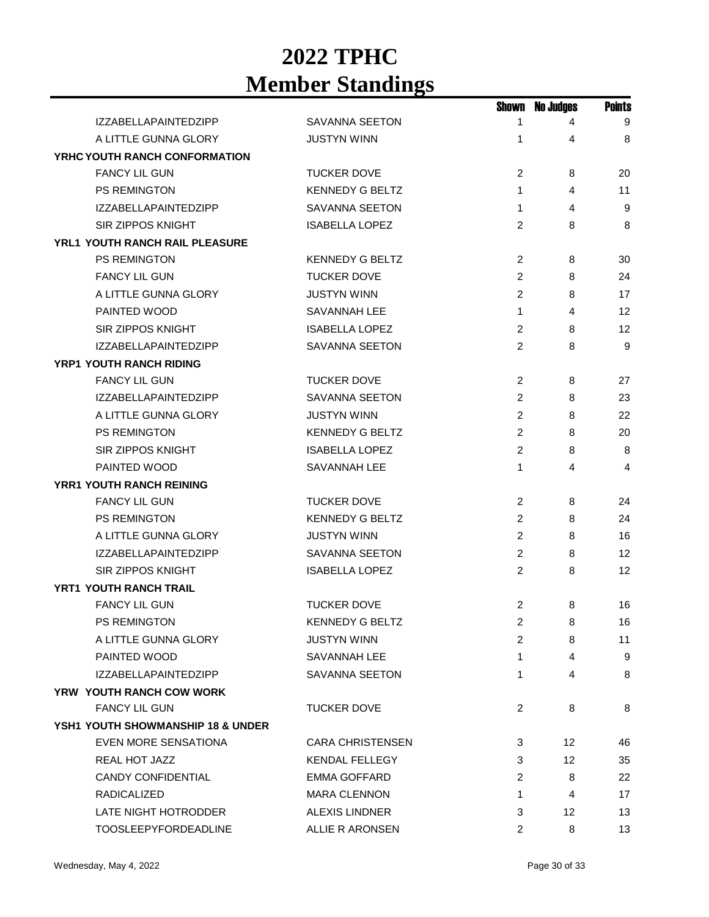# 2022 TPHC
# Member Standings

| | | Shown | No Judges | Points |
|---|---|---|---|---|
| IZZABELLAPAINTEDZIPP | SAVANNA SEETON | 1 | 4 | 9 |
| A LITTLE GUNNA GLORY | JUSTYN WINN | 1 | 4 | 8 |
| **YRHC YOUTH RANCH CONFORMATION** | | | | |
| FANCY LIL GUN | TUCKER DOVE | 2 | 8 | 20 |
| PS REMINGTON | KENNEDY G BELTZ | 1 | 4 | 11 |
| IZZABELLAPAINTEDZIPP | SAVANNA SEETON | 1 | 4 | 9 |
| SIR ZIPPOS KNIGHT | ISABELLA LOPEZ | 2 | 8 | 8 |
| **YRL1 YOUTH RANCH RAIL PLEASURE** | | | | |
| PS REMINGTON | KENNEDY G BELTZ | 2 | 8 | 30 |
| FANCY LIL GUN | TUCKER DOVE | 2 | 8 | 24 |
| A LITTLE GUNNA GLORY | JUSTYN WINN | 2 | 8 | 17 |
| PAINTED WOOD | SAVANNAH LEE | 1 | 4 | 12 |
| SIR ZIPPOS KNIGHT | ISABELLA LOPEZ | 2 | 8 | 12 |
| IZZABELLAPAINTEDZIPP | SAVANNA SEETON | 2 | 8 | 9 |
| **YRP1 YOUTH RANCH RIDING** | | | | |
| FANCY LIL GUN | TUCKER DOVE | 2 | 8 | 27 |
| IZZABELLAPAINTEDZIPP | SAVANNA SEETON | 2 | 8 | 23 |
| A LITTLE GUNNA GLORY | JUSTYN WINN | 2 | 8 | 22 |
| PS REMINGTON | KENNEDY G BELTZ | 2 | 8 | 20 |
| SIR ZIPPOS KNIGHT | ISABELLA LOPEZ | 2 | 8 | 8 |
| PAINTED WOOD | SAVANNAH LEE | 1 | 4 | 4 |
| **YRR1 YOUTH RANCH REINING** | | | | |
| FANCY LIL GUN | TUCKER DOVE | 2 | 8 | 24 |
| PS REMINGTON | KENNEDY G BELTZ | 2 | 8 | 24 |
| A LITTLE GUNNA GLORY | JUSTYN WINN | 2 | 8 | 16 |
| IZZABELLAPAINTEDZIPP | SAVANNA SEETON | 2 | 8 | 12 |
| SIR ZIPPOS KNIGHT | ISABELLA LOPEZ | 2 | 8 | 12 |
| **YRT1 YOUTH RANCH TRAIL** | | | | |
| FANCY LIL GUN | TUCKER DOVE | 2 | 8 | 16 |
| PS REMINGTON | KENNEDY G BELTZ | 2 | 8 | 16 |
| A LITTLE GUNNA GLORY | JUSTYN WINN | 2 | 8 | 11 |
| PAINTED WOOD | SAVANNAH LEE | 1 | 4 | 9 |
| IZZABELLAPAINTEDZIPP | SAVANNA SEETON | 1 | 4 | 8 |
| **YRW YOUTH RANCH COW WORK** | | | | |
| FANCY LIL GUN | TUCKER DOVE | 2 | 8 | 8 |
| **YSH1 YOUTH SHOWMANSHIP 18 & UNDER** | | | | |
| EVEN MORE SENSATIONA | CARA CHRISTENSEN | 3 | 12 | 46 |
| REAL HOT JAZZ | KENDAL FELLEGY | 3 | 12 | 35 |
| CANDY CONFIDENTIAL | EMMA GOFFARD | 2 | 8 | 22 |
| RADICALIZED | MARA CLENNON | 1 | 4 | 17 |
| LATE NIGHT HOTRODDER | ALEXIS LINDNER | 3 | 12 | 13 |
| TOOSLEEPYFORDEADLINE | ALLIE R ARONSEN | 2 | 8 | 13 |

Wednesday, May 4, 2022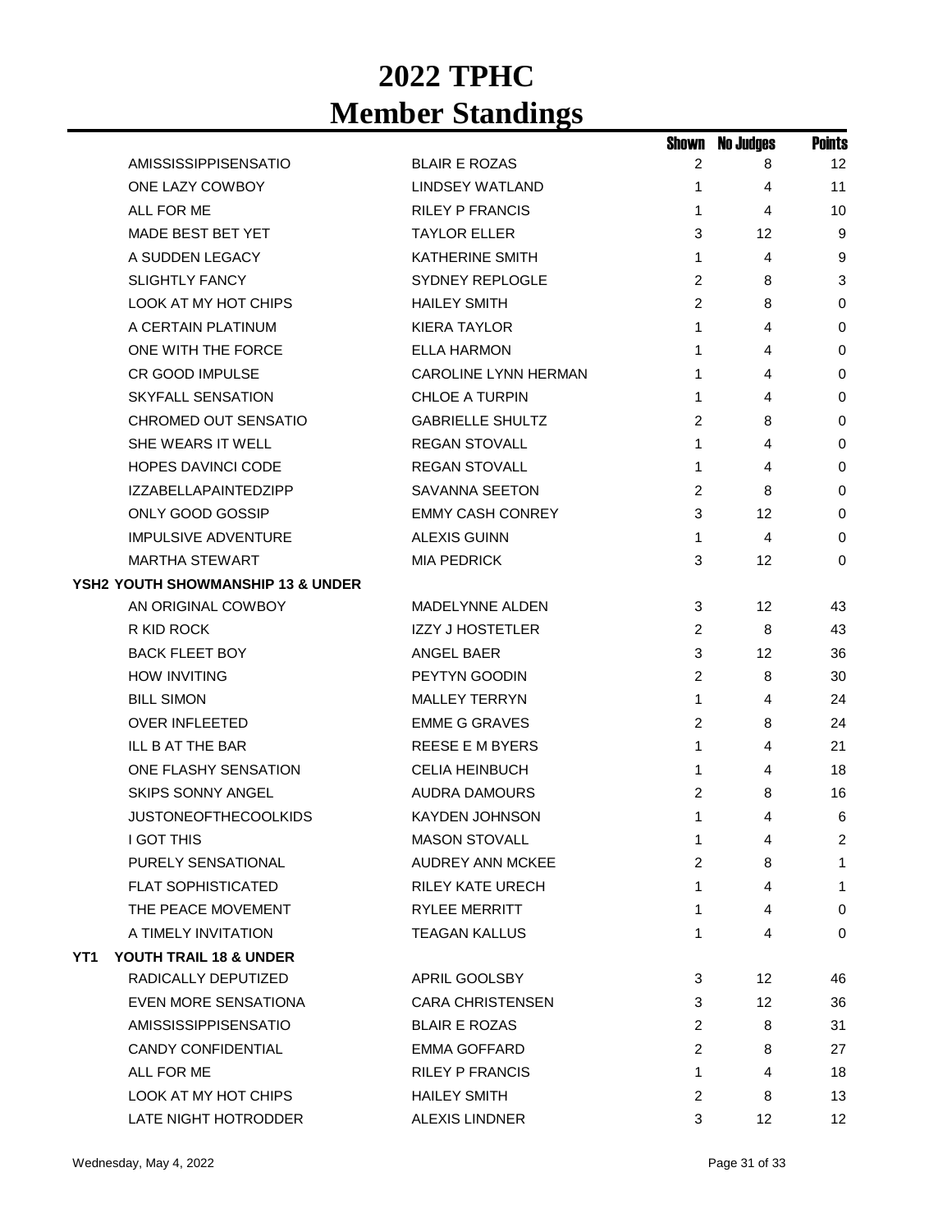# 2022 TPHC
# Member Standings

| | | Shown | No Judges | Points |
|---|---|---|---|---|
| AMISSISSIPPISENSATIO | BLAIR E ROZAS | 2 | 8 | 12 |
| ONE LAZY COWBOY | LINDSEY WATLAND | 1 | 4 | 11 |
| ALL FOR ME | RILEY P FRANCIS | 1 | 4 | 10 |
| MADE BEST BET YET | TAYLOR ELLER | 3 | 12 | 9 |
| A SUDDEN LEGACY | KATHERINE SMITH | 1 | 4 | 9 |
| SLIGHTLY FANCY | SYDNEY REPLOGLE | 2 | 8 | 3 |
| LOOK AT MY HOT CHIPS | HAILEY SMITH | 2 | 8 | 0 |
| A CERTAIN PLATINUM | KIERA TAYLOR | 1 | 4 | 0 |
| ONE WITH THE FORCE | ELLA HARMON | 1 | 4 | 0 |
| CR GOOD IMPULSE | CAROLINE LYNN HERMAN | 1 | 4 | 0 |
| SKYFALL SENSATION | CHLOE A TURPIN | 1 | 4 | 0 |
| CHROMED OUT SENSATIO | GABRIELLE SHULTZ | 2 | 8 | 0 |
| SHE WEARS IT WELL | REGAN STOVALL | 1 | 4 | 0 |
| HOPES DAVINCI CODE | REGAN STOVALL | 1 | 4 | 0 |
| IZZABELLAPAINTEDZIPP | SAVANNA SEETON | 2 | 8 | 0 |
| ONLY GOOD GOSSIP | EMMY CASH CONREY | 3 | 12 | 0 |
| IMPULSIVE ADVENTURE | ALEXIS GUINN | 1 | 4 | 0 |
| MARTHA STEWART | MIA PEDRICK | 3 | 12 | 0 |
| **YSH2 YOUTH SHOWMANSHIP 13 & UNDER** | | | | |
| AN ORIGINAL COWBOY | MADELYNNE ALDEN | 3 | 12 | 43 |
| R KID ROCK | IZZY J HOSTETLER | 2 | 8 | 43 |
| BACK FLEET BOY | ANGEL BAER | 3 | 12 | 36 |
| HOW INVITING | PEYTYN GOODIN | 2 | 8 | 30 |
| BILL SIMON | MALLEY TERRYN | 1 | 4 | 24 |
| OVER INFLEETED | EMME G GRAVES | 2 | 8 | 24 |
| ILL B AT THE BAR | REESE E M BYERS | 1 | 4 | 21 |
| ONE FLASHY SENSATION | CELIA HEINBUCH | 1 | 4 | 18 |
| SKIPS SONNY ANGEL | AUDRA DAMOURS | 2 | 8 | 16 |
| JUSTONEOFTHECOOLKIDS | KAYDEN JOHNSON | 1 | 4 | 6 |
| I GOT THIS | MASON STOVALL | 1 | 4 | 2 |
| PURELY SENSATIONAL | AUDREY ANN MCKEE | 2 | 8 | 1 |
| FLAT SOPHISTICATED | RILEY KATE URECH | 1 | 4 | 1 |
| THE PEACE MOVEMENT | RYLEE MERRITT | 1 | 4 | 0 |
| A TIMELY INVITATION | TEAGAN KALLUS | 1 | 4 | 0 |
| **YT1 YOUTH TRAIL 18 & UNDER** | | | | |
| RADICALLY DEPUTIZED | APRIL GOOLSBY | 3 | 12 | 46 |
| EVEN MORE SENSATIONA | CARA CHRISTENSEN | 3 | 12 | 36 |
| AMISSISSIPPISENSATIO | BLAIR E ROZAS | 2 | 8 | 31 |
| CANDY CONFIDENTIAL | EMMA GOFFARD | 2 | 8 | 27 |
| ALL FOR ME | RILEY P FRANCIS | 1 | 4 | 18 |
| LOOK AT MY HOT CHIPS | HAILEY SMITH | 2 | 8 | 13 |
| LATE NIGHT HOTRODDER | ALEXIS LINDNER | 3 | 12 | 12 |

Wednesday, May 4, 2022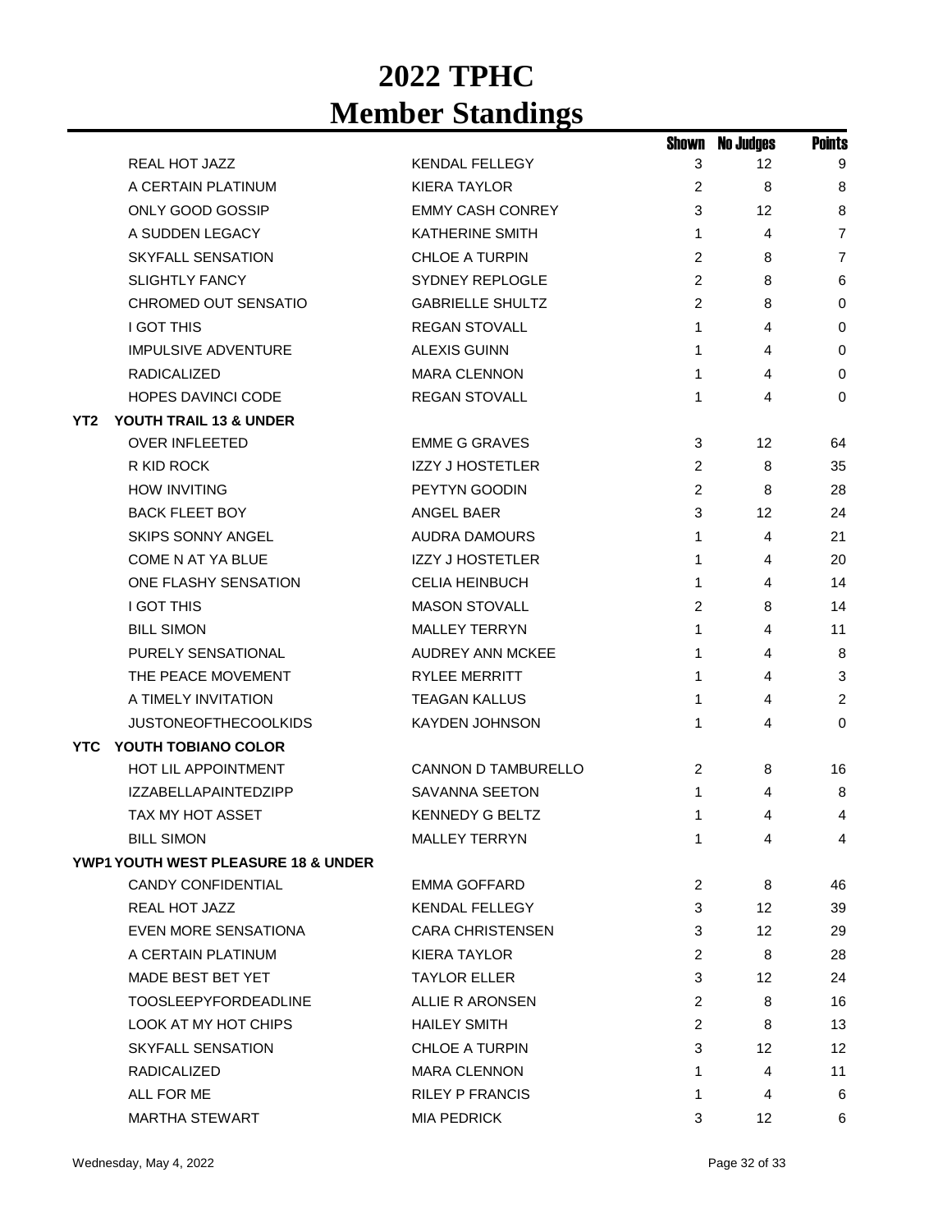# 2022 TPHC
# Member Standings

| | Horse | Member | Shown | No Judges | Points |
|---|---|---|---|---|---|
| | REAL HOT JAZZ | KENDAL FELLEGY | 3 | 12 | 9 |
| | A CERTAIN PLATINUM | KIERA TAYLOR | 2 | 8 | 8 |
| | ONLY GOOD GOSSIP | EMMY CASH CONREY | 3 | 12 | 8 |
| | A SUDDEN LEGACY | KATHERINE SMITH | 1 | 4 | 7 |
| | SKYFALL SENSATION | CHLOE A TURPIN | 2 | 8 | 7 |
| | SLIGHTLY FANCY | SYDNEY REPLOGLE | 2 | 8 | 6 |
| | CHROMED OUT SENSATIO | GABRIELLE SHULTZ | 2 | 8 | 0 |
| | I GOT THIS | REGAN STOVALL | 1 | 4 | 0 |
| | IMPULSIVE ADVENTURE | ALEXIS GUINN | 1 | 4 | 0 |
| | RADICALIZED | MARA CLENNON | 1 | 4 | 0 |
| | HOPES DAVINCI CODE | REGAN STOVALL | 1 | 4 | 0 |
| **YT2** | **YOUTH TRAIL 13 & UNDER** | | | | |
| | OVER INFLEETED | EMME G GRAVES | 3 | 12 | 64 |
| | R KID ROCK | IZZY J HOSTETLER | 2 | 8 | 35 |
| | HOW INVITING | PEYTYN GOODIN | 2 | 8 | 28 |
| | BACK FLEET BOY | ANGEL BAER | 3 | 12 | 24 |
| | SKIPS SONNY ANGEL | AUDRA DAMOURS | 1 | 4 | 21 |
| | COME N AT YA BLUE | IZZY J HOSTETLER | 1 | 4 | 20 |
| | ONE FLASHY SENSATION | CELIA HEINBUCH | 1 | 4 | 14 |
| | I GOT THIS | MASON STOVALL | 2 | 8 | 14 |
| | BILL SIMON | MALLEY TERRYN | 1 | 4 | 11 |
| | PURELY SENSATIONAL | AUDREY ANN MCKEE | 1 | 4 | 8 |
| | THE PEACE MOVEMENT | RYLEE MERRITT | 1 | 4 | 3 |
| | A TIMELY INVITATION | TEAGAN KALLUS | 1 | 4 | 2 |
| | JUSTONEOFTHECOOLKIDS | KAYDEN JOHNSON | 1 | 4 | 0 |
| **YTC** | **YOUTH TOBIANO COLOR** | | | | |
| | HOT LIL APPOINTMENT | CANNON D TAMBURELLO | 2 | 8 | 16 |
| | IZZABELLAPAINTEDZIPP | SAVANNA SEETON | 1 | 4 | 8 |
| | TAX MY HOT ASSET | KENNEDY G BELTZ | 1 | 4 | 4 |
| | BILL SIMON | MALLEY TERRYN | 1 | 4 | 4 |
| **YWP1** | **YOUTH WEST PLEASURE 18 & UNDER** | | | | |
| | CANDY CONFIDENTIAL | EMMA GOFFARD | 2 | 8 | 46 |
| | REAL HOT JAZZ | KENDAL FELLEGY | 3 | 12 | 39 |
| | EVEN MORE SENSATIONA | CARA CHRISTENSEN | 3 | 12 | 29 |
| | A CERTAIN PLATINUM | KIERA TAYLOR | 2 | 8 | 28 |
| | MADE BEST BET YET | TAYLOR ELLER | 3 | 12 | 24 |
| | TOOSLEEPYFORDEADLINE | ALLIE R ARONSEN | 2 | 8 | 16 |
| | LOOK AT MY HOT CHIPS | HAILEY SMITH | 2 | 8 | 13 |
| | SKYFALL SENSATION | CHLOE A TURPIN | 3 | 12 | 12 |
| | RADICALIZED | MARA CLENNON | 1 | 4 | 11 |
| | ALL FOR ME | RILEY P FRANCIS | 1 | 4 | 6 |
| | MARTHA STEWART | MIA PEDRICK | 3 | 12 | 6 |

Wednesday, May 4, 2022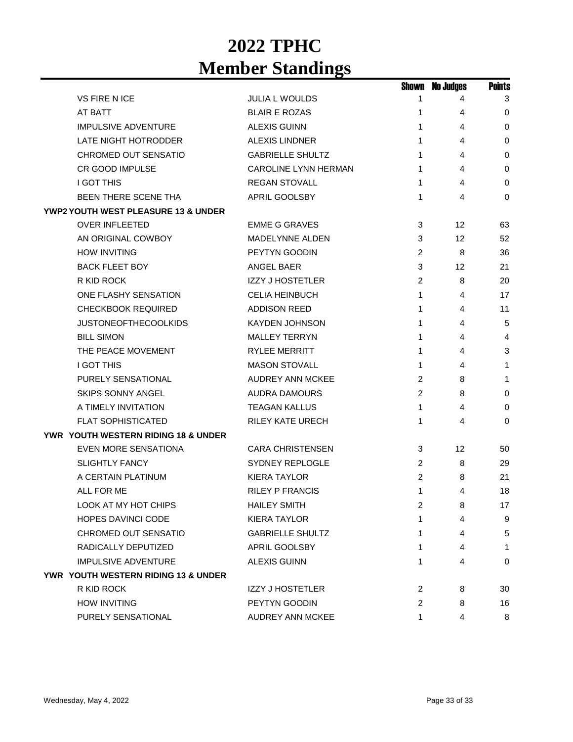# 2022 TPHC
# Member Standings

| | | Shown | No Judges | Points |
|---|---|---|---|---|
| VS FIRE N ICE | JULIA L WOULDS | 1 | 4 | 3 |
| AT BATT | BLAIR E ROZAS | 1 | 4 | 0 |
| IMPULSIVE ADVENTURE | ALEXIS GUINN | 1 | 4 | 0 |
| LATE NIGHT HOTRODDER | ALEXIS LINDNER | 1 | 4 | 0 |
| CHROMED OUT SENSATIO | GABRIELLE SHULTZ | 1 | 4 | 0 |
| CR GOOD IMPULSE | CAROLINE LYNN HERMAN | 1 | 4 | 0 |
| I GOT THIS | REGAN STOVALL | 1 | 4 | 0 |
| BEEN THERE SCENE THA | APRIL GOOLSBY | 1 | 4 | 0 |
| **YWP2 YOUTH WEST PLEASURE 13 & UNDER** | | | | |
| OVER INFLEETED | EMME G GRAVES | 3 | 12 | 63 |
| AN ORIGINAL COWBOY | MADELYNNE ALDEN | 3 | 12 | 52 |
| HOW INVITING | PEYTYN GOODIN | 2 | 8 | 36 |
| BACK FLEET BOY | ANGEL BAER | 3 | 12 | 21 |
| R KID ROCK | IZZY J HOSTETLER | 2 | 8 | 20 |
| ONE FLASHY SENSATION | CELIA HEINBUCH | 1 | 4 | 17 |
| CHECKBOOK REQUIRED | ADDISON REED | 1 | 4 | 11 |
| JUSTONEOFTHECOOLKIDS | KAYDEN JOHNSON | 1 | 4 | 5 |
| BILL SIMON | MALLEY TERRYN | 1 | 4 | 4 |
| THE PEACE MOVEMENT | RYLEE MERRITT | 1 | 4 | 3 |
| I GOT THIS | MASON STOVALL | 1 | 4 | 1 |
| PURELY SENSATIONAL | AUDREY ANN MCKEE | 2 | 8 | 1 |
| SKIPS SONNY ANGEL | AUDRA DAMOURS | 2 | 8 | 0 |
| A TIMELY INVITATION | TEAGAN KALLUS | 1 | 4 | 0 |
| FLAT SOPHISTICATED | RILEY KATE URECH | 1 | 4 | 0 |
| **YWR YOUTH WESTERN RIDING 18 & UNDER** | | | | |
| EVEN MORE SENSATIONA | CARA CHRISTENSEN | 3 | 12 | 50 |
| SLIGHTLY FANCY | SYDNEY REPLOGLE | 2 | 8 | 29 |
| A CERTAIN PLATINUM | KIERA TAYLOR | 2 | 8 | 21 |
| ALL FOR ME | RILEY P FRANCIS | 1 | 4 | 18 |
| LOOK AT MY HOT CHIPS | HAILEY SMITH | 2 | 8 | 17 |
| HOPES DAVINCI CODE | KIERA TAYLOR | 1 | 4 | 9 |
| CHROMED OUT SENSATIO | GABRIELLE SHULTZ | 1 | 4 | 5 |
| RADICALLY DEPUTIZED | APRIL GOOLSBY | 1 | 4 | 1 |
| IMPULSIVE ADVENTURE | ALEXIS GUINN | 1 | 4 | 0 |
| **YWR YOUTH WESTERN RIDING 13 & UNDER** | | | | |
| R KID ROCK | IZZY J HOSTETLER | 2 | 8 | 30 |
| HOW INVITING | PEYTYN GOODIN | 2 | 8 | 16 |
| PURELY SENSATIONAL | AUDREY ANN MCKEE | 1 | 4 | 8 |

Wednesday, May 4, 2022